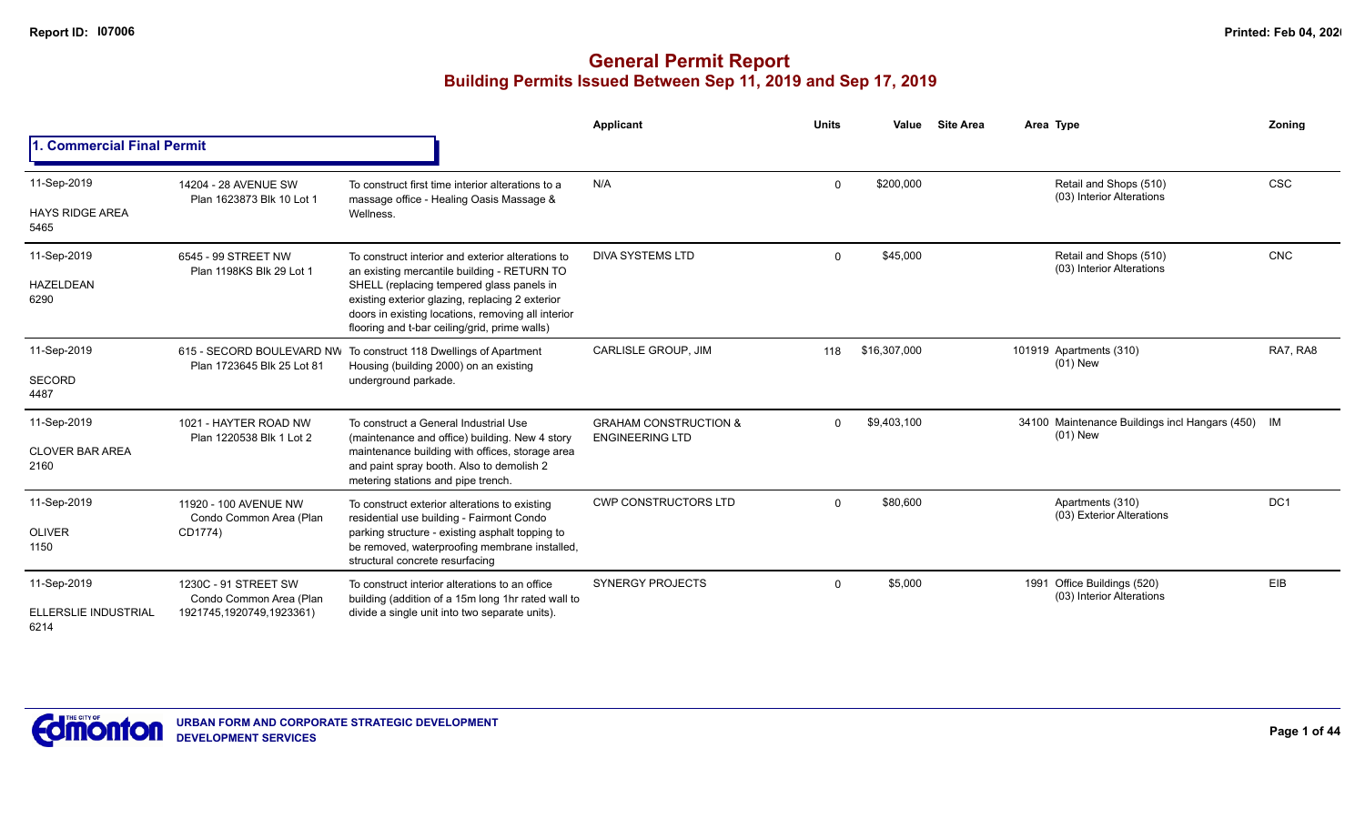# General Permit Report

## Building Permits Issued Between Sep 11, 2019 and Sep 17, 2019

### 1. Commercial Final Permit

| Date / Neighbourhood | Address | Description | Applicant | Units | Value | Site Area | Area | Type | Zoning |
|---|---|---|---|---|---|---|---|---|---|
| 11-Sep-2019<br>HAYS RIDGE AREA<br>5465 | 14204 - 28 AVENUE SW<br>Plan 1623873 Blk 10 Lot 1 | To construct first time interior alterations to a massage office - Healing Oasis Massage & Wellness. | N/A | 0 | $200,000 | | | Retail and Shops (510)<br>(03) Interior Alterations | CSC |
| 11-Sep-2019<br>HAZELDEAN<br>6290 | 6545 - 99 STREET NW<br>Plan 1198KS Blk 29 Lot 1 | To construct interior and exterior alterations to an existing mercantile building - RETURN TO SHELL (replacing tempered glass panels in existing exterior glazing, replacing 2 exterior doors in existing locations, removing all interior flooring and t-bar ceiling/grid, prime walls) | DIVA SYSTEMS LTD | 0 | $45,000 | | | Retail and Shops (510)<br>(03) Interior Alterations | CNC |
| 11-Sep-2019<br>SECORD<br>4487 | 615 - SECORD BOULEVARD NW<br>Plan 1723645 Blk 25 Lot 81 | To construct 118 Dwellings of Apartment Housing (building 2000) on an existing underground parkade. | CARLISLE GROUP, JIM | 118 | $16,307,000 | | 101919 | Apartments (310)<br>(01) New | RA7, RA8 |
| 11-Sep-2019<br>CLOVER BAR AREA<br>2160 | 1021 - HAYTER ROAD NW<br>Plan 1220538 Blk 1 Lot 2 | To construct a General Industrial Use (maintenance and office) building. New 4 story maintenance building with offices, storage area and paint spray booth. Also to demolish 2 metering stations and pipe trench. | GRAHAM CONSTRUCTION & ENGINEERING LTD | 0 | $9,403,100 | | 34100 | Maintenance Buildings incl Hangars (450)<br>(01) New | IM |
| 11-Sep-2019<br>OLIVER<br>1150 | 11920 - 100 AVENUE NW<br>Condo Common Area (Plan CD1774) | To construct exterior alterations to existing residential use building - Fairmont Condo parking structure - existing asphalt topping to be removed, waterproofing membrane installed, structural concrete resurfacing | CWP CONSTRUCTORS LTD | 0 | $80,600 | | | Apartments (310)<br>(03) Exterior Alterations | DC1 |
| 11-Sep-2019<br>ELLERSLIE INDUSTRIAL<br>6214 | 1230C - 91 STREET SW<br>Condo Common Area (Plan 1921745,1920749,1923361) | To construct interior alterations to an office building (addition of a 15m long 1hr rated wall to divide a single unit into two separate units). | SYNERGY PROJECTS | 0 | $5,000 | | 1991 | Office Buildings (520)<br>(03) Interior Alterations | EIB |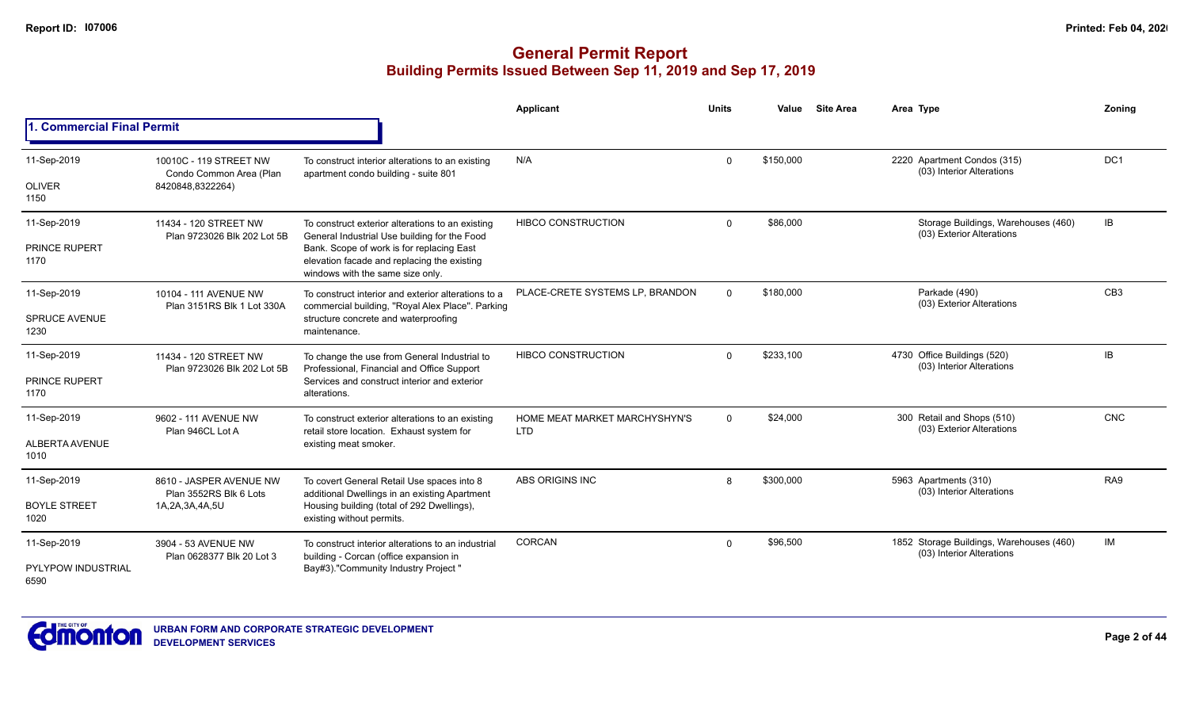# General Permit Report
## Building Permits Issued Between Sep 11, 2019 and Sep 17, 2019

### 1. Commercial Final Permit

| Date / Neighbourhood | Address | Description | Applicant | Units | Value | Site Area | Area Type | Zoning |
|---|---|---|---|---|---|---|---|---|
| 11-Sep-2019<br>OLIVER<br>1150 | 10010C - 119 STREET NW<br>Condo Common Area (Plan 8420848,8322264) | To construct interior alterations to an existing apartment condo building - suite 801 | N/A | 0 | $150,000 | | 2220 Apartment Condos (315)<br>(03) Interior Alterations | DC1 |
| 11-Sep-2019<br>PRINCE RUPERT<br>1170 | 11434 - 120 STREET NW<br>Plan 9723026 Blk 202 Lot 5B | To construct exterior alterations to an existing General Industrial Use building for the Food Bank. Scope of work is for replacing East elevation facade and replacing the existing windows with the same size only. | HIBCO CONSTRUCTION | 0 | $86,000 | | Storage Buildings, Warehouses (460)<br>(03) Exterior Alterations | IB |
| 11-Sep-2019<br>SPRUCE AVENUE<br>1230 | 10104 - 111 AVENUE NW<br>Plan 3151RS Blk 1 Lot 330A | To construct interior and exterior alterations to a commercial building, "Royal Alex Place". Parking structure concrete and waterproofing maintenance. | PLACE-CRETE SYSTEMS LP, BRANDON | 0 | $180,000 | | Parkade (490)<br>(03) Exterior Alterations | CB3 |
| 11-Sep-2019<br>PRINCE RUPERT<br>1170 | 11434 - 120 STREET NW<br>Plan 9723026 Blk 202 Lot 5B | To change the use from General Industrial to Professional, Financial and Office Support Services and construct interior and exterior alterations. | HIBCO CONSTRUCTION | 0 | $233,100 | | 4730 Office Buildings (520)<br>(03) Interior Alterations | IB |
| 11-Sep-2019<br>ALBERTA AVENUE<br>1010 | 9602 - 111 AVENUE NW<br>Plan 946CL Lot A | To construct exterior alterations to an existing retail store location. Exhaust system for existing meat smoker. | HOME MEAT MARKET MARCHYSHYN'S LTD | 0 | $24,000 | | 300 Retail and Shops (510)<br>(03) Exterior Alterations | CNC |
| 11-Sep-2019<br>BOYLE STREET<br>1020 | 8610 - JASPER AVENUE NW<br>Plan 3552RS Blk 6 Lots 1A,2A,3A,4A,5U | To covert General Retail Use spaces into 8 additional Dwellings in an existing Apartment Housing building (total of 292 Dwellings), existing without permits. | ABS ORIGINS INC | 8 | $300,000 | | 5963 Apartments (310)<br>(03) Interior Alterations | RA9 |
| 11-Sep-2019<br>PYLYPOW INDUSTRIAL<br>6590 | 3904 - 53 AVENUE NW<br>Plan 0628377 Blk 20 Lot 3 | To construct interior alterations to an industrial building - Corcan (office expansion in Bay#3)."Community Industry Project " | CORCAN | 0 | $96,500 | | 1852 Storage Buildings, Warehouses (460)<br>(03) Interior Alterations | IM |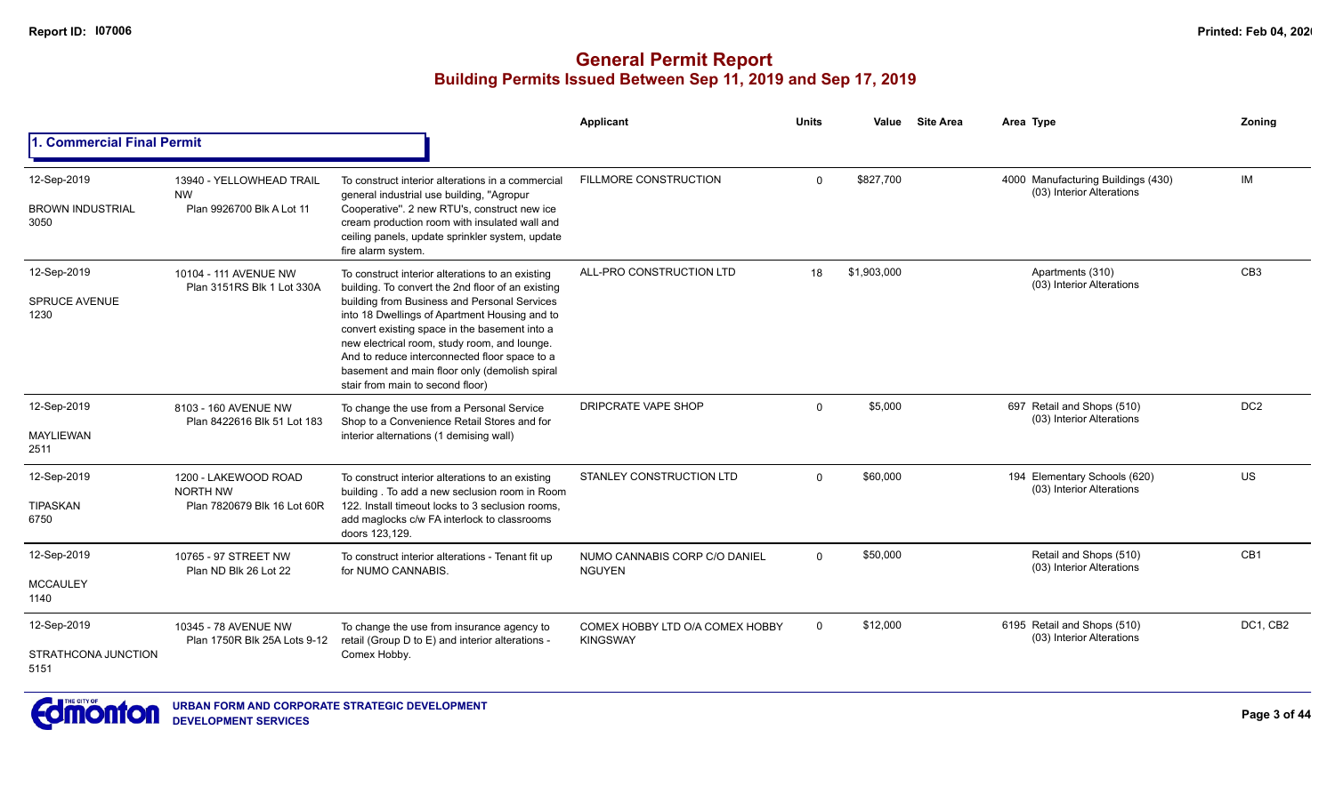# General Permit Report

## Building Permits Issued Between Sep 11, 2019 and Sep 17, 2019

### 1. Commercial Final Permit

| Date / Neighbourhood | Address / Legal | Description | Applicant | Units | Value | Site Area | Area Type | Zoning |
|---|---|---|---|---|---|---|---|---|
| 12-Sep-2019<br>BROWN INDUSTRIAL<br>3050 | 13940 - YELLOWHEAD TRAIL NW<br>Plan 9926700 Blk A Lot 11 | To construct interior alterations in a commercial general industrial use building, "Agropur Cooperative". 2 new RTU's, construct new ice cream production room with insulated wall and ceiling panels, update sprinkler system, update fire alarm system. | FILLMORE CONSTRUCTION | 0 | $827,700 | | 4000 Manufacturing Buildings (430)<br>(03) Interior Alterations | IM |
| 12-Sep-2019<br>SPRUCE AVENUE<br>1230 | 10104 - 111 AVENUE NW<br>Plan 3151RS Blk 1 Lot 330A | To construct interior alterations to an existing building. To convert the 2nd floor of an existing building from Business and Personal Services into 18 Dwellings of Apartment Housing and to convert existing space in the basement into a new electrical room, study room, and lounge. And to reduce interconnected floor space to a basement and main floor only (demolish spiral stair from main to second floor) | ALL-PRO CONSTRUCTION LTD | 18 | $1,903,000 | | Apartments (310)<br>(03) Interior Alterations | CB3 |
| 12-Sep-2019<br>MAYLIEWAN<br>2511 | 8103 - 160 AVENUE NW<br>Plan 8422616 Blk 51 Lot 183 | To change the use from a Personal Service Shop to a Convenience Retail Stores and for interior alternations (1 demising wall) | DRIPCRATE VAPE SHOP | 0 | $5,000 | | 697 Retail and Shops (510)<br>(03) Interior Alterations | DC2 |
| 12-Sep-2019<br>TIPASKAN<br>6750 | 1200 - LAKEWOOD ROAD NORTH NW<br>Plan 7820679 Blk 16 Lot 60R | To construct interior alterations to an existing building . To add a new seclusion room in Room 122. Install timeout locks to 3 seclusion rooms, add maglocks c/w FA interlock to classrooms doors 123,129. | STANLEY CONSTRUCTION LTD | 0 | $60,000 | | 194 Elementary Schools (620)<br>(03) Interior Alterations | US |
| 12-Sep-2019<br>MCCAULEY<br>1140 | 10765 - 97 STREET NW<br>Plan ND Blk 26 Lot 22 | To construct interior alterations - Tenant fit up for NUMO CANNABIS. | NUMO CANNABIS CORP C/O DANIEL NGUYEN | 0 | $50,000 | | Retail and Shops (510)<br>(03) Interior Alterations | CB1 |
| 12-Sep-2019<br>STRATHCONA JUNCTION<br>5151 | 10345 - 78 AVENUE NW<br>Plan 1750R Blk 25A Lots 9-12 | To change the use from insurance agency to retail (Group D to E) and interior alterations - Comex Hobby. | COMEX HOBBY LTD O/A COMEX HOBBY KINGSWAY | 0 | $12,000 | | 6195 Retail and Shops (510)<br>(03) Interior Alterations | DC1, CB2 |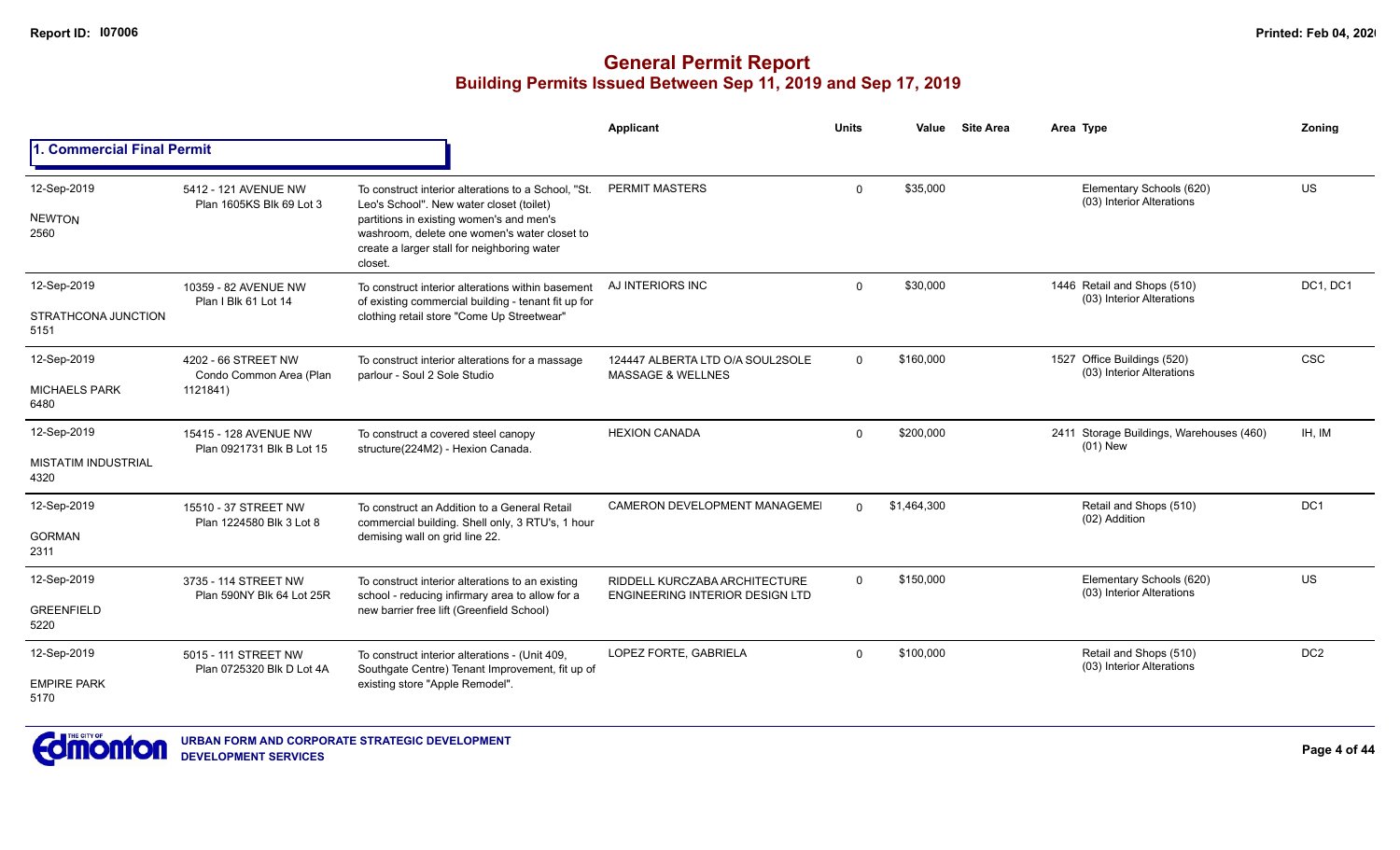# General Permit Report

## Building Permits Issued Between Sep 11, 2019 and Sep 17, 2019

### 1. Commercial Final Permit

| Date / Neighbourhood | Address / Legal | Description | Applicant | Units | Value | Site Area | Area | Type | Zoning |
|---|---|---|---|---|---|---|---|---|---|
| 12-Sep-2019 NEWTON 2560 | 5412 - 121 AVENUE NW Plan 1605KS Blk 69 Lot 3 | To construct interior alterations to a School, "St. Leo's School". New water closet (toilet) partitions in existing women's and men's washroom, delete one women's water closet to create a larger stall for neighboring water closet. | PERMIT MASTERS | 0 | $35,000 | | | Elementary Schools (620) (03) Interior Alterations | US |
| 12-Sep-2019 STRATHCONA JUNCTION 5151 | 10359 - 82 AVENUE NW Plan I Blk 61 Lot 14 | To construct interior alterations within basement of existing commercial building - tenant fit up for clothing retail store "Come Up Streetwear" | AJ INTERIORS INC | 0 | $30,000 | | 1446 | Retail and Shops (510) (03) Interior Alterations | DC1, DC1 |
| 12-Sep-2019 MICHAELS PARK 6480 | 4202 - 66 STREET NW Condo Common Area (Plan 1121841) | To construct interior alterations for a massage parlour - Soul 2 Sole Studio | 124447 ALBERTA LTD O/A SOUL2SOLE MASSAGE & WELLNES | 0 | $160,000 | | 1527 | Office Buildings (520) (03) Interior Alterations | CSC |
| 12-Sep-2019 MISTATIM INDUSTRIAL 4320 | 15415 - 128 AVENUE NW Plan 0921731 Blk B Lot 15 | To construct a covered steel canopy structure(224M2) - Hexion Canada. | HEXION CANADA | 0 | $200,000 | | 2411 | Storage Buildings, Warehouses (460) (01) New | IH, IM |
| 12-Sep-2019 GORMAN 2311 | 15510 - 37 STREET NW Plan 1224580 Blk 3 Lot 8 | To construct an Addition to a General Retail commercial building. Shell only, 3 RTU's, 1 hour demising wall on grid line 22. | CAMERON DEVELOPMENT MANAGEMEI | 0 | $1,464,300 | | | Retail and Shops (510) (02) Addition | DC1 |
| 12-Sep-2019 GREENFIELD 5220 | 3735 - 114 STREET NW Plan 590NY Blk 64 Lot 25R | To construct interior alterations to an existing school - reducing infirmary area to allow for a new barrier free lift (Greenfield School) | RIDDELL KURCZABA ARCHITECTURE ENGINEERING INTERIOR DESIGN LTD | 0 | $150,000 | | | Elementary Schools (620) (03) Interior Alterations | US |
| 12-Sep-2019 EMPIRE PARK 5170 | 5015 - 111 STREET NW Plan 0725320 Blk D Lot 4A | To construct interior alterations - (Unit 409, Southgate Centre) Tenant Improvement, fit up of existing store "Apple Remodel". | LOPEZ FORTE, GABRIELA | 0 | $100,000 | | | Retail and Shops (510) (03) Interior Alterations | DC2 |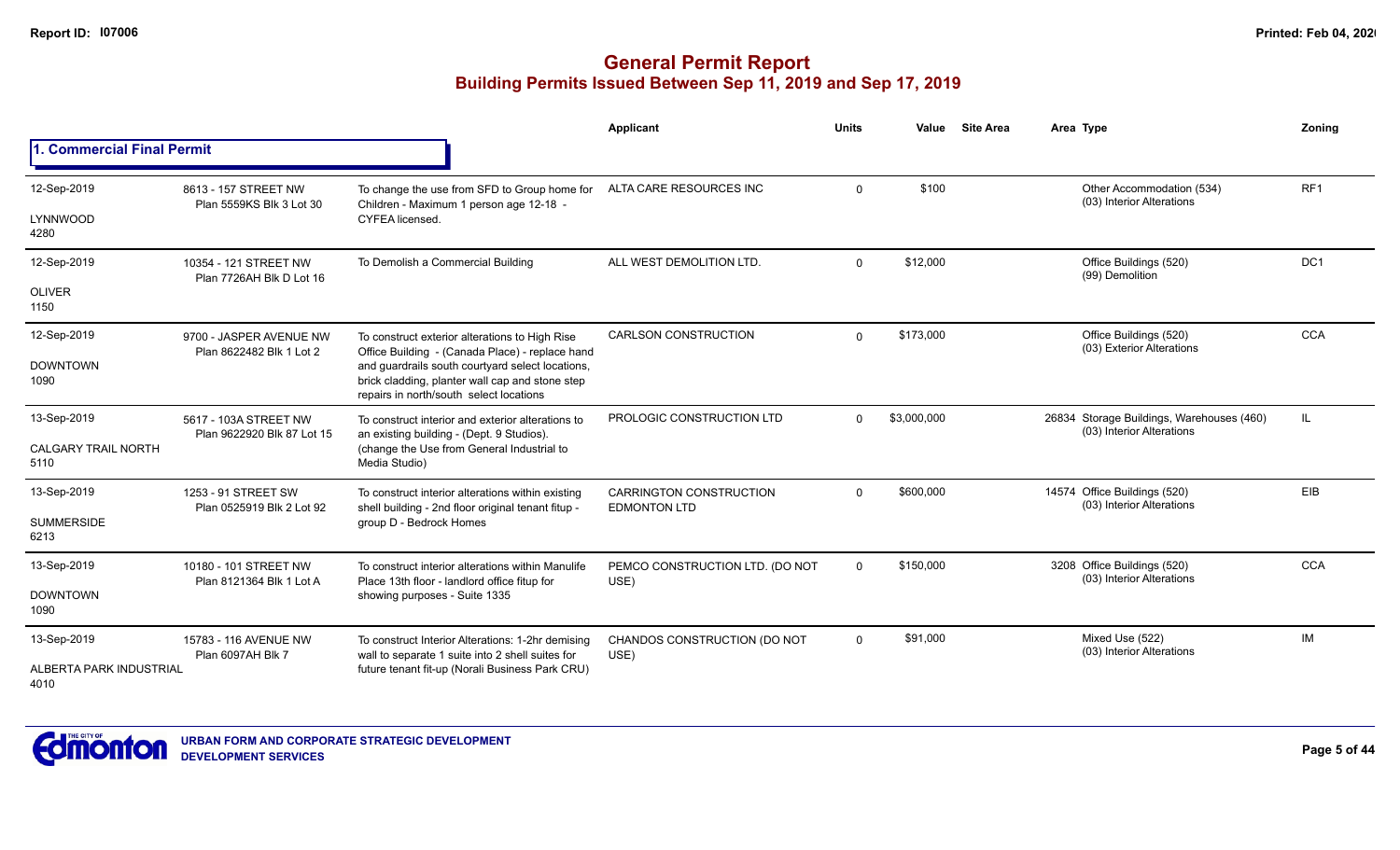# General Permit Report

## Building Permits Issued Between Sep 11, 2019 and Sep 17, 2019

### 1. Commercial Final Permit

| Date / Neighbourhood | Address / Legal | Description | Applicant | Units | Value | Site Area | Area | Type | Zoning |
|---|---|---|---|---|---|---|---|---|---|
| 12-Sep-2019<br>LYNNWOOD<br>4280 | 8613 - 157 STREET NW<br>Plan 5559KS Blk 3 Lot 30 | To change the use from SFD to Group home for Children - Maximum 1 person age 12-18 - CYFEA licensed. | ALTA CARE RESOURCES INC | 0 | $100 | | | Other Accommodation (534)<br>(03) Interior Alterations | RF1 |
| 12-Sep-2019<br>OLIVER<br>1150 | 10354 - 121 STREET NW<br>Plan 7726AH Blk D Lot 16 | To Demolish a Commercial Building | ALL WEST DEMOLITION LTD. | 0 | $12,000 | | | Office Buildings (520)<br>(99) Demolition | DC1 |
| 12-Sep-2019<br>DOWNTOWN<br>1090 | 9700 - JASPER AVENUE NW<br>Plan 8622482 Blk 1 Lot 2 | To construct exterior alterations to High Rise Office Building - (Canada Place) - replace hand and guardrails south courtyard select locations, brick cladding, planter wall cap and stone step repairs in north/south select locations | CARLSON CONSTRUCTION | 0 | $173,000 | | | Office Buildings (520)<br>(03) Exterior Alterations | CCA |
| 13-Sep-2019<br>CALGARY TRAIL NORTH<br>5110 | 5617 - 103A STREET NW<br>Plan 9622920 Blk 87 Lot 15 | To construct interior and exterior alterations to an existing building - (Dept. 9 Studios). (change the Use from General Industrial to Media Studio) | PROLOGIC CONSTRUCTION LTD | 0 | $3,000,000 | | 26834 | Storage Buildings, Warehouses (460)<br>(03) Interior Alterations | IL |
| 13-Sep-2019<br>SUMMERSIDE<br>6213 | 1253 - 91 STREET SW<br>Plan 0525919 Blk 2 Lot 92 | To construct interior alterations within existing shell building - 2nd floor original tenant fitup - group D - Bedrock Homes | CARRINGTON CONSTRUCTION EDMONTON LTD | 0 | $600,000 | | 14574 | Office Buildings (520)<br>(03) Interior Alterations | EIB |
| 13-Sep-2019<br>DOWNTOWN<br>1090 | 10180 - 101 STREET NW<br>Plan 8121364 Blk 1 Lot A | To construct interior alterations within Manulife Place 13th floor - landlord office fitup for showing purposes - Suite 1335 | PEMCO CONSTRUCTION LTD. (DO NOT USE) | 0 | $150,000 | | 3208 | Office Buildings (520)<br>(03) Interior Alterations | CCA |
| 13-Sep-2019<br>ALBERTA PARK INDUSTRIAL<br>4010 | 15783 - 116 AVENUE NW<br>Plan 6097AH Blk 7 | To construct Interior Alterations: 1-2hr demising wall to separate 1 suite into 2 shell suites for future tenant fit-up (Norali Business Park CRU) | CHANDOS CONSTRUCTION (DO NOT USE) | 0 | $91,000 | | | Mixed Use (522)<br>(03) Interior Alterations | IM |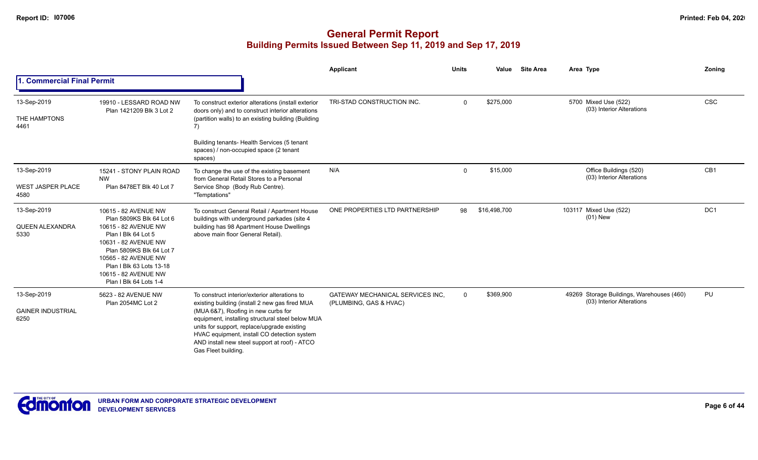# General Permit Report

## Building Permits Issued Between Sep 11, 2019 and Sep 17, 2019

### 1. Commercial Final Permit

| Date / Neighbourhood | Address / Legal | Description | Applicant | Units | Value | Site Area | Area | Type | Zoning |
|---|---|---|---|---|---|---|---|---|---|
| 13-Sep-2019<br>THE HAMPTONS<br>4461 | 19910 - LESSARD ROAD NW<br>Plan 1421209 Blk 3 Lot 2 | To construct exterior alterations (install exterior doors only) and to construct interior alterations (partition walls) to an existing building (Building 7)<br><br>Building tenants- Health Services (5 tenant spaces) / non-occupied space (2 tenant spaces) | TRI-STAD CONSTRUCTION INC. | 0 | $275,000 | | 5700 | Mixed Use (522)<br>(03) Interior Alterations | CSC |
| 13-Sep-2019<br>WEST JASPER PLACE<br>4580 | 15241 - STONY PLAIN ROAD NW<br>Plan 8478ET Blk 40 Lot 7 | To change the use of the existing basement from General Retail Stores to a Personal Service Shop (Body Rub Centre). "Temptations" | N/A | 0 | $15,000 | | | Office Buildings (520)<br>(03) Interior Alterations | CB1 |
| 13-Sep-2019<br>QUEEN ALEXANDRA<br>5330 | 10615 - 82 AVENUE NW<br>Plan 5809KS Blk 64 Lot 6<br>10615 - 82 AVENUE NW<br>Plan I Blk 64 Lot 5<br>10631 - 82 AVENUE NW<br>Plan 5809KS Blk 64 Lot 7<br>10565 - 82 AVENUE NW<br>Plan I Blk 63 Lots 13-18<br>10615 - 82 AVENUE NW<br>Plan I Blk 64 Lots 1-4 | To construct General Retail / Apartment House buildings with underground parkades (site 4 building has 98 Apartment House Dwellings above main floor General Retail). | ONE PROPERTIES LTD PARTNERSHIP | 98 | $16,498,700 | | 103117 | Mixed Use (522)<br>(01) New | DC1 |
| 13-Sep-2019<br>GAINER INDUSTRIAL<br>6250 | 5623 - 82 AVENUE NW<br>Plan 2054MC Lot 2 | To construct interior/exterior alterations to existing building (install 2 new gas fired MUA (MUA 6&7), Roofing in new curbs for equipment, installing structural steel below MUA units for support, replace/upgrade existing HVAC equipment, install CO detection system AND install new steel support at roof) - ATCO Gas Fleet building. | GATEWAY MECHANICAL SERVICES INC, (PLUMBING, GAS & HVAC) | 0 | $369,900 | | 49269 | Storage Buildings, Warehouses (460)<br>(03) Interior Alterations | PU |

URBAN FORM AND CORPORATE STRATEGIC DEVELOPMENT
DEVELOPMENT SERVICES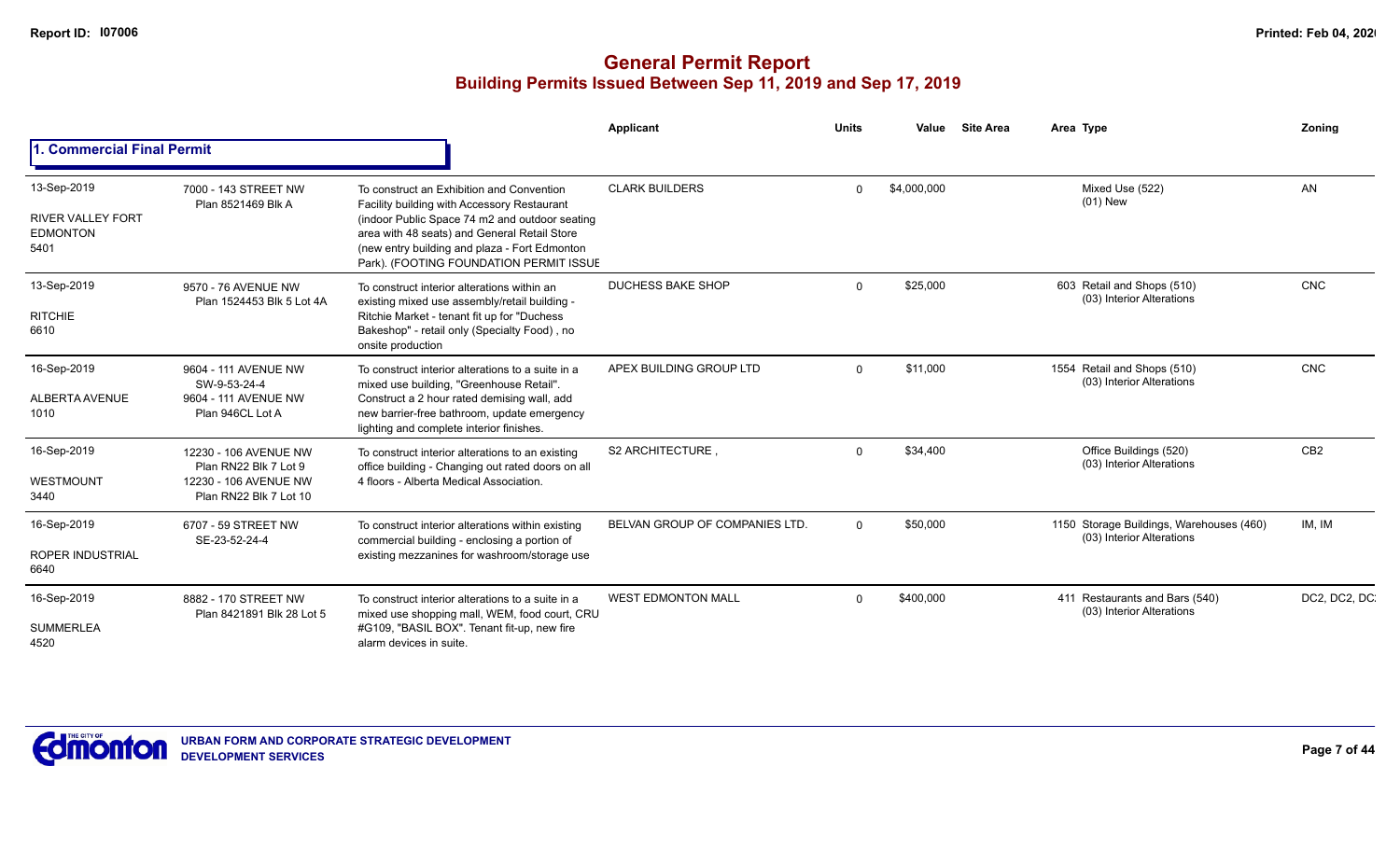# General Permit Report

## Building Permits Issued Between Sep 11, 2019 and Sep 17, 2019

### 1. Commercial Final Permit

| Date / Neighbourhood | Address / Legal | Description | Applicant | Units | Value | Site Area | Area Type | Zoning |
|---|---|---|---|---|---|---|---|---|
| 13-Sep-2019<br>RIVER VALLEY FORT EDMONTON<br>5401 | 7000 - 143 STREET NW<br>Plan 8521469 Blk A | To construct an Exhibition and Convention Facility building with Accessory Restaurant (indoor Public Space 74 m2 and outdoor seating area with 48 seats) and General Retail Store (new entry building and plaza - Fort Edmonton Park). (FOOTING FOUNDATION PERMIT ISSUE | CLARK BUILDERS | 0 | $4,000,000 | | Mixed Use (522)<br>(01) New | AN |
| 13-Sep-2019<br>RITCHIE<br>6610 | 9570 - 76 AVENUE NW<br>Plan 1524453 Blk 5 Lot 4A | To construct interior alterations within an existing mixed use assembly/retail building - Ritchie Market - tenant fit up for "Duchess Bakeshop" - retail only (Specialty Food) , no onsite production | DUCHESS BAKE SHOP | 0 | $25,000 | | 603 Retail and Shops (510)<br>(03) Interior Alterations | CNC |
| 16-Sep-2019<br>ALBERTA AVENUE<br>1010 | 9604 - 111 AVENUE NW<br>SW-9-53-24-4<br>9604 - 111 AVENUE NW<br>Plan 946CL Lot A | To construct interior alterations to a suite in a mixed use building, "Greenhouse Retail". Construct a 2 hour rated demising wall, add new barrier-free bathroom, update emergency lighting and complete interior finishes. | APEX BUILDING GROUP LTD | 0 | $11,000 | | 1554 Retail and Shops (510)<br>(03) Interior Alterations | CNC |
| 16-Sep-2019<br>WESTMOUNT<br>3440 | 12230 - 106 AVENUE NW<br>Plan RN22 Blk 7 Lot 9<br>12230 - 106 AVENUE NW<br>Plan RN22 Blk 7 Lot 10 | To construct interior alterations to an existing office building - Changing out rated doors on all 4 floors - Alberta Medical Association. | S2 ARCHITECTURE , | 0 | $34,400 | | Office Buildings (520)<br>(03) Interior Alterations | CB2 |
| 16-Sep-2019<br>ROPER INDUSTRIAL<br>6640 | 6707 - 59 STREET NW<br>SE-23-52-24-4 | To construct interior alterations within existing commercial building - enclosing a portion of existing mezzanines for washroom/storage use | BELVAN GROUP OF COMPANIES LTD. | 0 | $50,000 | | 1150 Storage Buildings, Warehouses (460)<br>(03) Interior Alterations | IM, IM |
| 16-Sep-2019<br>SUMMERLEA<br>4520 | 8882 - 170 STREET NW<br>Plan 8421891 Blk 28 Lot 5 | To construct interior alterations to a suite in a mixed use shopping mall, WEM, food court, CRU #G109, "BASIL BOX". Tenant fit-up, new fire alarm devices in suite. | WEST EDMONTON MALL | 0 | $400,000 | | 411 Restaurants and Bars (540)<br>(03) Interior Alterations | DC2, DC2, DC |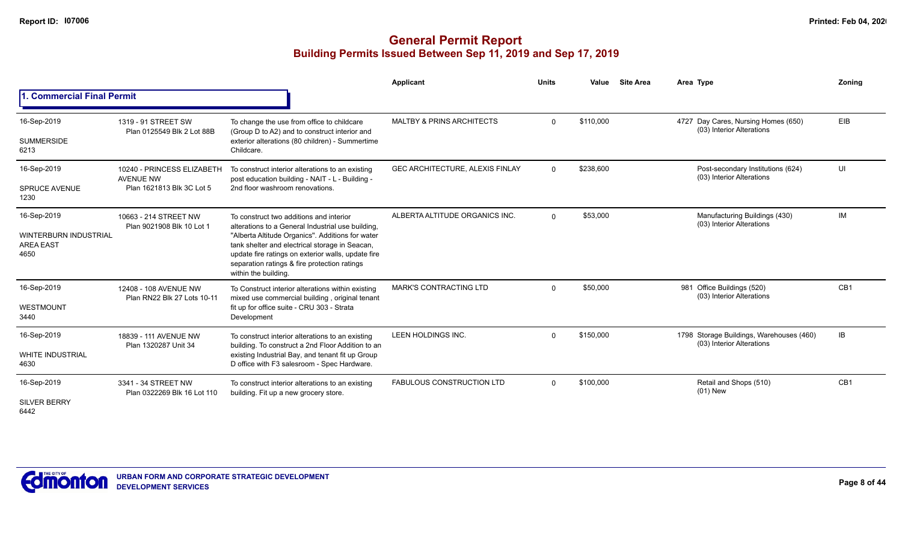# General Permit Report
## Building Permits Issued Between Sep 11, 2019 and Sep 17, 2019

### 1. Commercial Final Permit

| Date / Neighbourhood | Address | Description | Applicant | Units | Value | Site Area | Area | Type | Zoning |
|---|---|---|---|---|---|---|---|---|---|
| 16-Sep-2019 SUMMERSIDE 6213 | 1319 - 91 STREET SW Plan 0125549 Blk 2 Lot 88B | To change the use from office to childcare (Group D to A2) and to construct interior and exterior alterations (80 children) - Summertime Childcare. | MALTBY & PRINS ARCHITECTS | 0 | $110,000 | | 4727 | Day Cares, Nursing Homes (650) (03) Interior Alterations | EIB |
| 16-Sep-2019 SPRUCE AVENUE 1230 | 10240 - PRINCESS ELIZABETH AVENUE NW Plan 1621813 Blk 3C Lot 5 | To construct interior alterations to an existing post education building - NAIT - L - Building - 2nd floor washroom renovations. | GEC ARCHITECTURE, ALEXIS FINLAY | 0 | $238,600 | | | Post-secondary Institutions (624) (03) Interior Alterations | UI |
| 16-Sep-2019 WINTERBURN INDUSTRIAL AREA EAST 4650 | 10663 - 214 STREET NW Plan 9021908 Blk 10 Lot 1 | To construct two additions and interior alterations to a General Industrial use building, "Alberta Altitude Organics". Additions for water tank shelter and electrical storage in Seacan, update fire ratings on exterior walls, update fire separation ratings & fire protection ratings within the building. | ALBERTA ALTITUDE ORGANICS INC. | 0 | $53,000 | | | Manufacturing Buildings (430) (03) Interior Alterations | IM |
| 16-Sep-2019 WESTMOUNT 3440 | 12408 - 108 AVENUE NW Plan RN22 Blk 27 Lots 10-11 | To Construct interior alterations within existing mixed use commercial building , original tenant fit up for office suite - CRU 303 - Strata Development | MARK'S CONTRACTING LTD | 0 | $50,000 | | 981 | Office Buildings (520) (03) Interior Alterations | CB1 |
| 16-Sep-2019 WHITE INDUSTRIAL 4630 | 18839 - 111 AVENUE NW Plan 1320287 Unit 34 | To construct interior alterations to an existing building. To construct a 2nd Floor Addition to an existing Industrial Bay, and tenant fit up Group D office with F3 salesroom - Spec Hardware. | LEEN HOLDINGS INC. | 0 | $150,000 | | 1798 | Storage Buildings, Warehouses (460) (03) Interior Alterations | IB |
| 16-Sep-2019 SILVER BERRY 6442 | 3341 - 34 STREET NW Plan 0322269 Blk 16 Lot 110 | To construct interior alterations to an existing building. Fit up a new grocery store. | FABULOUS CONSTRUCTION LTD | 0 | $100,000 | | | Retail and Shops (510) (01) New | CB1 |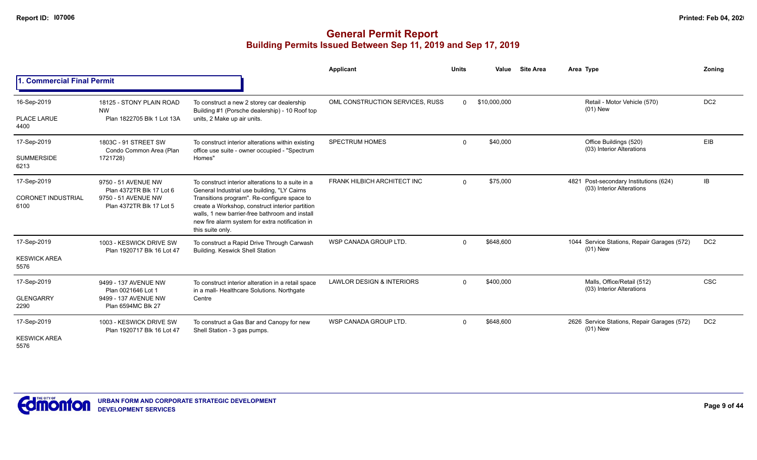# General Permit Report
## Building Permits Issued Between Sep 11, 2019 and Sep 17, 2019

### 1. Commercial Final Permit

| Date / Neighbourhood | Address / Legal | Description | Applicant | Units | Value | Site Area | Area | Type | Zoning |
|---|---|---|---|---|---|---|---|---|---|
| 16-Sep-2019<br>PLACE LARUE<br>4400 | 18125 - STONY PLAIN ROAD NW<br>Plan 1822705 Blk 1 Lot 13A | To construct a new 2 storey car dealership Building #1 (Porsche dealership) - 10 Roof top units, 2 Make up air units. | OML CONSTRUCTION SERVICES, RUSS | 0 | $10,000,000 | | | Retail - Motor Vehicle (570)<br>(01) New | DC2 |
| 17-Sep-2019<br>SUMMERSIDE<br>6213 | 1803C - 91 STREET SW<br>Condo Common Area (Plan 1721728) | To construct interior alterations within existing office use suite - owner occupied - "Spectrum Homes" | SPECTRUM HOMES | 0 | $40,000 | | | Office Buildings (520)<br>(03) Interior Alterations | EIB |
| 17-Sep-2019<br>CORONET INDUSTRIAL<br>6100 | 9750 - 51 AVENUE NW<br>Plan 4372TR Blk 17 Lot 6<br>9750 - 51 AVENUE NW<br>Plan 4372TR Blk 17 Lot 5 | To construct interior alterations to a suite in a General Industrial use building, "LY Cairns Transitions program". Re-configure space to create a Workshop, construct interior partition walls, 1 new barrier-free bathroom and install new fire alarm system for extra notification in this suite only. | FRANK HILBICH ARCHITECT INC | 0 | $75,000 | | 4821 | Post-secondary Institutions (624)<br>(03) Interior Alterations | IB |
| 17-Sep-2019<br>KESWICK AREA<br>5576 | 1003 - KESWICK DRIVE SW<br>Plan 1920717 Blk 16 Lot 47 | To construct a Rapid Drive Through Carwash Building. Keswick Shell Station | WSP CANADA GROUP LTD. | 0 | $648,600 | | 1044 | Service Stations, Repair Garages (572)<br>(01) New | DC2 |
| 17-Sep-2019<br>GLENGARRY<br>2290 | 9499 - 137 AVENUE NW<br>Plan 0021646 Lot 1<br>9499 - 137 AVENUE NW<br>Plan 6594MC Blk 27 | To construct interior alteration in a retail space in a mall- Healthcare Solutions. Northgate Centre | LAWLOR DESIGN & INTERIORS | 0 | $400,000 | | | Malls, Office/Retail (512)<br>(03) Interior Alterations | CSC |
| 17-Sep-2019<br>KESWICK AREA<br>5576 | 1003 - KESWICK DRIVE SW<br>Plan 1920717 Blk 16 Lot 47 | To construct a Gas Bar and Canopy for new Shell Station - 3 gas pumps. | WSP CANADA GROUP LTD. | 0 | $648,600 | | 2626 | Service Stations, Repair Garages (572)<br>(01) New | DC2 |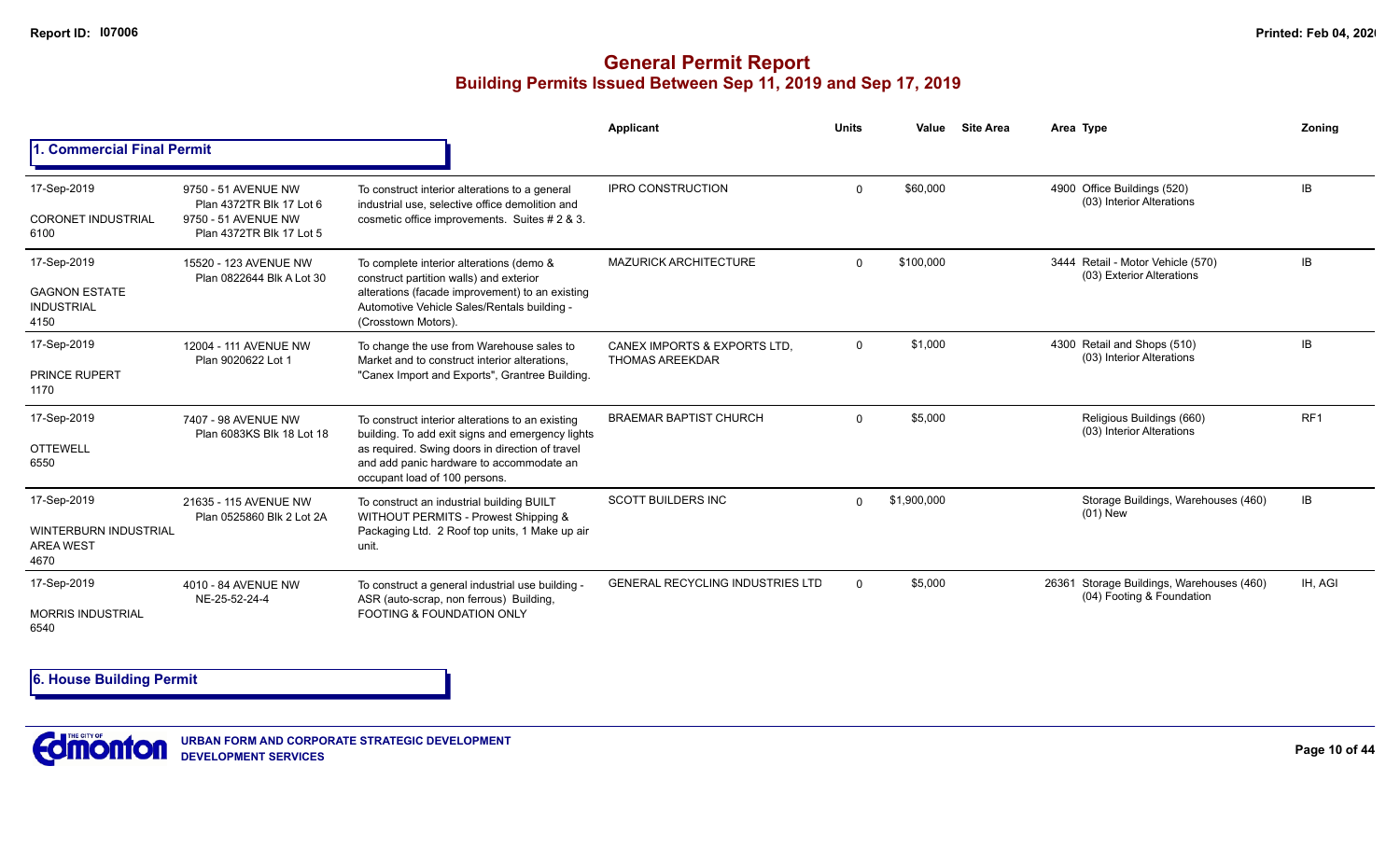# General Permit Report
## Building Permits Issued Between Sep 11, 2019 and Sep 17, 2019

### 1. Commercial Final Permit

| Date / Neighbourhood | Address | Description | Applicant | Units | Value | Site Area | Area | Type | Zoning |
|---|---|---|---|---|---|---|---|---|---|
| 17-Sep-2019<br>CORONET INDUSTRIAL<br>6100 | 9750 - 51 AVENUE NW<br>Plan 4372TR Blk 17 Lot 6<br>9750 - 51 AVENUE NW<br>Plan 4372TR Blk 17 Lot 5 | To construct interior alterations to a general industrial use, selective office demolition and cosmetic office improvements. Suites # 2 & 3. | IPRO CONSTRUCTION | 0 | $60,000 | | 4900 | Office Buildings (520)<br>(03) Interior Alterations | IB |
| 17-Sep-2019<br>GAGNON ESTATE INDUSTRIAL<br>4150 | 15520 - 123 AVENUE NW<br>Plan 0822644 Blk A Lot 30 | To complete interior alterations (demo & construct partition walls) and exterior alterations (facade improvement) to an existing Automotive Vehicle Sales/Rentals building - (Crosstown Motors). | MAZURICK ARCHITECTURE | 0 | $100,000 | | 3444 | Retail - Motor Vehicle (570)<br>(03) Exterior Alterations | IB |
| 17-Sep-2019<br>PRINCE RUPERT<br>1170 | 12004 - 111 AVENUE NW<br>Plan 9020622 Lot 1 | To change the use from Warehouse sales to Market and to construct interior alterations, "Canex Import and Exports", Grantree Building. | CANEX IMPORTS & EXPORTS LTD, THOMAS AREEKDAR | 0 | $1,000 | | 4300 | Retail and Shops (510)<br>(03) Interior Alterations | IB |
| 17-Sep-2019<br>OTTEWELL<br>6550 | 7407 - 98 AVENUE NW<br>Plan 6083KS Blk 18 Lot 18 | To construct interior alterations to an existing building. To add exit signs and emergency lights as required. Swing doors in direction of travel and add panic hardware to accommodate an occupant load of 100 persons. | BRAEMAR BAPTIST CHURCH | 0 | $5,000 | | | Religious Buildings (660)<br>(03) Interior Alterations | RF1 |
| 17-Sep-2019<br>WINTERBURN INDUSTRIAL AREA WEST<br>4670 | 21635 - 115 AVENUE NW<br>Plan 0525860 Blk 2 Lot 2A | To construct an industrial building BUILT WITHOUT PERMITS - Prowest Shipping & Packaging Ltd. 2 Roof top units, 1 Make up air unit. | SCOTT BUILDERS INC | 0 | $1,900,000 | | | Storage Buildings, Warehouses (460)<br>(01) New | IB |
| 17-Sep-2019<br>MORRIS INDUSTRIAL<br>6540 | 4010 - 84 AVENUE NW<br>NE-25-52-24-4 | To construct a general industrial use building - ASR (auto-scrap, non ferrous) Building, FOOTING & FOUNDATION ONLY | GENERAL RECYCLING INDUSTRIES LTD | 0 | $5,000 | | 26361 | Storage Buildings, Warehouses (460)<br>(04) Footing & Foundation | IH, AGI |

### 6. House Building Permit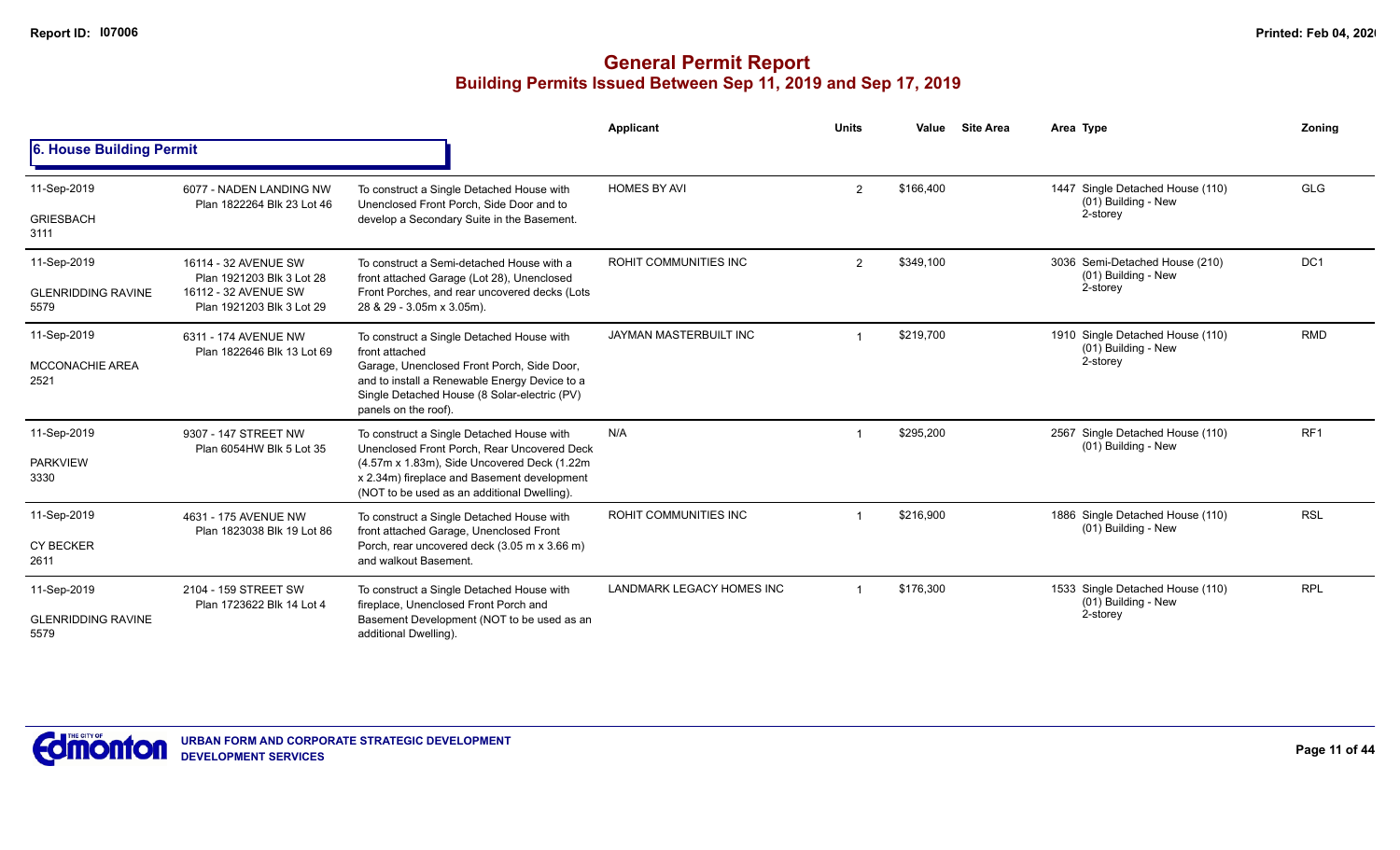# General Permit Report

## Building Permits Issued Between Sep 11, 2019 and Sep 17, 2019

### 6. House Building Permit

| Date / Neighbourhood | Address | Description | Applicant | Units | Value | Site Area | Area | Type | Zoning |
|---|---|---|---|---|---|---|---|---|---|
| 11-Sep-2019<br>GRIESBACH<br>3111 | 6077 - NADEN LANDING NW<br>Plan 1822264 Blk 23 Lot 46 | To construct a Single Detached House with Unenclosed Front Porch, Side Door and to develop a Secondary Suite in the Basement. | HOMES BY AVI | 2 | $166,400 | | 1447 | Single Detached House (110)<br>(01) Building - New<br>2-storey | GLG |
| 11-Sep-2019<br>GLENRIDDING RAVINE<br>5579 | 16114 - 32 AVENUE SW<br>Plan 1921203 Blk 3 Lot 28<br>16112 - 32 AVENUE SW<br>Plan 1921203 Blk 3 Lot 29 | To construct a Semi-detached House with a front attached Garage (Lot 28), Unenclosed Front Porches, and rear uncovered decks (Lots 28 & 29 - 3.05m x 3.05m). | ROHIT COMMUNITIES INC | 2 | $349,100 | | 3036 | Semi-Detached House (210)<br>(01) Building - New<br>2-storey | DC1 |
| 11-Sep-2019<br>MCCONACHIE AREA<br>2521 | 6311 - 174 AVENUE NW<br>Plan 1822646 Blk 13 Lot 69 | To construct a Single Detached House with front attached Garage, Unenclosed Front Porch, Side Door, and to install a Renewable Energy Device to a Single Detached House (8 Solar-electric (PV) panels on the roof). | JAYMAN MASTERBUILT INC | 1 | $219,700 | | 1910 | Single Detached House (110)<br>(01) Building - New<br>2-storey | RMD |
| 11-Sep-2019<br>PARKVIEW<br>3330 | 9307 - 147 STREET NW<br>Plan 6054HW Blk 5 Lot 35 | To construct a Single Detached House with Unenclosed Front Porch, Rear Uncovered Deck (4.57m x 1.83m), Side Uncovered Deck (1.22m x 2.34m) fireplace and Basement development (NOT to be used as an additional Dwelling). | N/A | 1 | $295,200 | | 2567 | Single Detached House (110)<br>(01) Building - New | RF1 |
| 11-Sep-2019<br>CY BECKER<br>2611 | 4631 - 175 AVENUE NW<br>Plan 1823038 Blk 19 Lot 86 | To construct a Single Detached House with front attached Garage, Unenclosed Front Porch, rear uncovered deck (3.05 m x 3.66 m) and walkout Basement. | ROHIT COMMUNITIES INC | 1 | $216,900 | | 1886 | Single Detached House (110)<br>(01) Building - New | RSL |
| 11-Sep-2019<br>GLENRIDDING RAVINE<br>5579 | 2104 - 159 STREET SW<br>Plan 1723622 Blk 14 Lot 4 | To construct a Single Detached House with fireplace, Unenclosed Front Porch and Basement Development (NOT to be used as an additional Dwelling). | LANDMARK LEGACY HOMES INC | 1 | $176,300 | | 1533 | Single Detached House (110)<br>(01) Building - New<br>2-storey | RPL |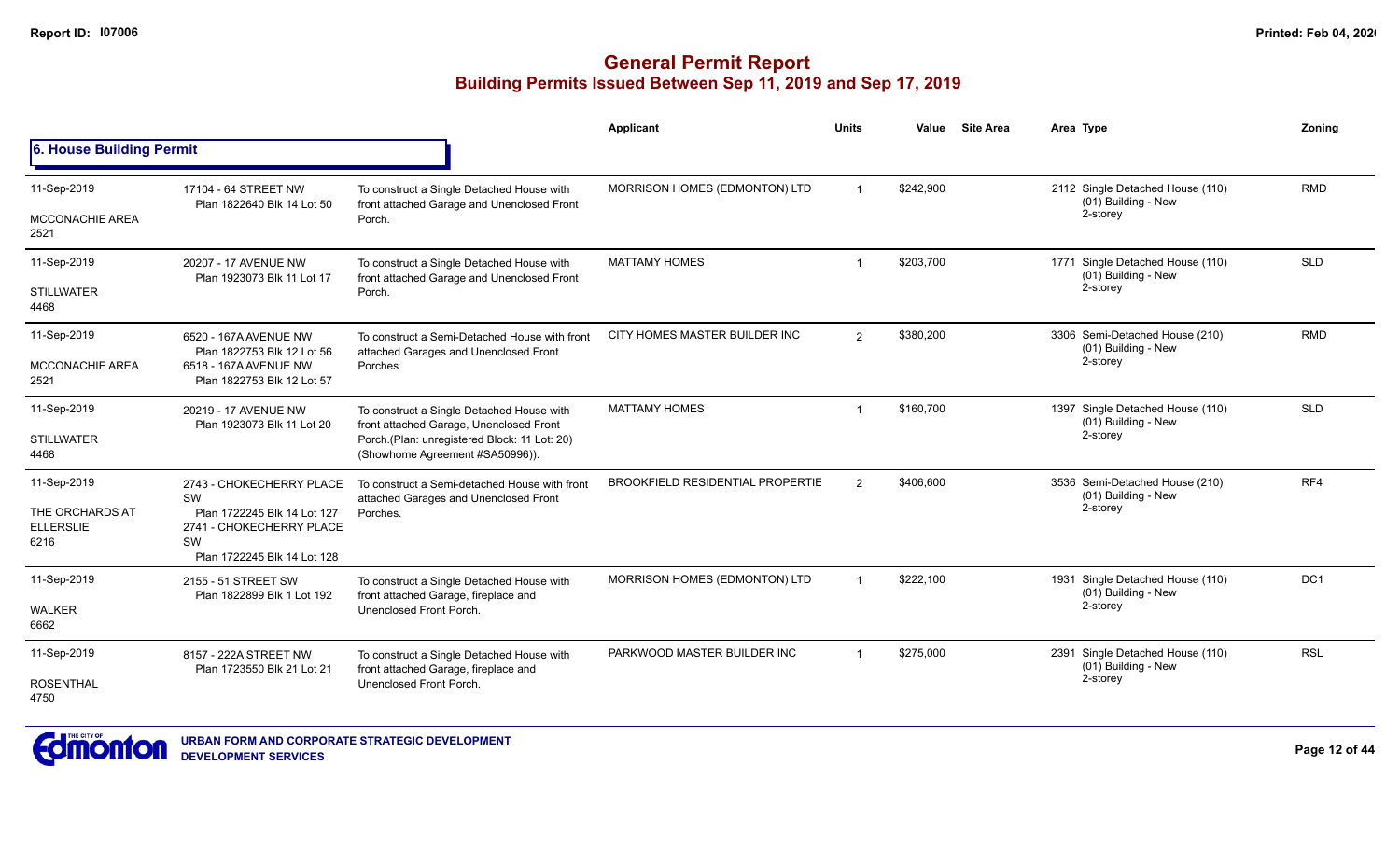# General Permit Report

## Building Permits Issued Between Sep 11, 2019 and Sep 17, 2019

| | | | Applicant | Units | Value | Site Area | Area | Type | Zoning |
|---|---|---|---|---|---|---|---|---|---|
| **6. House Building Permit** | | | | | | | | | |
| 11-Sep-2019<br>MCCONACHIE AREA<br>2521 | 17104 - 64 STREET NW<br>Plan 1822640 Blk 14 Lot 50 | To construct a Single Detached House with front attached Garage and Unenclosed Front Porch. | MORRISON HOMES (EDMONTON) LTD | 1 | $242,900 | | 2112 | Single Detached House (110)<br>(01) Building - New<br>2-storey | RMD |
| 11-Sep-2019<br>STILLWATER<br>4468 | 20207 - 17 AVENUE NW<br>Plan 1923073 Blk 11 Lot 17 | To construct a Single Detached House with front attached Garage and Unenclosed Front Porch. | MATTAMY HOMES | 1 | $203,700 | | 1771 | Single Detached House (110)<br>(01) Building - New<br>2-storey | SLD |
| 11-Sep-2019<br>MCCONACHIE AREA<br>2521 | 6520 - 167A AVENUE NW<br>Plan 1822753 Blk 12 Lot 56<br>6518 - 167A AVENUE NW<br>Plan 1822753 Blk 12 Lot 57 | To construct a Semi-Detached House with front attached Garages and Unenclosed Front Porches | CITY HOMES MASTER BUILDER INC | 2 | $380,200 | | 3306 | Semi-Detached House (210)<br>(01) Building - New<br>2-storey | RMD |
| 11-Sep-2019<br>STILLWATER<br>4468 | 20219 - 17 AVENUE NW<br>Plan 1923073 Blk 11 Lot 20 | To construct a Single Detached House with front attached Garage, Unenclosed Front Porch.(Plan: unregistered Block: 11 Lot: 20) (Showhome Agreement #SA50996)). | MATTAMY HOMES | 1 | $160,700 | | 1397 | Single Detached House (110)<br>(01) Building - New<br>2-storey | SLD |
| 11-Sep-2019<br>THE ORCHARDS AT ELLERSLIE<br>6216 | 2743 - CHOKECHERRY PLACE SW<br>Plan 1722245 Blk 14 Lot 127<br>2741 - CHOKECHERRY PLACE SW<br>Plan 1722245 Blk 14 Lot 128 | To construct a Semi-detached House with front attached Garages and Unenclosed Front Porches. | BROOKFIELD RESIDENTIAL PROPERTIE | 2 | $406,600 | | 3536 | Semi-Detached House (210)<br>(01) Building - New<br>2-storey | RF4 |
| 11-Sep-2019<br>WALKER<br>6662 | 2155 - 51 STREET SW<br>Plan 1822899 Blk 1 Lot 192 | To construct a Single Detached House with front attached Garage, fireplace and Unenclosed Front Porch. | MORRISON HOMES (EDMONTON) LTD | 1 | $222,100 | | 1931 | Single Detached House (110)<br>(01) Building - New<br>2-storey | DC1 |
| 11-Sep-2019<br>ROSENTHAL<br>4750 | 8157 - 222A STREET NW<br>Plan 1723550 Blk 21 Lot 21 | To construct a Single Detached House with front attached Garage, fireplace and Unenclosed Front Porch. | PARKWOOD MASTER BUILDER INC | 1 | $275,000 | | 2391 | Single Detached House (110)<br>(01) Building - New<br>2-storey | RSL |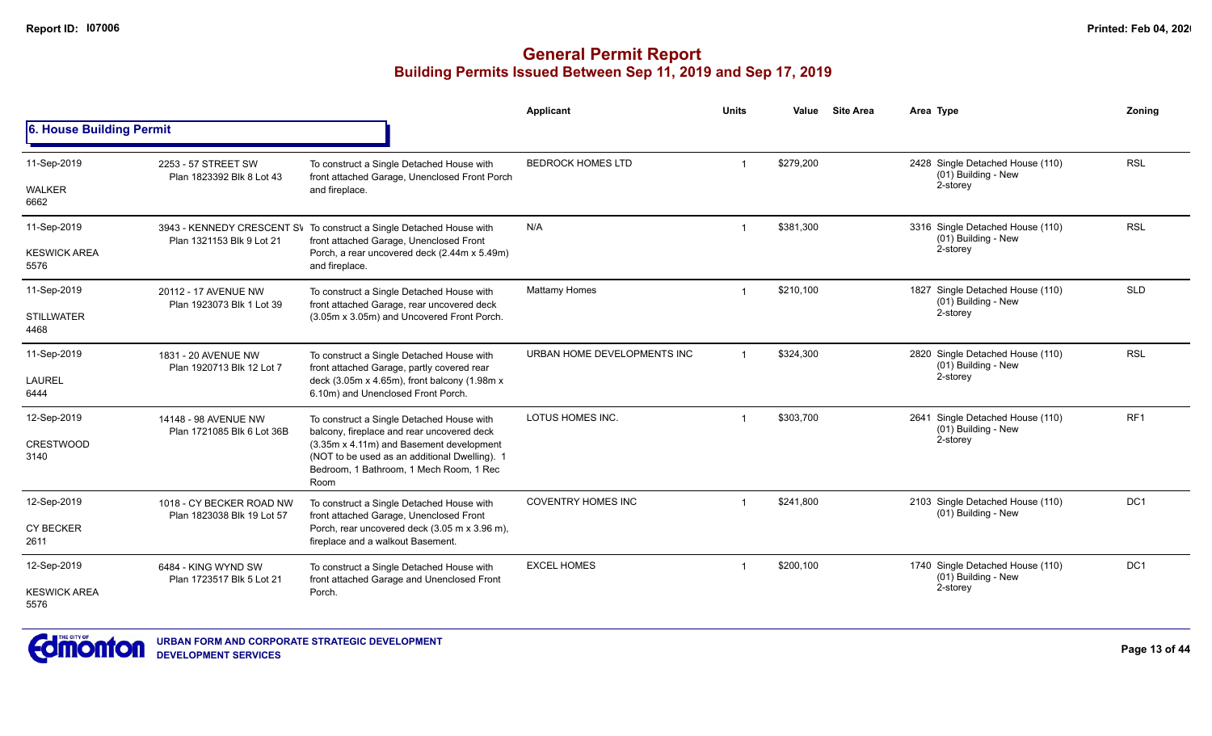# General Permit Report

## Building Permits Issued Between Sep 11, 2019 and Sep 17, 2019

### 6. House Building Permit

| Date / Neighbourhood | Address / Legal | Description | Applicant | Units | Value | Site Area | Area | Type | Zoning |
|---|---|---|---|---|---|---|---|---|---|
| 11-Sep-2019<br>WALKER<br>6662 | 2253 - 57 STREET SW<br>Plan 1823392 Blk 8 Lot 43 | To construct a Single Detached House with front attached Garage, Unenclosed Front Porch and fireplace. | BEDROCK HOMES LTD | 1 | $279,200 | | 2428 | Single Detached House (110)<br>(01) Building - New<br>2-storey | RSL |
| 11-Sep-2019<br>KESWICK AREA<br>5576 | 3943 - KENNEDY CRESCENT SW<br>Plan 1321153 Blk 9 Lot 21 | To construct a Single Detached House with front attached Garage, Unenclosed Front Porch, a rear uncovered deck (2.44m x 5.49m) and fireplace. | N/A | 1 | $381,300 | | 3316 | Single Detached House (110)<br>(01) Building - New<br>2-storey | RSL |
| 11-Sep-2019<br>STILLWATER<br>4468 | 20112 - 17 AVENUE NW<br>Plan 1923073 Blk 1 Lot 39 | To construct a Single Detached House with front attached Garage, rear uncovered deck (3.05m x 3.05m) and Uncovered Front Porch. | Mattamy Homes | 1 | $210,100 | | 1827 | Single Detached House (110)<br>(01) Building - New<br>2-storey | SLD |
| 11-Sep-2019<br>LAUREL<br>6444 | 1831 - 20 AVENUE NW<br>Plan 1920713 Blk 12 Lot 7 | To construct a Single Detached House with front attached Garage, partly covered rear deck (3.05m x 4.65m), front balcony (1.98m x 6.10m) and Unenclosed Front Porch. | URBAN HOME DEVELOPMENTS INC | 1 | $324,300 | | 2820 | Single Detached House (110)<br>(01) Building - New<br>2-storey | RSL |
| 12-Sep-2019<br>CRESTWOOD<br>3140 | 14148 - 98 AVENUE NW<br>Plan 1721085 Blk 6 Lot 36B | To construct a Single Detached House with balcony, fireplace and rear uncovered deck (3.35m x 4.11m) and Basement development (NOT to be used as an additional Dwelling). 1 Bedroom, 1 Bathroom, 1 Mech Room, 1 Rec Room | LOTUS HOMES INC. | 1 | $303,700 | | 2641 | Single Detached House (110)<br>(01) Building - New<br>2-storey | RF1 |
| 12-Sep-2019<br>CY BECKER<br>2611 | 1018 - CY BECKER ROAD NW<br>Plan 1823038 Blk 19 Lot 57 | To construct a Single Detached House with front attached Garage, Unenclosed Front Porch, rear uncovered deck (3.05 m x 3.96 m), fireplace and a walkout Basement. | COVENTRY HOMES INC | 1 | $241,800 | | 2103 | Single Detached House (110)<br>(01) Building - New | DC1 |
| 12-Sep-2019<br>KESWICK AREA<br>5576 | 6484 - KING WYND SW<br>Plan 1723517 Blk 5 Lot 21 | To construct a Single Detached House with front attached Garage and Unenclosed Front Porch. | EXCEL HOMES | 1 | $200,100 | | 1740 | Single Detached House (110)<br>(01) Building - New<br>2-storey | DC1 |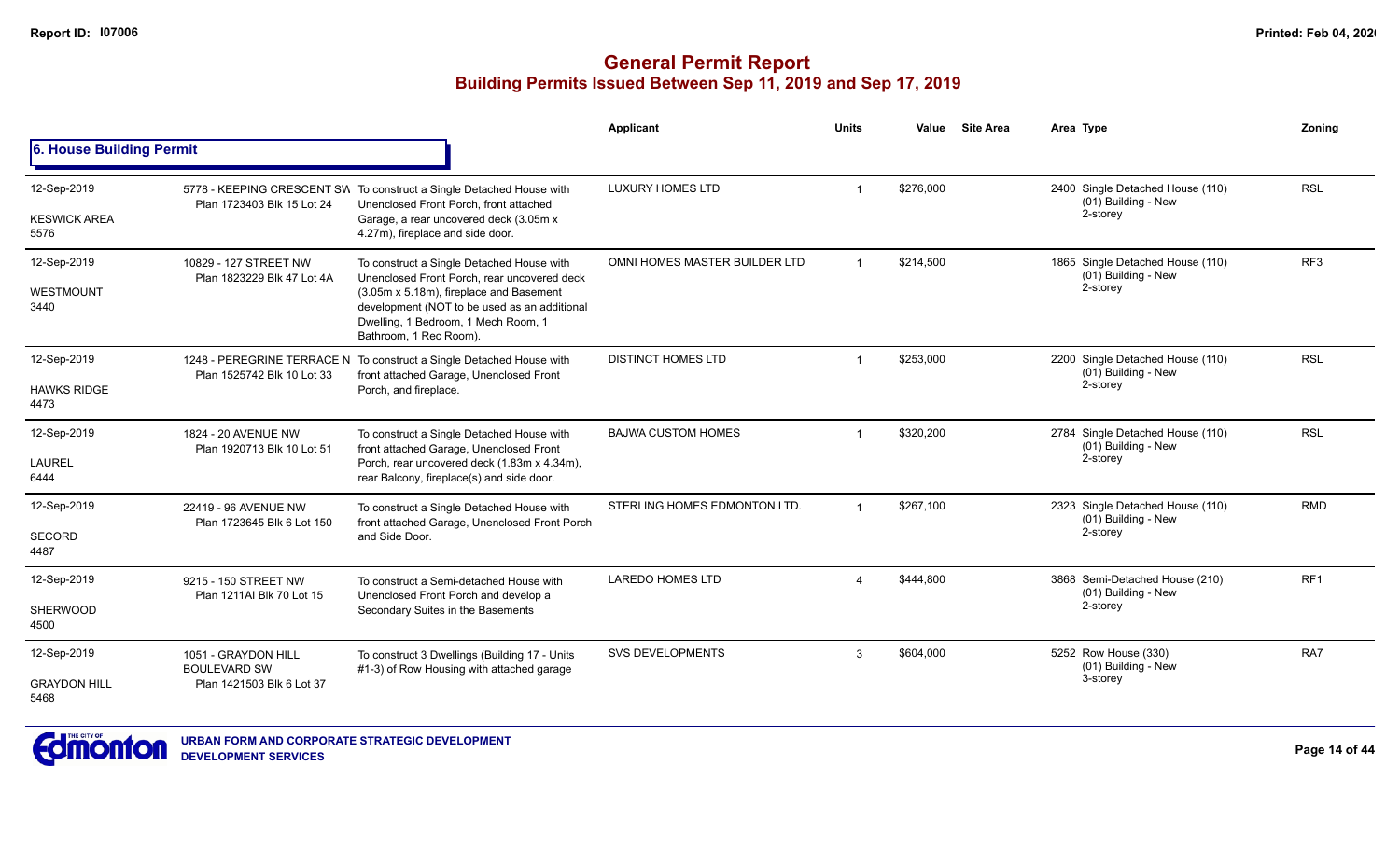# General Permit Report

## Building Permits Issued Between Sep 11, 2019 and Sep 17, 2019

### 6. House Building Permit

| Date / Neighbourhood | Address / Legal | Description | Applicant | Units | Value | Site Area | Area | Type | Zoning |
|---|---|---|---|---|---|---|---|---|---|
| 12-Sep-2019<br>KESWICK AREA<br>5576 | 5778 - KEEPING CRESCENT SW<br>Plan 1723403 Blk 15 Lot 24 | To construct a Single Detached House with Unenclosed Front Porch, front attached Garage, a rear uncovered deck (3.05m x 4.27m), fireplace and side door. | LUXURY HOMES LTD | 1 | $276,000 | | 2400 | Single Detached House (110)<br>(01) Building - New<br>2-storey | RSL |
| 12-Sep-2019<br>WESTMOUNT<br>3440 | 10829 - 127 STREET NW<br>Plan 1823229 Blk 47 Lot 4A | To construct a Single Detached House with Unenclosed Front Porch, rear uncovered deck (3.05m x 5.18m), fireplace and Basement development (NOT to be used as an additional Dwelling, 1 Bedroom, 1 Mech Room, 1 Bathroom, 1 Rec Room). | OMNI HOMES MASTER BUILDER LTD | 1 | $214,500 | | 1865 | Single Detached House (110)<br>(01) Building - New<br>2-storey | RF3 |
| 12-Sep-2019<br>HAWKS RIDGE<br>4473 | 1248 - PEREGRINE TERRACE N<br>Plan 1525742 Blk 10 Lot 33 | To construct a Single Detached House with front attached Garage, Unenclosed Front Porch, and fireplace. | DISTINCT HOMES LTD | 1 | $253,000 | | 2200 | Single Detached House (110)<br>(01) Building - New<br>2-storey | RSL |
| 12-Sep-2019<br>LAUREL<br>6444 | 1824 - 20 AVENUE NW<br>Plan 1920713 Blk 10 Lot 51 | To construct a Single Detached House with front attached Garage, Unenclosed Front Porch, rear uncovered deck (1.83m x 4.34m), rear Balcony, fireplace(s) and side door. | BAJWA CUSTOM HOMES | 1 | $320,200 | | 2784 | Single Detached House (110)<br>(01) Building - New<br>2-storey | RSL |
| 12-Sep-2019<br>SECORD<br>4487 | 22419 - 96 AVENUE NW<br>Plan 1723645 Blk 6 Lot 150 | To construct a Single Detached House with front attached Garage, Unenclosed Front Porch and Side Door. | STERLING HOMES EDMONTON LTD. | 1 | $267,100 | | 2323 | Single Detached House (110)<br>(01) Building - New<br>2-storey | RMD |
| 12-Sep-2019<br>SHERWOOD<br>4500 | 9215 - 150 STREET NW<br>Plan 1211AI Blk 70 Lot 15 | To construct a Semi-detached House with Unenclosed Front Porch and develop a Secondary Suites in the Basements | LAREDO HOMES LTD | 4 | $444,800 | | 3868 | Semi-Detached House (210)<br>(01) Building - New<br>2-storey | RF1 |
| 12-Sep-2019<br>GRAYDON HILL<br>5468 | 1051 - GRAYDON HILL BOULEVARD SW<br>Plan 1421503 Blk 6 Lot 37 | To construct 3 Dwellings (Building 17 - Units #1-3) of Row Housing with attached garage | SVS DEVELOPMENTS | 3 | $604,000 | | 5252 | Row House (330)<br>(01) Building - New<br>3-storey | RA7 |

URBAN FORM AND CORPORATE STRATEGIC DEVELOPMENT
DEVELOPMENT SERVICES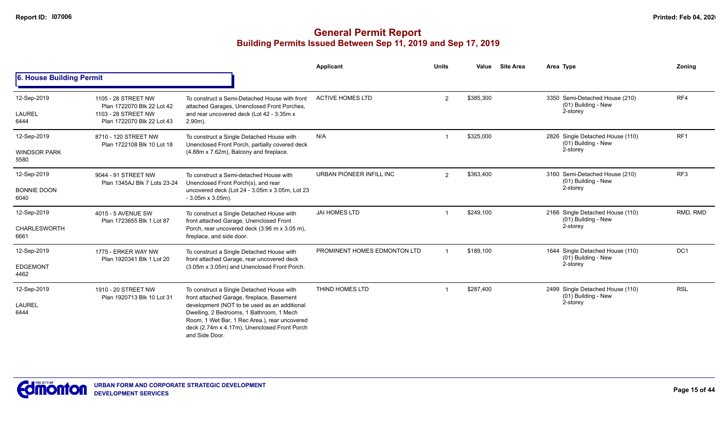# General Permit Report

## Building Permits Issued Between Sep 11, 2019 and Sep 17, 2019

### 6. House Building Permit

| Date / Neighbourhood | Address / Legal | Description | Applicant | Units | Value | Site Area | Area | Type | Zoning |
|---|---|---|---|---|---|---|---|---|---|
| 12-Sep-2019<br>LAUREL<br>6444 | 1105 - 28 STREET NW<br>Plan 1722070 Blk 22 Lot 42<br>1103 - 28 STREET NW<br>Plan 1722070 Blk 22 Lot 43 | To construct a Semi-Detached House with front attached Garages, Unenclosed Front Porches, and rear uncovered deck (Lot 42 - 3.35m x 2.90m). | ACTIVE HOMES LTD | 2 | $385,300 | | 3350 | Semi-Detached House (210)<br>(01) Building - New<br>2-storey | RF4 |
| 12-Sep-2019<br>WINDSOR PARK<br>5580 | 8710 - 120 STREET NW<br>Plan 1722108 Blk 10 Lot 18 | To construct a Single Detached House with Unenclosed Front Porch, partially covered deck (4.88m x 7.62m), Balcony and fireplace. | N/A | 1 | $325,000 | | 2826 | Single Detached House (110)<br>(01) Building - New<br>2-storey | RF1 |
| 12-Sep-2019<br>BONNIE DOON<br>6040 | 9044 - 91 STREET NW<br>Plan 1345AJ Blk 7 Lots 23-24 | To construct a Semi-detached House with Unenclosed Front Porch(s), and rear uncovered deck (Lot 24 - 3.05m x 3.05m, Lot 23 - 3.05m x 3.05m). | URBAN PIONEER INFILL INC | 2 | $363,400 | | 3160 | Semi-Detached House (210)<br>(01) Building - New<br>2-storey | RF3 |
| 12-Sep-2019<br>CHARLESWORTH<br>6661 | 4015 - 5 AVENUE SW<br>Plan 1723655 Blk 1 Lot 87 | To construct a Single Detached House with front attached Garage, Unenclosed Front Porch, rear uncovered deck (3.96 m x 3.05 m), fireplace, and side door. | JAI HOMES LTD | 1 | $249,100 | | 2166 | Single Detached House (110)<br>(01) Building - New<br>2-storey | RMD, RMD |
| 12-Sep-2019<br>EDGEMONT<br>4462 | 1775 - ERKER WAY NW<br>Plan 1920341 Blk 1 Lot 20 | To construct a Single Detached House with front attached Garage, rear uncovered deck (3.05m x 3.05m) and Unenclosed Front Porch. | PROMINENT HOMES EDMONTON LTD | 1 | $189,100 | | 1644 | Single Detached House (110)<br>(01) Building - New<br>2-storey | DC1 |
| 12-Sep-2019<br>LAUREL<br>6444 | 1910 - 20 STREET NW<br>Plan 1920713 Blk 10 Lot 31 | To construct a Single Detached House with front attached Garage, fireplace, Basement development (NOT to be used as an additional Dwelling, 2 Bedrooms, 1 Bathroom, 1 Mech Room, 1 Wet Bar, 1 Rec Area.), rear uncovered deck (2.74m x 4.17m), Unenclosed Front Porch and Side Door. | THIND HOMES LTD | 1 | $287,400 | | 2499 | Single Detached House (110)<br>(01) Building - New<br>2-storey | RSL |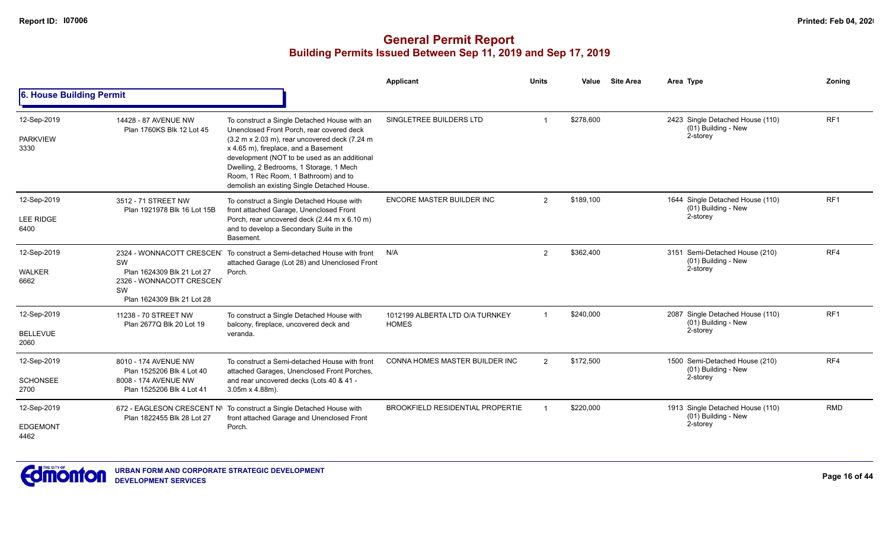# General Permit Report
## Building Permits Issued Between Sep 11, 2019 and Sep 17, 2019

### 6. House Building Permit

| | | | Applicant | Units | Value | Site Area | Area Type | Zoning |
|---|---|---|---|---|---|---|---|---|
| 12-Sep-2019<br>PARKVIEW<br>3330 | 14428 - 87 AVENUE NW<br>Plan 1760KS Blk 12 Lot 45 | To construct a Single Detached House with an Unenclosed Front Porch, rear covered deck (3.2 m x 2.03 m), rear uncovered deck (7.24 m x 4.65 m), fireplace, and a Basement development (NOT to be used as an additional Dwelling, 2 Bedrooms, 1 Storage, 1 Mech Room, 1 Rec Room, 1 Bathroom) and to demolish an existing Single Detached House. | SINGLETREE BUILDERS LTD | 1 | $278,600 | | 2423 Single Detached House (110)<br>(01) Building - New<br>2-storey | RF1 |
| 12-Sep-2019<br>LEE RIDGE<br>6400 | 3512 - 71 STREET NW<br>Plan 1921978 Blk 16 Lot 15B | To construct a Single Detached House with front attached Garage, Unenclosed Front Porch, rear uncovered deck (2.44 m x 6.10 m) and to develop a Secondary Suite in the Basement. | ENCORE MASTER BUILDER INC | 2 | $189,100 | | 1644 Single Detached House (110)<br>(01) Building - New<br>2-storey | RF1 |
| 12-Sep-2019<br>WALKER<br>6662 | 2324 - WONNACOTT CRESCENT SW<br>Plan 1624309 Blk 21 Lot 27<br>2326 - WONNACOTT CRESCENT SW<br>Plan 1624309 Blk 21 Lot 28 | To construct a Semi-detached House with front attached Garage (Lot 28) and Unenclosed Front Porch. | N/A | 2 | $362,400 | | 3151 Semi-Detached House (210)<br>(01) Building - New<br>2-storey | RF4 |
| 12-Sep-2019<br>BELLEVUE<br>2060 | 11238 - 70 STREET NW<br>Plan 2677Q Blk 20 Lot 19 | To construct a Single Detached House with balcony, fireplace, uncovered deck and veranda. | 1012199 ALBERTA LTD O/A TURNKEY HOMES | 1 | $240,000 | | 2087 Single Detached House (110)<br>(01) Building - New<br>2-storey | RF1 |
| 12-Sep-2019<br>SCHONSEE<br>2700 | 8010 - 174 AVENUE NW<br>Plan 1525206 Blk 4 Lot 40<br>8008 - 174 AVENUE NW<br>Plan 1525206 Blk 4 Lot 41 | To construct a Semi-detached House with front attached Garages, Unenclosed Front Porches, and rear uncovered decks (Lots 40 & 41 - 3.05m x 4.88m). | CONNA HOMES MASTER BUILDER INC | 2 | $172,500 | | 1500 Semi-Detached House (210)<br>(01) Building - New<br>2-storey | RF4 |
| 12-Sep-2019<br>EDGEMONT<br>4462 | 672 - EAGLESON CRESCENT NW<br>Plan 1822455 Blk 28 Lot 27 | To construct a Single Detached House with front attached Garage and Unenclosed Front Porch. | BROOKFIELD RESIDENTIAL PROPERTIE | 1 | $220,000 | | 1913 Single Detached House (110)<br>(01) Building - New<br>2-storey | RMD |

URBAN FORM AND CORPORATE STRATEGIC DEVELOPMENT
DEVELOPMENT SERVICES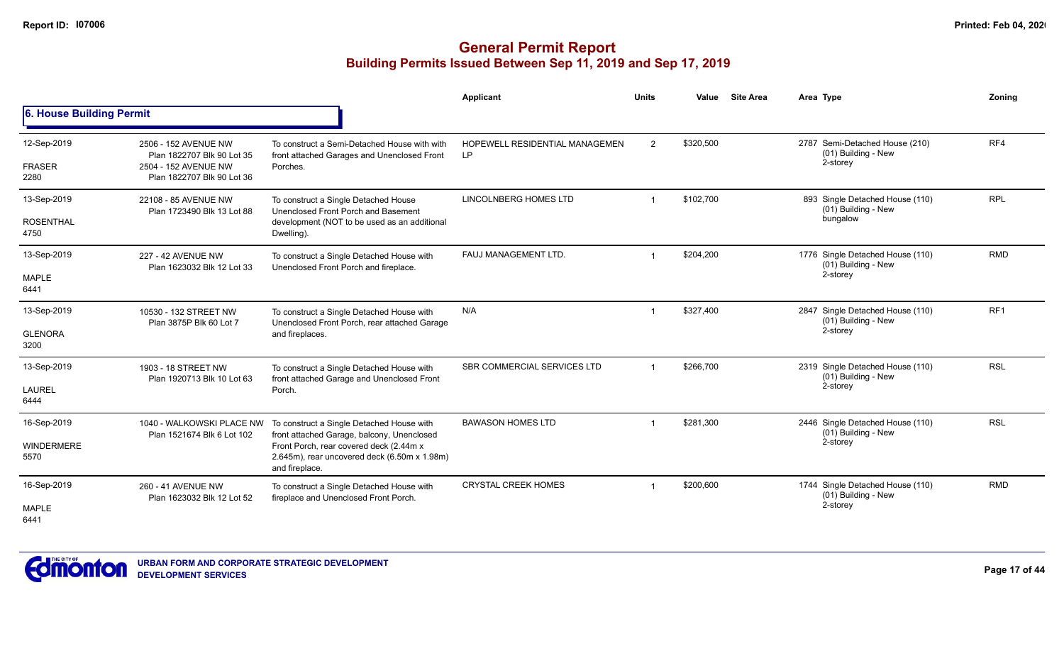# General Permit Report

## Building Permits Issued Between Sep 11, 2019 and Sep 17, 2019

### 6. House Building Permit

| Date / Neighbourhood | Address / Legal | Description | Applicant | Units | Value | Site Area | Area | Type | Zoning |
|---|---|---|---|---|---|---|---|---|---|
| 12-Sep-2019 FRASER 2280 | 2506 - 152 AVENUE NW Plan 1822707 Blk 90 Lot 35 2504 - 152 AVENUE NW Plan 1822707 Blk 90 Lot 36 | To construct a Semi-Detached House with with front attached Garages and Unenclosed Front Porches. | HOPEWELL RESIDENTIAL MANAGEMEN LP | 2 | $320,500 | | 2787 | Semi-Detached House (210) (01) Building - New 2-storey | RF4 |
| 13-Sep-2019 ROSENTHAL 4750 | 22108 - 85 AVENUE NW Plan 1723490 Blk 13 Lot 88 | To construct a Single Detached House Unenclosed Front Porch and Basement development (NOT to be used as an additional Dwelling). | LINCOLNBERG HOMES LTD | 1 | $102,700 | | 893 | Single Detached House (110) (01) Building - New bungalow | RPL |
| 13-Sep-2019 MAPLE 6441 | 227 - 42 AVENUE NW Plan 1623032 Blk 12 Lot 33 | To construct a Single Detached House with Unenclosed Front Porch and fireplace. | FAUJ MANAGEMENT LTD. | 1 | $204,200 | | 1776 | Single Detached House (110) (01) Building - New 2-storey | RMD |
| 13-Sep-2019 GLENORA 3200 | 10530 - 132 STREET NW Plan 3875P Blk 60 Lot 7 | To construct a Single Detached House with Unenclosed Front Porch, rear attached Garage and fireplaces. | N/A | 1 | $327,400 | | 2847 | Single Detached House (110) (01) Building - New 2-storey | RF1 |
| 13-Sep-2019 LAUREL 6444 | 1903 - 18 STREET NW Plan 1920713 Blk 10 Lot 63 | To construct a Single Detached House with front attached Garage and Unenclosed Front Porch. | SBR COMMERCIAL SERVICES LTD | 1 | $266,700 | | 2319 | Single Detached House (110) (01) Building - New 2-storey | RSL |
| 16-Sep-2019 WINDERMERE 5570 | 1040 - WALKOWSKI PLACE NW Plan 1521674 Blk 6 Lot 102 | To construct a Single Detached House with front attached Garage, balcony, Unenclosed Front Porch, rear covered deck (2.44m x 2.645m), rear uncovered deck (6.50m x 1.98m) and fireplace. | BAWASON HOMES LTD | 1 | $281,300 | | 2446 | Single Detached House (110) (01) Building - New 2-storey | RSL |
| 16-Sep-2019 MAPLE 6441 | 260 - 41 AVENUE NW Plan 1623032 Blk 12 Lot 52 | To construct a Single Detached House with fireplace and Unenclosed Front Porch. | CRYSTAL CREEK HOMES | 1 | $200,600 | | 1744 | Single Detached House (110) (01) Building - New 2-storey | RMD |

URBAN FORM AND CORPORATE STRATEGIC DEVELOPMENT
DEVELOPMENT SERVICES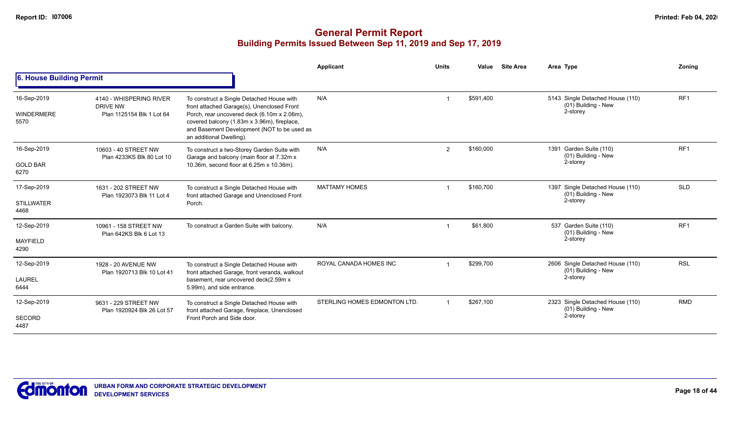# General Permit Report
## Building Permits Issued Between Sep 11, 2019 and Sep 17, 2019

### 6. House Building Permit

| Date / Neighbourhood | Address / Legal | Description | Applicant | Units | Value | Site Area | Area Type | Zoning |
|---|---|---|---|---|---|---|---|---|
| 16-Sep-2019 WINDERMERE 5570 | 4140 - WHISPERING RIVER DRIVE NW Plan 1125154 Blk 1 Lot 64 | To construct a Single Detached House with front attached Garage(s), Unenclosed Front Porch, rear uncovered deck (6.10m x 2.06m), covered balcony (1.83m x 3.96m), fireplace, and Basement Development (NOT to be used as an additional Dwelling). | N/A | 1 | $591,400 | | 5143 Single Detached House (110) (01) Building - New 2-storey | RF1 |
| 16-Sep-2019 GOLD BAR 6270 | 10603 - 40 STREET NW Plan 4233KS Blk 80 Lot 10 | To construct a two-Storey Garden Suite with Garage and balcony (main floor at 7.32m x 10.36m, second floor at 6.25m x 10.36m). | N/A | 2 | $160,000 | | 1391 Garden Suite (110) (01) Building - New 2-storey | RF1 |
| 17-Sep-2019 STILLWATER 4468 | 1631 - 202 STREET NW Plan 1923073 Blk 11 Lot 4 | To construct a Single Detached House with front attached Garage and Unenclosed Front Porch. | MATTAMY HOMES | 1 | $160,700 | | 1397 Single Detached House (110) (01) Building - New 2-storey | SLD |
| 12-Sep-2019 MAYFIELD 4290 | 10961 - 158 STREET NW Plan 642KS Blk 6 Lot 13 | To construct a Garden Suite with balcony. | N/A | 1 | $61,800 | | 537 Garden Suite (110) (01) Building - New 2-storey | RF1 |
| 12-Sep-2019 LAUREL 6444 | 1928 - 20 AVENUE NW Plan 1920713 Blk 10 Lot 41 | To construct a Single Detached House with front attached Garage, front veranda, walkout basement, rear uncovered deck(2.59m x 5.99m), and side entrance. | ROYAL CANADA HOMES INC | 1 | $299,700 | | 2606 Single Detached House (110) (01) Building - New 2-storey | RSL |
| 12-Sep-2019 SECORD 4487 | 9631 - 229 STREET NW Plan 1920924 Blk 26 Lot 57 | To construct a Single Detached House with front attached Garage, fireplace, Unenclosed Front Porch and Side door. | STERLING HOMES EDMONTON LTD. | 1 | $267,100 | | 2323 Single Detached House (110) (01) Building - New 2-storey | RMD |

URBAN FORM AND CORPORATE STRATEGIC DEVELOPMENT
DEVELOPMENT SERVICES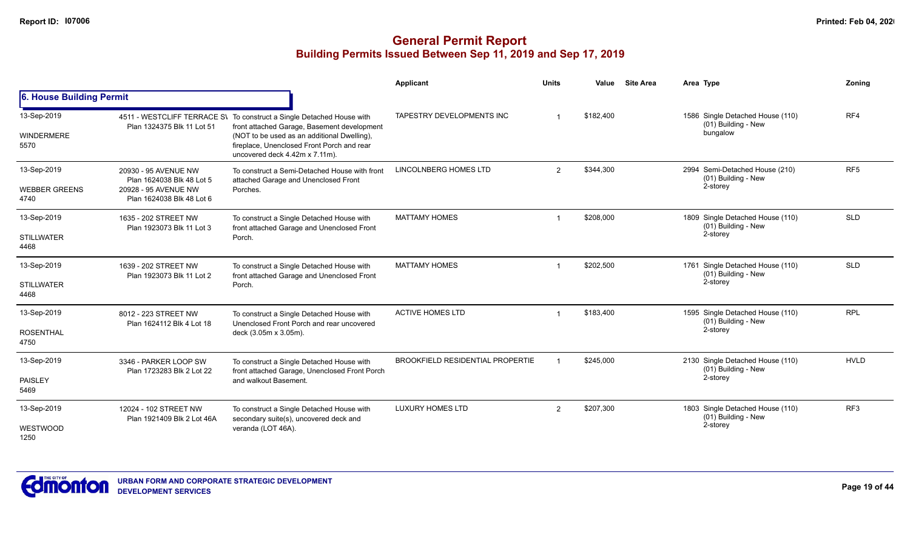# General Permit Report
## Building Permits Issued Between Sep 11, 2019 and Sep 17, 2019

### 6. House Building Permit

| Date / Neighbourhood | Address / Legal | Description | Applicant | Units | Value | Site Area | Area Type | Zoning |
|---|---|---|---|---|---|---|---|---|
| 13-Sep-2019<br>WINDERMERE<br>5570 | 4511 - WESTCLIFF TERRACE SW<br>Plan 1324375 Blk 11 Lot 51 | To construct a Single Detached House with front attached Garage, Basement development (NOT to be used as an additional Dwelling), fireplace, Unenclosed Front Porch and rear uncovered deck 4.42m x 7.11m). | TAPESTRY DEVELOPMENTS INC | 1 | $182,400 | | 1586 Single Detached House (110)<br>(01) Building - New<br>bungalow | RF4 |
| 13-Sep-2019<br>WEBBER GREENS<br>4740 | 20930 - 95 AVENUE NW<br>Plan 1624038 Blk 48 Lot 5<br>20928 - 95 AVENUE NW<br>Plan 1624038 Blk 48 Lot 6 | To construct a Semi-Detached House with front attached Garage and Unenclosed Front Porches. | LINCOLNBERG HOMES LTD | 2 | $344,300 | | 2994 Semi-Detached House (210)<br>(01) Building - New<br>2-storey | RF5 |
| 13-Sep-2019<br>STILLWATER<br>4468 | 1635 - 202 STREET NW<br>Plan 1923073 Blk 11 Lot 3 | To construct a Single Detached House with front attached Garage and Unenclosed Front Porch. | MATTAMY HOMES | 1 | $208,000 | | 1809 Single Detached House (110)<br>(01) Building - New<br>2-storey | SLD |
| 13-Sep-2019<br>STILLWATER<br>4468 | 1639 - 202 STREET NW<br>Plan 1923073 Blk 11 Lot 2 | To construct a Single Detached House with front attached Garage and Unenclosed Front Porch. | MATTAMY HOMES | 1 | $202,500 | | 1761 Single Detached House (110)<br>(01) Building - New<br>2-storey | SLD |
| 13-Sep-2019<br>ROSENTHAL<br>4750 | 8012 - 223 STREET NW<br>Plan 1624112 Blk 4 Lot 18 | To construct a Single Detached House with Unenclosed Front Porch and rear uncovered deck (3.05m x 3.05m). | ACTIVE HOMES LTD | 1 | $183,400 | | 1595 Single Detached House (110)<br>(01) Building - New<br>2-storey | RPL |
| 13-Sep-2019<br>PAISLEY<br>5469 | 3346 - PARKER LOOP SW<br>Plan 1723283 Blk 2 Lot 22 | To construct a Single Detached House with front attached Garage, Unenclosed Front Porch and walkout Basement. | BROOKFIELD RESIDENTIAL PROPERTIE | 1 | $245,000 | | 2130 Single Detached House (110)<br>(01) Building - New<br>2-storey | HVLD |
| 13-Sep-2019<br>WESTWOOD<br>1250 | 12024 - 102 STREET NW<br>Plan 1921409 Blk 2 Lot 46A | To construct a Single Detached House with secondary suite(s), uncovered deck and veranda (LOT 46A). | LUXURY HOMES LTD | 2 | $207,300 | | 1803 Single Detached House (110)<br>(01) Building - New<br>2-storey | RF3 |

URBAN FORM AND CORPORATE STRATEGIC DEVELOPMENT
DEVELOPMENT SERVICES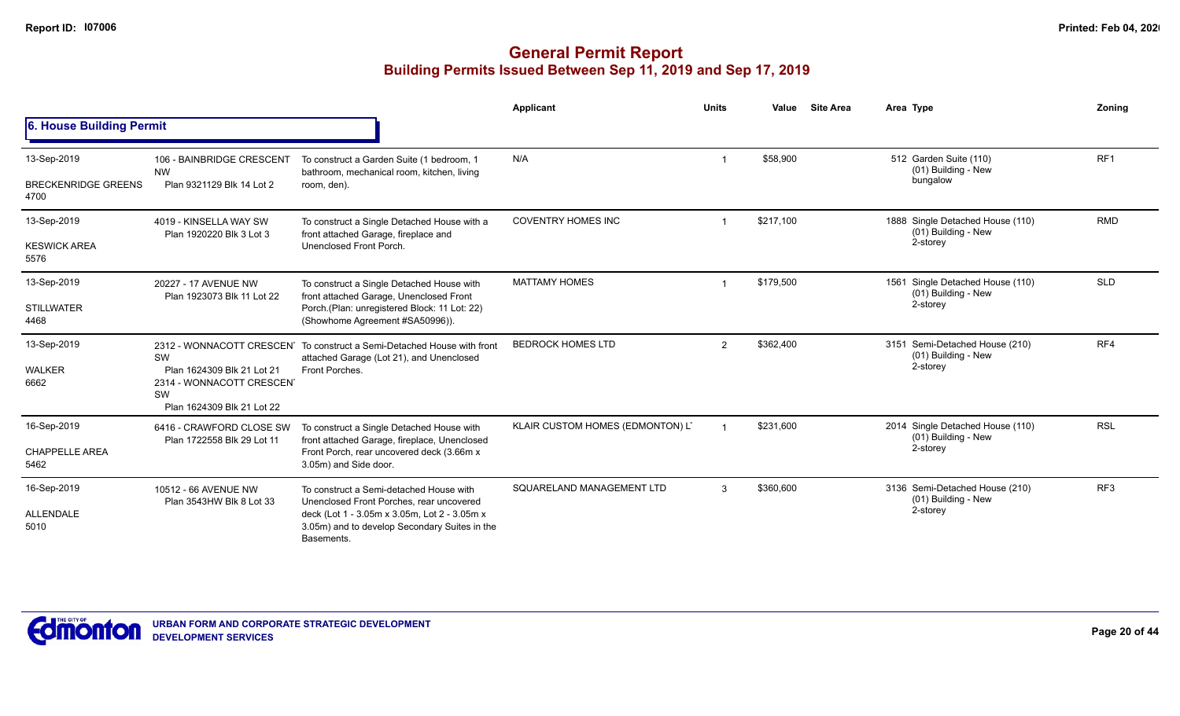## General Permit Report
### Building Permits Issued Between Sep 11, 2019 and Sep 17, 2019

| | | | Applicant | Units | Value | Site Area | Area | Type | Zoning |
|---|---|---|---|---|---|---|---|---|---|
| **6. House Building Permit** | | | | | | | | | |
| 13-Sep-2019<br>BRECKENRIDGE GREENS<br>4700 | 106 - BAINBRIDGE CRESCENT NW<br>Plan 9321129 Blk 14 Lot 2 | To construct a Garden Suite (1 bedroom, 1 bathroom, mechanical room, kitchen, living room, den). | N/A | 1 | $58,900 | | 512 | Garden Suite (110)<br>(01) Building - New<br>bungalow | RF1 |
| 13-Sep-2019<br>KESWICK AREA<br>5576 | 4019 - KINSELLA WAY SW<br>Plan 1920220 Blk 3 Lot 3 | To construct a Single Detached House with a front attached Garage, fireplace and Unenclosed Front Porch. | COVENTRY HOMES INC | 1 | $217,100 | | 1888 | Single Detached House (110)<br>(01) Building - New<br>2-storey | RMD |
| 13-Sep-2019<br>STILLWATER<br>4468 | 20227 - 17 AVENUE NW<br>Plan 1923073 Blk 11 Lot 22 | To construct a Single Detached House with front attached Garage, Unenclosed Front Porch.(Plan: unregistered Block: 11 Lot: 22) (Showhome Agreement #SA50996)). | MATTAMY HOMES | 1 | $179,500 | | 1561 | Single Detached House (110)<br>(01) Building - New<br>2-storey | SLD |
| 13-Sep-2019<br>WALKER<br>6662 | 2312 - WONNACOTT CRESCENT SW<br>Plan 1624309 Blk 21 Lot 21<br>2314 - WONNACOTT CRESCENT SW<br>Plan 1624309 Blk 21 Lot 22 | To construct a Semi-Detached House with front attached Garage (Lot 21), and Unenclosed Front Porches. | BEDROCK HOMES LTD | 2 | $362,400 | | 3151 | Semi-Detached House (210)<br>(01) Building - New<br>2-storey | RF4 |
| 16-Sep-2019<br>CHAPPELLE AREA<br>5462 | 6416 - CRAWFORD CLOSE SW<br>Plan 1722558 Blk 29 Lot 11 | To construct a Single Detached House with front attached Garage, fireplace, Unenclosed Front Porch, rear uncovered deck (3.66m x 3.05m) and Side door. | KLAIR CUSTOM HOMES (EDMONTON) LT | 1 | $231,600 | | 2014 | Single Detached House (110)<br>(01) Building - New<br>2-storey | RSL |
| 16-Sep-2019<br>ALLENDALE<br>5010 | 10512 - 66 AVENUE NW<br>Plan 3543HW Blk 8 Lot 33 | To construct a Semi-detached House with Unenclosed Front Porches, rear uncovered deck (Lot 1 - 3.05m x 3.05m, Lot 2 - 3.05m x 3.05m) and to develop Secondary Suites in the Basements. | SQUARELAND MANAGEMENT LTD | 3 | $360,600 | | 3136 | Semi-Detached House (210)<br>(01) Building - New<br>2-storey | RF3 |

URBAN FORM AND CORPORATE STRATEGIC DEVELOPMENT
DEVELOPMENT SERVICES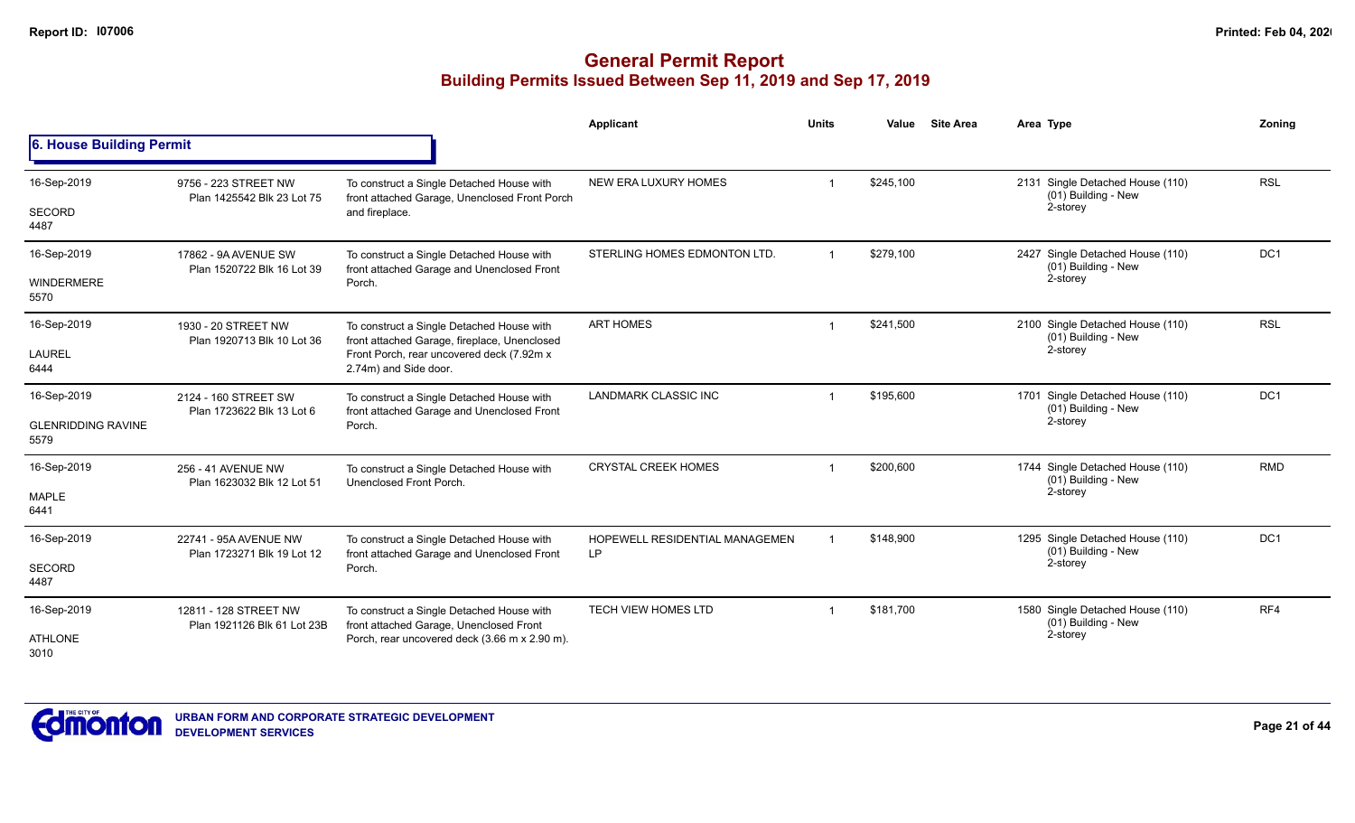# General Permit Report

## Building Permits Issued Between Sep 11, 2019 and Sep 17, 2019

### 6. House Building Permit

| Date / Neighbourhood | Address / Legal | Description | Applicant | Units | Value | Site Area | Area | Type | Zoning |
|---|---|---|---|---|---|---|---|---|---|
| 16-Sep-2019<br>SECORD<br>4487 | 9756 - 223 STREET NW<br>Plan 1425542 Blk 23 Lot 75 | To construct a Single Detached House with front attached Garage, Unenclosed Front Porch and fireplace. | NEW ERA LUXURY HOMES | 1 | $245,100 | | 2131 | Single Detached House (110)<br>(01) Building - New<br>2-storey | RSL |
| 16-Sep-2019<br>WINDERMERE<br>5570 | 17862 - 9A AVENUE SW<br>Plan 1520722 Blk 16 Lot 39 | To construct a Single Detached House with front attached Garage and Unenclosed Front Porch. | STERLING HOMES EDMONTON LTD. | 1 | $279,100 | | 2427 | Single Detached House (110)<br>(01) Building - New<br>2-storey | DC1 |
| 16-Sep-2019<br>LAUREL<br>6444 | 1930 - 20 STREET NW<br>Plan 1920713 Blk 10 Lot 36 | To construct a Single Detached House with front attached Garage, fireplace, Unenclosed Front Porch, rear uncovered deck (7.92m x 2.74m) and Side door. | ART HOMES | 1 | $241,500 | | 2100 | Single Detached House (110)<br>(01) Building - New<br>2-storey | RSL |
| 16-Sep-2019<br>GLENRIDDING RAVINE<br>5579 | 2124 - 160 STREET SW<br>Plan 1723622 Blk 13 Lot 6 | To construct a Single Detached House with front attached Garage and Unenclosed Front Porch. | LANDMARK CLASSIC INC | 1 | $195,600 | | 1701 | Single Detached House (110)<br>(01) Building - New<br>2-storey | DC1 |
| 16-Sep-2019<br>MAPLE<br>6441 | 256 - 41 AVENUE NW<br>Plan 1623032 Blk 12 Lot 51 | To construct a Single Detached House with Unenclosed Front Porch. | CRYSTAL CREEK HOMES | 1 | $200,600 | | 1744 | Single Detached House (110)<br>(01) Building - New<br>2-storey | RMD |
| 16-Sep-2019<br>SECORD<br>4487 | 22741 - 95A AVENUE NW<br>Plan 1723271 Blk 19 Lot 12 | To construct a Single Detached House with front attached Garage and Unenclosed Front Porch. | HOPEWELL RESIDENTIAL MANAGEMEN LP | 1 | $148,900 | | 1295 | Single Detached House (110)<br>(01) Building - New<br>2-storey | DC1 |
| 16-Sep-2019<br>ATHLONE<br>3010 | 12811 - 128 STREET NW<br>Plan 1921126 Blk 61 Lot 23B | To construct a Single Detached House with front attached Garage, Unenclosed Front Porch, rear uncovered deck (3.66 m x 2.90 m). | TECH VIEW HOMES LTD | 1 | $181,700 | | 1580 | Single Detached House (110)<br>(01) Building - New<br>2-storey | RF4 |

URBAN FORM AND CORPORATE STRATEGIC DEVELOPMENT
DEVELOPMENT SERVICES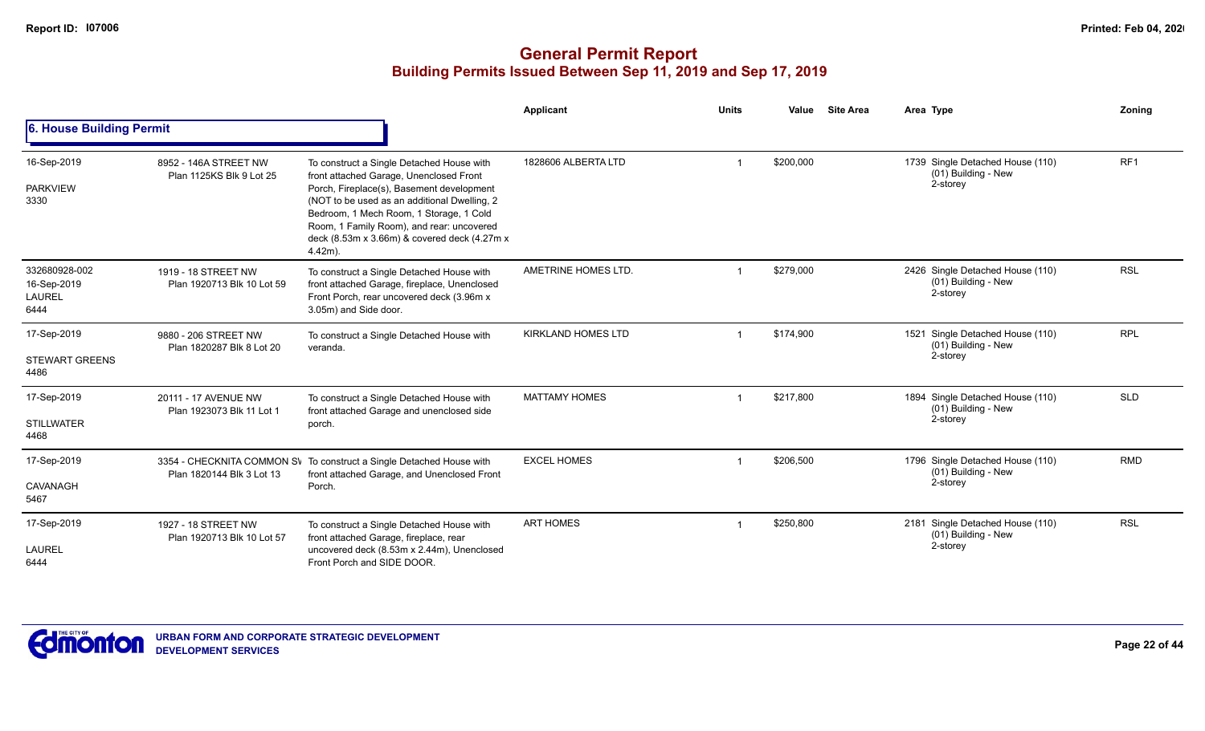# General Permit Report
## Building Permits Issued Between Sep 11, 2019 and Sep 17, 2019

### 6. House Building Permit

| | | | Applicant | Units | Value | Site Area | Area | Type | Zoning |
|---|---|---|---|---|---|---|---|---|---|
| 16-Sep-2019<br>PARKVIEW<br>3330 | 8952 - 146A STREET NW<br>Plan 1125KS Blk 9 Lot 25 | To construct a Single Detached House with front attached Garage, Unenclosed Front Porch, Fireplace(s), Basement development (NOT to be used as an additional Dwelling, 2 Bedroom, 1 Mech Room, 1 Storage, 1 Cold Room, 1 Family Room), and rear: uncovered deck (8.53m x 3.66m) & covered deck (4.27m x 4.42m). | 1828606 ALBERTA LTD | 1 | $200,000 | | 1739 | Single Detached House (110)<br>(01) Building - New<br>2-storey | RF1 |
| 332680928-002<br>16-Sep-2019<br>LAUREL<br>6444 | 1919 - 18 STREET NW<br>Plan 1920713 Blk 10 Lot 59 | To construct a Single Detached House with front attached Garage, fireplace, Unenclosed Front Porch, rear uncovered deck (3.96m x 3.05m) and Side door. | AMETRINE HOMES LTD. | 1 | $279,000 | | 2426 | Single Detached House (110)<br>(01) Building - New<br>2-storey | RSL |
| 17-Sep-2019<br>STEWART GREENS<br>4486 | 9880 - 206 STREET NW<br>Plan 1820287 Blk 8 Lot 20 | To construct a Single Detached House with veranda. | KIRKLAND HOMES LTD | 1 | $174,900 | | 1521 | Single Detached House (110)<br>(01) Building - New<br>2-storey | RPL |
| 17-Sep-2019<br>STILLWATER<br>4468 | 20111 - 17 AVENUE NW<br>Plan 1923073 Blk 11 Lot 1 | To construct a Single Detached House with front attached Garage and unenclosed side porch. | MATTAMY HOMES | 1 | $217,800 | | 1894 | Single Detached House (110)<br>(01) Building - New<br>2-storey | SLD |
| 17-Sep-2019<br>CAVANAGH<br>5467 | 3354 - CHECKNITA COMMON SW<br>Plan 1820144 Blk 3 Lot 13 | To construct a Single Detached House with front attached Garage, and Unenclosed Front Porch. | EXCEL HOMES | 1 | $206,500 | | 1796 | Single Detached House (110)<br>(01) Building - New<br>2-storey | RMD |
| 17-Sep-2019<br>LAUREL<br>6444 | 1927 - 18 STREET NW<br>Plan 1920713 Blk 10 Lot 57 | To construct a Single Detached House with front attached Garage, fireplace, rear uncovered deck (8.53m x 2.44m), Unenclosed Front Porch and SIDE DOOR. | ART HOMES | 1 | $250,800 | | 2181 | Single Detached House (110)<br>(01) Building - New<br>2-storey | RSL |

URBAN FORM AND CORPORATE STRATEGIC DEVELOPMENT
DEVELOPMENT SERVICES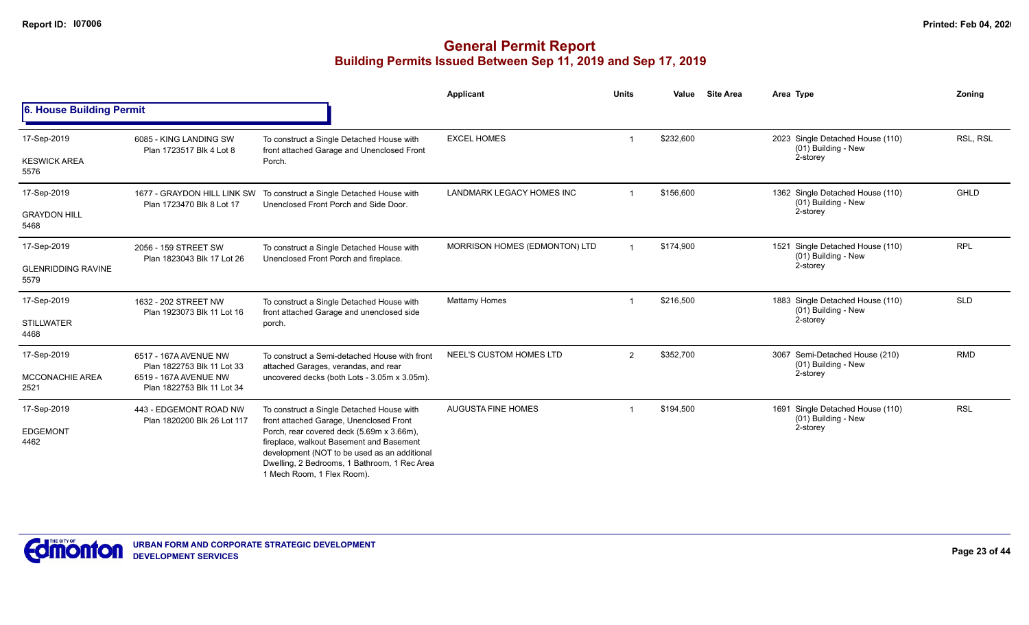## General Permit Report
### Building Permits Issued Between Sep 11, 2019 and Sep 17, 2019

**6. House Building Permit**

| Date / Neighbourhood | Address / Legal | Description | Applicant | Units | Value | Site Area | Area Type | Zoning |
|---|---|---|---|---|---|---|---|---|
| 17-Sep-2019<br>KESWICK AREA<br>5576 | 6085 - KING LANDING SW<br>Plan 1723517 Blk 4 Lot 8 | To construct a Single Detached House with front attached Garage and Unenclosed Front Porch. | EXCEL HOMES | 1 | $232,600 | | 2023 Single Detached House (110)<br>(01) Building - New<br>2-storey | RSL, RSL |
| 17-Sep-2019<br>GRAYDON HILL<br>5468 | 1677 - GRAYDON HILL LINK SW<br>Plan 1723470 Blk 8 Lot 17 | To construct a Single Detached House with Unenclosed Front Porch and Side Door. | LANDMARK LEGACY HOMES INC | 1 | $156,600 | | 1362 Single Detached House (110)<br>(01) Building - New<br>2-storey | GHLD |
| 17-Sep-2019<br>GLENRIDDING RAVINE<br>5579 | 2056 - 159 STREET SW<br>Plan 1823043 Blk 17 Lot 26 | To construct a Single Detached House with Unenclosed Front Porch and fireplace. | MORRISON HOMES (EDMONTON) LTD | 1 | $174,900 | | 1521 Single Detached House (110)<br>(01) Building - New<br>2-storey | RPL |
| 17-Sep-2019<br>STILLWATER<br>4468 | 1632 - 202 STREET NW<br>Plan 1923073 Blk 11 Lot 16 | To construct a Single Detached House with front attached Garage and unenclosed side porch. | Mattamy Homes | 1 | $216,500 | | 1883 Single Detached House (110)<br>(01) Building - New<br>2-storey | SLD |
| 17-Sep-2019<br>MCCONACHIE AREA<br>2521 | 6517 - 167A AVENUE NW<br>Plan 1822753 Blk 11 Lot 33<br>6519 - 167A AVENUE NW<br>Plan 1822753 Blk 11 Lot 34 | To construct a Semi-detached House with front attached Garages, verandas, and rear uncovered decks (both Lots - 3.05m x 3.05m). | NEEL'S CUSTOM HOMES LTD | 2 | $352,700 | | 3067 Semi-Detached House (210)<br>(01) Building - New<br>2-storey | RMD |
| 17-Sep-2019<br>EDGEMONT<br>4462 | 443 - EDGEMONT ROAD NW<br>Plan 1820200 Blk 26 Lot 117 | To construct a Single Detached House with front attached Garage, Unenclosed Front Porch, rear covered deck (5.69m x 3.66m), fireplace, walkout Basement and Basement development (NOT to be used as an additional Dwelling, 2 Bedrooms, 1 Bathroom, 1 Rec Area 1 Mech Room, 1 Flex Room). | AUGUSTA FINE HOMES | 1 | $194,500 | | 1691 Single Detached House (110)<br>(01) Building - New<br>2-storey | RSL |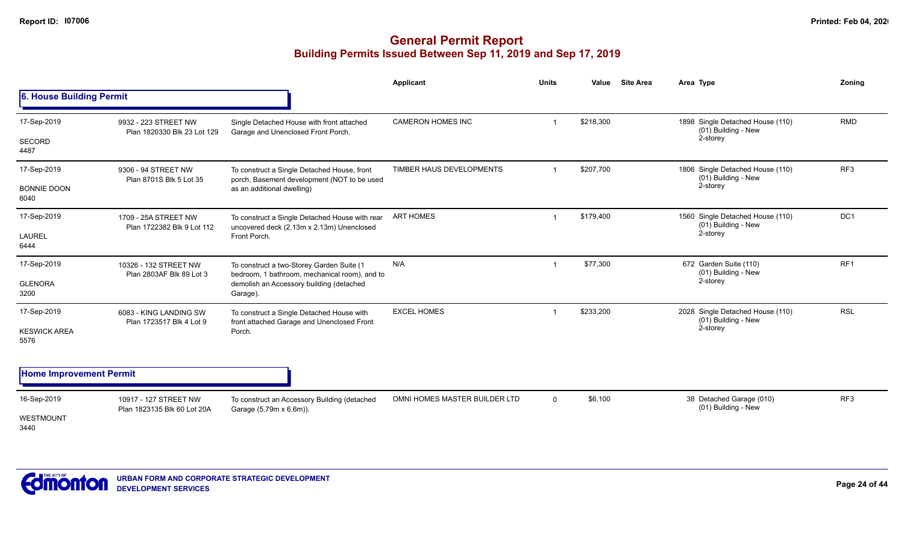# General Permit Report

## Building Permits Issued Between Sep 11, 2019 and Sep 17, 2019

### 6. House Building Permit

| Date / Neighbourhood | Address / Legal | Description | Applicant | Units | Value | Site Area | Area Type | Zoning |
|---|---|---|---|---|---|---|---|---|
| 17-Sep-2019<br>SECORD<br>4487 | 9932 - 223 STREET NW<br>Plan 1820330 Blk 23 Lot 129 | Single Detached House with front attached Garage and Unenclosed Front Porch. | CAMERON HOMES INC | 1 | $218,300 | | 1898 Single Detached House (110)<br>(01) Building - New<br>2-storey | RMD |
| 17-Sep-2019<br>BONNIE DOON<br>6040 | 9306 - 94 STREET NW<br>Plan 8701S Blk 5 Lot 35 | To construct a Single Detached House, front porch, Basement development (NOT to be used as an additional dwelling) | TIMBER HAUS DEVELOPMENTS | 1 | $207,700 | | 1806 Single Detached House (110)<br>(01) Building - New<br>2-storey | RF3 |
| 17-Sep-2019<br>LAUREL<br>6444 | 1709 - 25A STREET NW<br>Plan 1722382 Blk 9 Lot 112 | To construct a Single Detached House with rear uncovered deck (2.13m x 2.13m) Unenclosed Front Porch. | ART HOMES | 1 | $179,400 | | 1560 Single Detached House (110)<br>(01) Building - New<br>2-storey | DC1 |
| 17-Sep-2019<br>GLENORA<br>3200 | 10326 - 132 STREET NW<br>Plan 2803AF Blk 89 Lot 3 | To construct a two-Storey Garden Suite (1 bedroom, 1 bathroom, mechanical room), and to demolish an Accessory building (detached Garage). | N/A | 1 | $77,300 | | 672 Garden Suite (110)<br>(01) Building - New<br>2-storey | RF1 |
| 17-Sep-2019<br>KESWICK AREA<br>5576 | 6083 - KING LANDING SW<br>Plan 1723517 Blk 4 Lot 9 | To construct a Single Detached House with front attached Garage and Unenclosed Front Porch. | EXCEL HOMES | 1 | $233,200 | | 2028 Single Detached House (110)<br>(01) Building - New<br>2-storey | RSL |

### Home Improvement Permit

| Date / Neighbourhood | Address / Legal | Description | Applicant | Units | Value | Site Area | Area Type | Zoning |
|---|---|---|---|---|---|---|---|---|
| 16-Sep-2019<br>WESTMOUNT<br>3440 | 10917 - 127 STREET NW<br>Plan 1823135 Blk 60 Lot 20A | To construct an Accessory Building (detached Garage (5.79m x 6.6m)). | OMNI HOMES MASTER BUILDER LTD | 0 | $6,100 | | 38 Detached Garage (010)<br>(01) Building - New | RF3 |

URBAN FORM AND CORPORATE STRATEGIC DEVELOPMENT
DEVELOPMENT SERVICES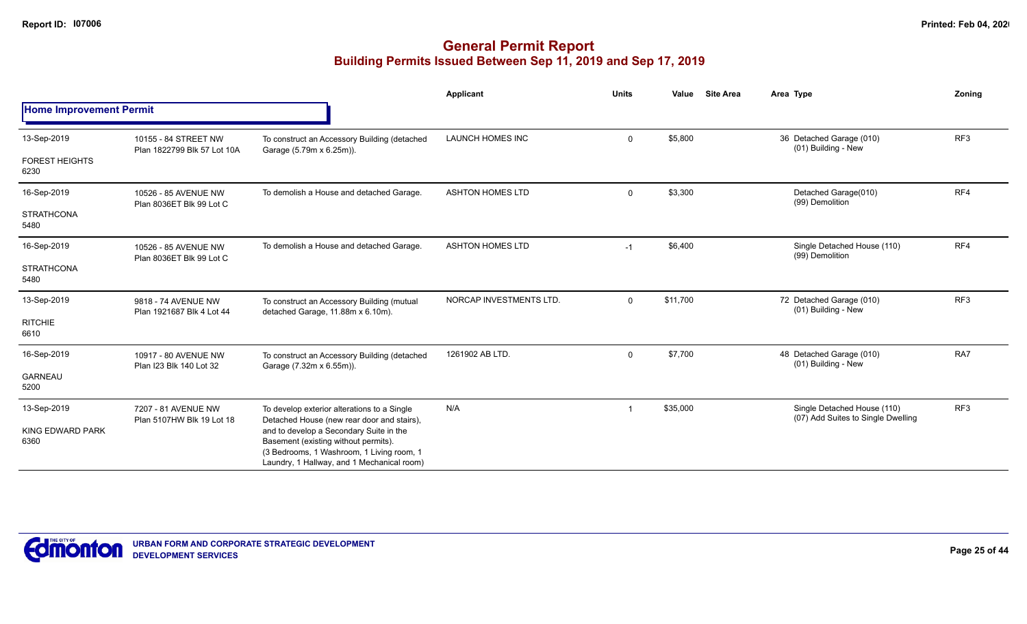# General Permit Report

## Building Permits Issued Between Sep 11, 2019 and Sep 17, 2019

| Date / Neighbourhood | Address / Legal | Description | Applicant | Units | Value | Site Area | Area | Type | Zoning |
|---|---|---|---|---|---|---|---|---|---|
| **Home Improvement Permit** | | | | | | | | | |
| 13-Sep-2019 FOREST HEIGHTS 6230 | 10155 - 84 STREET NW Plan 1822799 Blk 57 Lot 10A | To construct an Accessory Building (detached Garage (5.79m x 6.25m)). | LAUNCH HOMES INC | 0 | $5,800 | | 36 | Detached Garage (010) (01) Building - New | RF3 |
| 16-Sep-2019 STRATHCONA 5480 | 10526 - 85 AVENUE NW Plan 8036ET Blk 99 Lot C | To demolish a House and detached Garage. | ASHTON HOMES LTD | 0 | $3,300 | | | Detached Garage(010) (99) Demolition | RF4 |
| 16-Sep-2019 STRATHCONA 5480 | 10526 - 85 AVENUE NW Plan 8036ET Blk 99 Lot C | To demolish a House and detached Garage. | ASHTON HOMES LTD | -1 | $6,400 | | | Single Detached House (110) (99) Demolition | RF4 |
| 13-Sep-2019 RITCHIE 6610 | 9818 - 74 AVENUE NW Plan 1921687 Blk 4 Lot 44 | To construct an Accessory Building (mutual detached Garage, 11.88m x 6.10m). | NORCAP INVESTMENTS LTD. | 0 | $11,700 | | 72 | Detached Garage (010) (01) Building - New | RF3 |
| 16-Sep-2019 GARNEAU 5200 | 10917 - 80 AVENUE NW Plan I23 Blk 140 Lot 32 | To construct an Accessory Building (detached Garage (7.32m x 6.55m)). | 1261902 AB LTD. | 0 | $7,700 | | 48 | Detached Garage (010) (01) Building - New | RA7 |
| 13-Sep-2019 KING EDWARD PARK 6360 | 7207 - 81 AVENUE NW Plan 5107HW Blk 19 Lot 18 | To develop exterior alterations to a Single Detached House (new rear door and stairs), and to develop a Secondary Suite in the Basement (existing without permits). (3 Bedrooms, 1 Washroom, 1 Living room, 1 Laundry, 1 Hallway, and 1 Mechanical room) | N/A | 1 | $35,000 | | | Single Detached House (110) (07) Add Suites to Single Dwelling | RF3 |

URBAN FORM AND CORPORATE STRATEGIC DEVELOPMENT
DEVELOPMENT SERVICES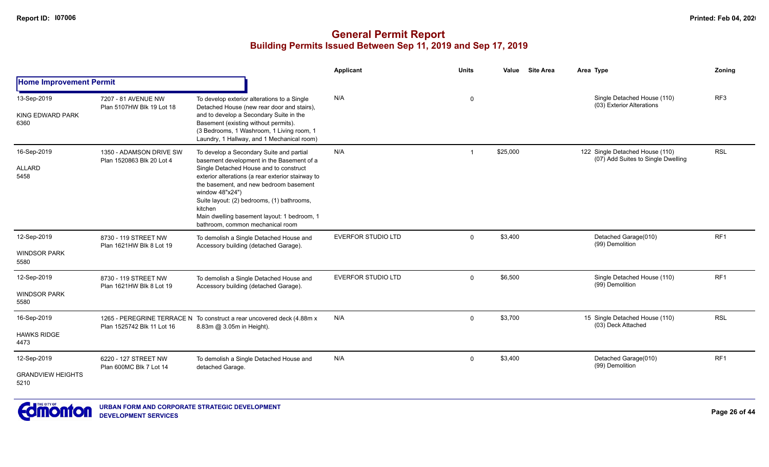# General Permit Report
## Building Permits Issued Between Sep 11, 2019 and Sep 17, 2019

| | | | Applicant | Units | Value | Site Area | Area | Type | Zoning |
|---|---|---|---|---|---|---|---|---|---|
| **Home Improvement Permit** | | | | | | | | | |
| 13-Sep-2019<br>KING EDWARD PARK<br>6360 | 7207 - 81 AVENUE NW<br>Plan 5107HW Blk 19 Lot 18 | To develop exterior alterations to a Single Detached House (new rear door and stairs), and to develop a Secondary Suite in the Basement (existing without permits).<br>(3 Bedrooms, 1 Washroom, 1 Living room, 1 Laundry, 1 Hallway, and 1 Mechanical room) | N/A | 0 | | | | Single Detached House (110)<br>(03) Exterior Alterations | RF3 |
| 16-Sep-2019<br>ALLARD<br>5458 | 1350 - ADAMSON DRIVE SW<br>Plan 1520863 Blk 20 Lot 4 | To develop a Secondary Suite and partial basement development in the Basement of a Single Detached House and to construct exterior alterations (a rear exterior stairway to the basement, and new bedroom basement window 48"x24")<br>Suite layout: (2) bedrooms, (1) bathrooms, kitchen<br>Main dwelling basement layout: 1 bedroom, 1 bathroom, common mechanical room | N/A | 1 | $25,000 | | 122 | Single Detached House (110)<br>(07) Add Suites to Single Dwelling | RSL |
| 12-Sep-2019<br>WINDSOR PARK<br>5580 | 8730 - 119 STREET NW<br>Plan 1621HW Blk 8 Lot 19 | To demolish a Single Detached House and Accessory building (detached Garage). | EVERFOR STUDIO LTD | 0 | $3,400 | | | Detached Garage(010)<br>(99) Demolition | RF1 |
| 12-Sep-2019<br>WINDSOR PARK<br>5580 | 8730 - 119 STREET NW<br>Plan 1621HW Blk 8 Lot 19 | To demolish a Single Detached House and Accessory building (detached Garage). | EVERFOR STUDIO LTD | 0 | $6,500 | | | Single Detached House (110)<br>(99) Demolition | RF1 |
| 16-Sep-2019<br>HAWKS RIDGE<br>4473 | 1265 - PEREGRINE TERRACE N<br>Plan 1525742 Blk 11 Lot 16 | To construct a rear uncovered deck (4.88m x 8.83m @ 3.05m in Height). | N/A | 0 | $3,700 | | 15 | Single Detached House (110)<br>(03) Deck Attached | RSL |
| 12-Sep-2019<br>GRANDVIEW HEIGHTS<br>5210 | 6220 - 127 STREET NW<br>Plan 600MC Blk 7 Lot 14 | To demolish a Single Detached House and detached Garage. | N/A | 0 | $3,400 | | | Detached Garage(010)<br>(99) Demolition | RF1 |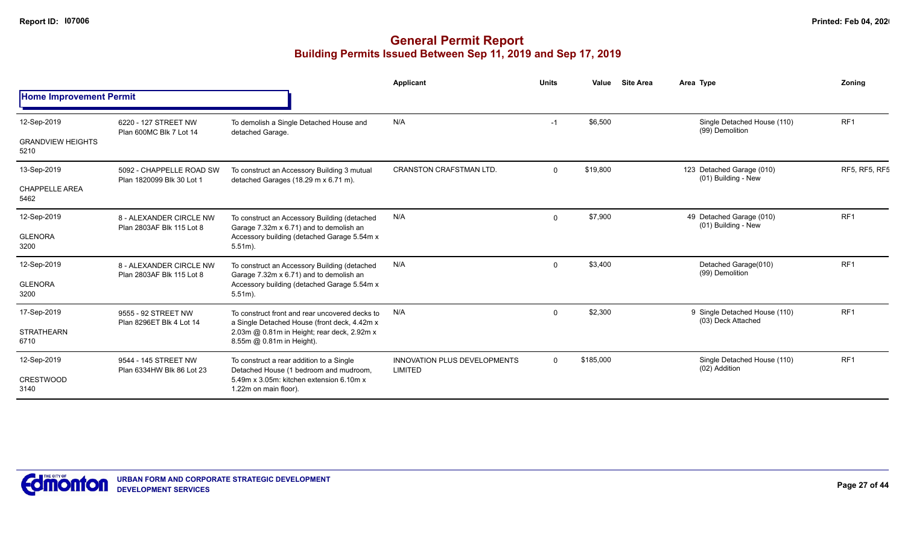# General Permit Report

## Building Permits Issued Between Sep 11, 2019 and Sep 17, 2019

### Home Improvement Permit

| Date / Neighbourhood | Address / Legal | Description | Applicant | Units | Value | Site Area | Area Type | Zoning |
|---|---|---|---|---|---|---|---|---|
| 12-Sep-2019<br>GRANDVIEW HEIGHTS<br>5210 | 6220 - 127 STREET NW<br>Plan 600MC Blk 7 Lot 14 | To demolish a Single Detached House and detached Garage. | N/A | -1 | $6,500 | | Single Detached House (110)<br>(99) Demolition | RF1 |
| 13-Sep-2019<br>CHAPPELLE AREA<br>5462 | 5092 - CHAPPELLE ROAD SW<br>Plan 1820099 Blk 30 Lot 1 | To construct an Accessory Building 3 mutual detached Garages (18.29 m x 6.71 m). | CRANSTON CRAFTSMAN LTD. | 0 | $19,800 | | 123 Detached Garage (010)<br>(01) Building - New | RF5, RF5, RF5 |
| 12-Sep-2019<br>GLENORA<br>3200 | 8 - ALEXANDER CIRCLE NW<br>Plan 2803AF Blk 115 Lot 8 | To construct an Accessory Building (detached Garage 7.32m x 6.71) and to demolish an Accessory building (detached Garage 5.54m x 5.51m). | N/A | 0 | $7,900 | | 49 Detached Garage (010)<br>(01) Building - New | RF1 |
| 12-Sep-2019<br>GLENORA<br>3200 | 8 - ALEXANDER CIRCLE NW<br>Plan 2803AF Blk 115 Lot 8 | To construct an Accessory Building (detached Garage 7.32m x 6.71) and to demolish an Accessory building (detached Garage 5.54m x 5.51m). | N/A | 0 | $3,400 | | Detached Garage(010)<br>(99) Demolition | RF1 |
| 17-Sep-2019<br>STRATHEARN<br>6710 | 9555 - 92 STREET NW<br>Plan 8296ET Blk 4 Lot 14 | To construct front and rear uncovered decks to a Single Detached House (front deck, 4.42m x 2.03m @ 0.81m in Height; rear deck, 2.92m x 8.55m @ 0.81m in Height). | N/A | 0 | $2,300 | | 9 Single Detached House (110)<br>(03) Deck Attached | RF1 |
| 12-Sep-2019<br>CRESTWOOD<br>3140 | 9544 - 145 STREET NW<br>Plan 6334HW Blk 86 Lot 23 | To construct a rear addition to a Single Detached House (1 bedroom and mudroom, 5.49m x 3.05m: kitchen extension 6.10m x 1.22m on main floor). | INNOVATION PLUS DEVELOPMENTS LIMITED | 0 | $185,000 | | Single Detached House (110)<br>(02) Addition | RF1 |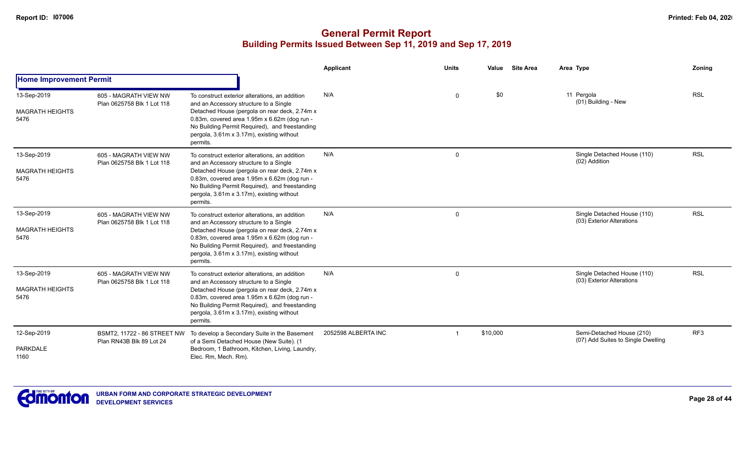## General Permit Report

### Building Permits Issued Between Sep 11, 2019 and Sep 17, 2019

**Home Improvement Permit**

| Date / Neighbourhood | Address / Legal | Description | Applicant | Units | Value | Site Area | Area Type | Zoning |
|---|---|---|---|---|---|---|---|---|
| 13-Sep-2019<br>MAGRATH HEIGHTS<br>5476 | 605 - MAGRATH VIEW NW<br>Plan 0625758 Blk 1 Lot 118 | To construct exterior alterations, an addition and an Accessory structure to a Single Detached House (pergola on rear deck, 2.74m x 0.83m, covered area 1.95m x 6.62m (dog run - No Building Permit Required), and freestanding pergola, 3.61m x 3.17m), existing without permits. | N/A | 0 | $0 | | 11 Pergola<br>(01) Building - New | RSL |
| 13-Sep-2019<br>MAGRATH HEIGHTS<br>5476 | 605 - MAGRATH VIEW NW<br>Plan 0625758 Blk 1 Lot 118 | To construct exterior alterations, an addition and an Accessory structure to a Single Detached House (pergola on rear deck, 2.74m x 0.83m, covered area 1.95m x 6.62m (dog run - No Building Permit Required), and freestanding pergola, 3.61m x 3.17m), existing without permits. | N/A | 0 | | | Single Detached House (110)<br>(02) Addition | RSL |
| 13-Sep-2019<br>MAGRATH HEIGHTS<br>5476 | 605 - MAGRATH VIEW NW<br>Plan 0625758 Blk 1 Lot 118 | To construct exterior alterations, an addition and an Accessory structure to a Single Detached House (pergola on rear deck, 2.74m x 0.83m, covered area 1.95m x 6.62m (dog run - No Building Permit Required), and freestanding pergola, 3.61m x 3.17m), existing without permits. | N/A | 0 | | | Single Detached House (110)<br>(03) Exterior Alterations | RSL |
| 13-Sep-2019<br>MAGRATH HEIGHTS<br>5476 | 605 - MAGRATH VIEW NW<br>Plan 0625758 Blk 1 Lot 118 | To construct exterior alterations, an addition and an Accessory structure to a Single Detached House (pergola on rear deck, 2.74m x 0.83m, covered area 1.95m x 6.62m (dog run - No Building Permit Required), and freestanding pergola, 3.61m x 3.17m), existing without permits. | N/A | 0 | | | Single Detached House (110)<br>(03) Exterior Alterations | RSL |
| 12-Sep-2019<br>PARKDALE<br>1160 | BSMT2, 11722 - 86 STREET NW<br>Plan RN43B Blk 89 Lot 24 | To develop a Secondary Suite in the Basement of a Semi Detached House (New Suite). (1 Bedroom, 1 Bathroom, Kitchen, Living, Laundry, Elec. Rm, Mech. Rm). | 2052598 ALBERTA INC | 1 | $10,000 | | Semi-Detached House (210)<br>(07) Add Suites to Single Dwelling | RF3 |

URBAN FORM AND CORPORATE STRATEGIC DEVELOPMENT
DEVELOPMENT SERVICES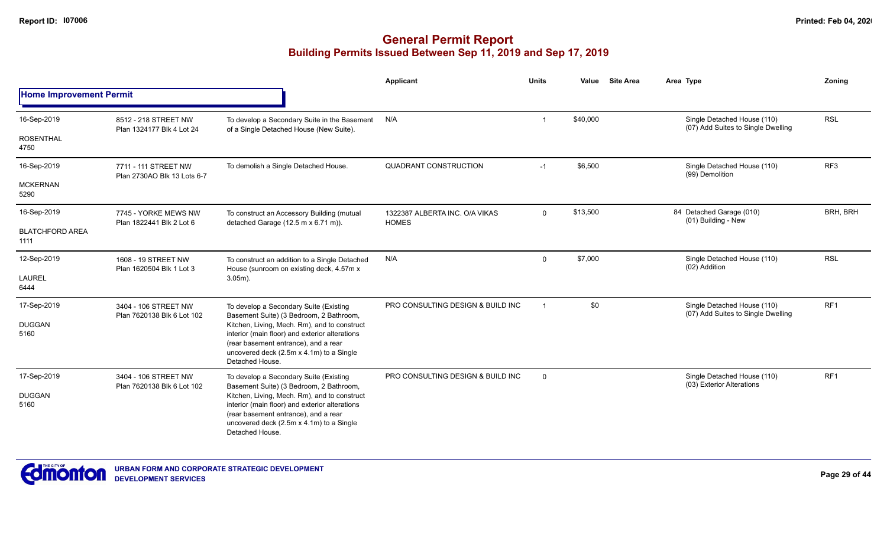# General Permit Report
## Building Permits Issued Between Sep 11, 2019 and Sep 17, 2019

**Home Improvement Permit**

| Date / Neighbourhood | Address / Legal | Description | Applicant | Units | Value | Site Area | Area | Type | Zoning |
|---|---|---|---|---|---|---|---|---|---|
| 16-Sep-2019<br>ROSENTHAL<br>4750 | 8512 - 218 STREET NW<br>Plan 1324177 Blk 4 Lot 24 | To develop a Secondary Suite in the Basement of a Single Detached House (New Suite). | N/A | 1 | $40,000 | | | Single Detached House (110)<br>(07) Add Suites to Single Dwelling | RSL |
| 16-Sep-2019<br>MCKERNAN<br>5290 | 7711 - 111 STREET NW<br>Plan 2730AO Blk 13 Lots 6-7 | To demolish a Single Detached House. | QUADRANT CONSTRUCTION | -1 | $6,500 | | | Single Detached House (110)<br>(99) Demolition | RF3 |
| 16-Sep-2019<br>BLATCHFORD AREA<br>1111 | 7745 - YORKE MEWS NW<br>Plan 1822441 Blk 2 Lot 6 | To construct an Accessory Building (mutual detached Garage (12.5 m x 6.71 m)). | 1322387 ALBERTA INC. O/A VIKAS HOMES | 0 | $13,500 | | 84 | Detached Garage (010)<br>(01) Building - New | BRH, BRH |
| 12-Sep-2019<br>LAUREL<br>6444 | 1608 - 19 STREET NW<br>Plan 1620504 Blk 1 Lot 3 | To construct an addition to a Single Detached House (sunroom on existing deck, 4.57m x 3.05m). | N/A | 0 | $7,000 | | | Single Detached House (110)<br>(02) Addition | RSL |
| 17-Sep-2019<br>DUGGAN<br>5160 | 3404 - 106 STREET NW<br>Plan 7620138 Blk 6 Lot 102 | To develop a Secondary Suite (Existing Basement Suite) (3 Bedroom, 2 Bathroom, Kitchen, Living, Mech. Rm), and to construct interior (main floor) and exterior alterations (rear basement entrance), and a rear uncovered deck (2.5m x 4.1m) to a Single Detached House. | PRO CONSULTING DESIGN & BUILD INC | 1 | $0 | | | Single Detached House (110)<br>(07) Add Suites to Single Dwelling | RF1 |
| 17-Sep-2019<br>DUGGAN<br>5160 | 3404 - 106 STREET NW<br>Plan 7620138 Blk 6 Lot 102 | To develop a Secondary Suite (Existing Basement Suite) (3 Bedroom, 2 Bathroom, Kitchen, Living, Mech. Rm), and to construct interior (main floor) and exterior alterations (rear basement entrance), and a rear uncovered deck (2.5m x 4.1m) to a Single Detached House. | PRO CONSULTING DESIGN & BUILD INC | 0 | | | | Single Detached House (110)<br>(03) Exterior Alterations | RF1 |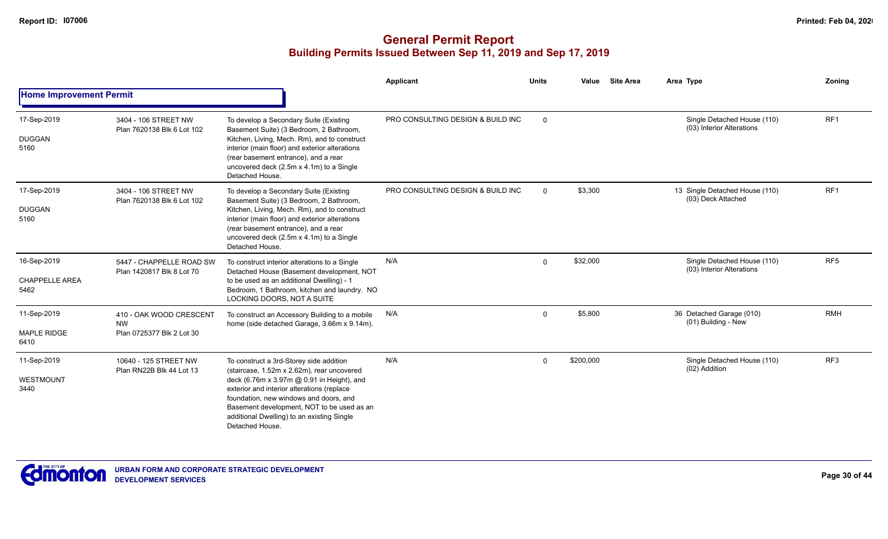# General Permit Report

## Building Permits Issued Between Sep 11, 2019 and Sep 17, 2019

### Home Improvement Permit

| | | | Applicant | Units | Value | Site Area | Area Type | Zoning |
|---|---|---|---|---|---|---|---|---|
| 17-Sep-2019 DUGGAN 5160 | 3404 - 106 STREET NW Plan 7620138 Blk 6 Lot 102 | To develop a Secondary Suite (Existing Basement Suite) (3 Bedroom, 2 Bathroom, Kitchen, Living, Mech. Rm), and to construct interior (main floor) and exterior alterations (rear basement entrance), and a rear uncovered deck (2.5m x 4.1m) to a Single Detached House. | PRO CONSULTING DESIGN & BUILD INC | 0 | | | Single Detached House (110) (03) Interior Alterations | RF1 |
| 17-Sep-2019 DUGGAN 5160 | 3404 - 106 STREET NW Plan 7620138 Blk 6 Lot 102 | To develop a Secondary Suite (Existing Basement Suite) (3 Bedroom, 2 Bathroom, Kitchen, Living, Mech. Rm), and to construct interior (main floor) and exterior alterations (rear basement entrance), and a rear uncovered deck (2.5m x 4.1m) to a Single Detached House. | PRO CONSULTING DESIGN & BUILD INC | 0 | $3,300 | | 13 Single Detached House (110) (03) Deck Attached | RF1 |
| 16-Sep-2019 CHAPPELLE AREA 5462 | 5447 - CHAPPELLE ROAD SW Plan 1420817 Blk 8 Lot 70 | To construct interior alterations to a Single Detached House (Basement development, NOT to be used as an additional Dwelling) - 1 Bedroom, 1 Bathroom, kitchen and laundry. NO LOCKING DOORS, NOT A SUITE | N/A | 0 | $32,000 | | Single Detached House (110) (03) Interior Alterations | RF5 |
| 11-Sep-2019 MAPLE RIDGE 6410 | 410 - OAK WOOD CRESCENT NW Plan 0725377 Blk 2 Lot 30 | To construct an Accessory Building to a mobile home (side detached Garage, 3.66m x 9.14m). | N/A | 0 | $5,800 | | 36 Detached Garage (010) (01) Building - New | RMH |
| 11-Sep-2019 WESTMOUNT 3440 | 10640 - 125 STREET NW Plan RN22B Blk 44 Lot 13 | To construct a 3rd-Storey side addition (staircase, 1.52m x 2.62m), rear uncovered deck (6.76m x 3.97m @ 0.91 in Height), and exterior and interior alterations (replace foundation, new windows and doors, and Basement development, NOT to be used as an additional Dwelling) to an existing Single Detached House. | N/A | 0 | $200,000 | | Single Detached House (110) (02) Addition | RF3 |

URBAN FORM AND CORPORATE STRATEGIC DEVELOPMENT
DEVELOPMENT SERVICES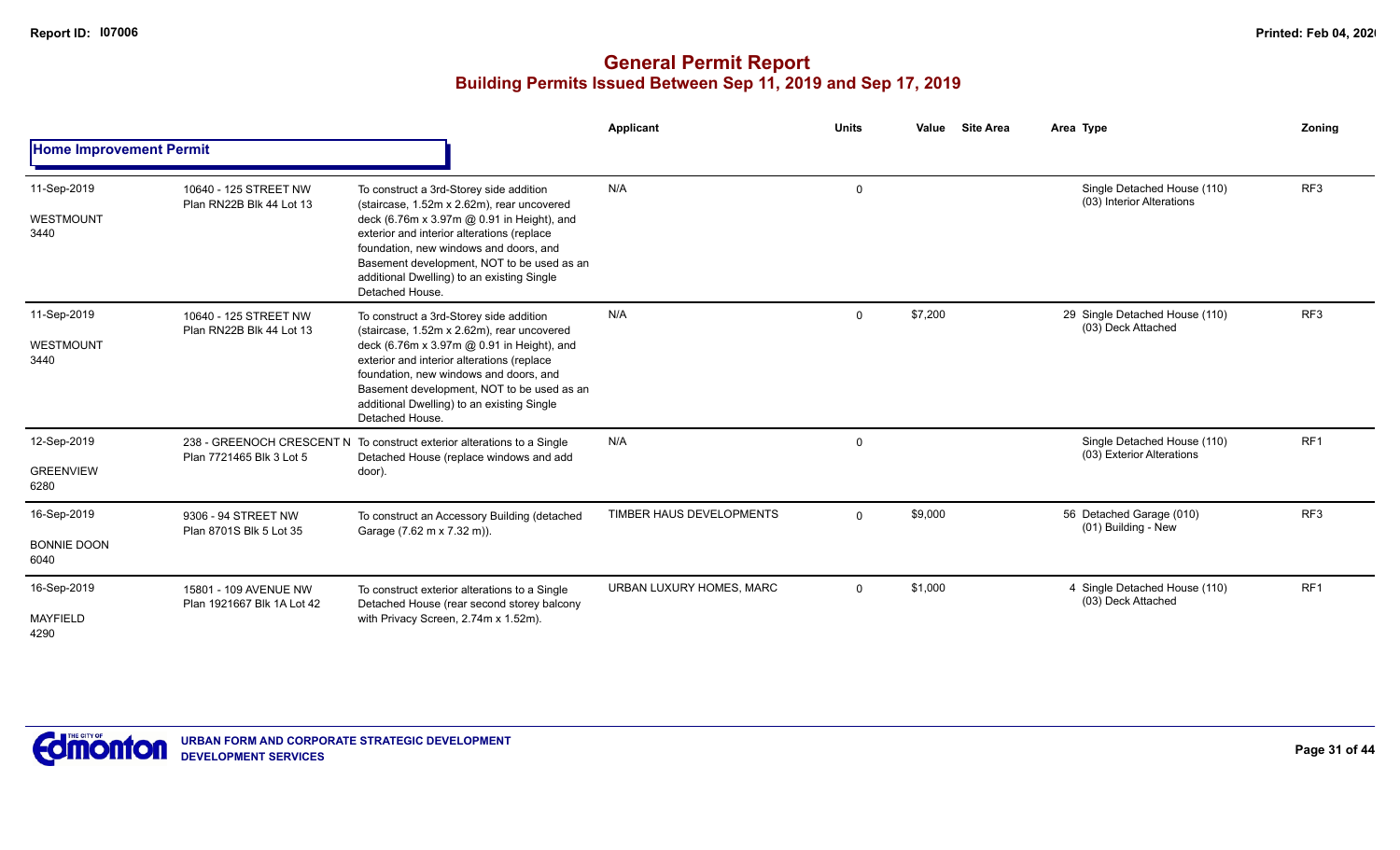# General Permit Report

## Building Permits Issued Between Sep 11, 2019 and Sep 17, 2019

### Home Improvement Permit

| Date / Neighbourhood | Address / Legal | Description | Applicant | Units | Value | Site Area | Area | Type | Zoning |
|---|---|---|---|---|---|---|---|---|---|
| 11-Sep-2019 WESTMOUNT 3440 | 10640 - 125 STREET NW Plan RN22B Blk 44 Lot 13 | To construct a 3rd-Storey side addition (staircase, 1.52m x 2.62m), rear uncovered deck (6.76m x 3.97m @ 0.91 in Height), and exterior and interior alterations (replace foundation, new windows and doors, and Basement development, NOT to be used as an additional Dwelling) to an existing Single Detached House. | N/A | 0 | | | | Single Detached House (110) (03) Interior Alterations | RF3 |
| 11-Sep-2019 WESTMOUNT 3440 | 10640 - 125 STREET NW Plan RN22B Blk 44 Lot 13 | To construct a 3rd-Storey side addition (staircase, 1.52m x 2.62m), rear uncovered deck (6.76m x 3.97m @ 0.91 in Height), and exterior and interior alterations (replace foundation, new windows and doors, and Basement development, NOT to be used as an additional Dwelling) to an existing Single Detached House. | N/A | 0 | $7,200 | | 29 | Single Detached House (110) (03) Deck Attached | RF3 |
| 12-Sep-2019 GREENVIEW 6280 | 238 - GREENOCH CRESCENT NW Plan 7721465 Blk 3 Lot 5 | To construct exterior alterations to a Single Detached House (replace windows and add door). | N/A | 0 | | | | Single Detached House (110) (03) Exterior Alterations | RF1 |
| 16-Sep-2019 BONNIE DOON 6040 | 9306 - 94 STREET NW Plan 8701S Blk 5 Lot 35 | To construct an Accessory Building (detached Garage (7.62 m x 7.32 m)). | TIMBER HAUS DEVELOPMENTS | 0 | $9,000 | | 56 | Detached Garage (010) (01) Building - New | RF3 |
| 16-Sep-2019 MAYFIELD 4290 | 15801 - 109 AVENUE NW Plan 1921667 Blk 1A Lot 42 | To construct exterior alterations to a Single Detached House (rear second storey balcony with Privacy Screen, 2.74m x 1.52m). | URBAN LUXURY HOMES, MARC | 0 | $1,000 | | 4 | Single Detached House (110) (03) Deck Attached | RF1 |

URBAN FORM AND CORPORATE STRATEGIC DEVELOPMENT
DEVELOPMENT SERVICES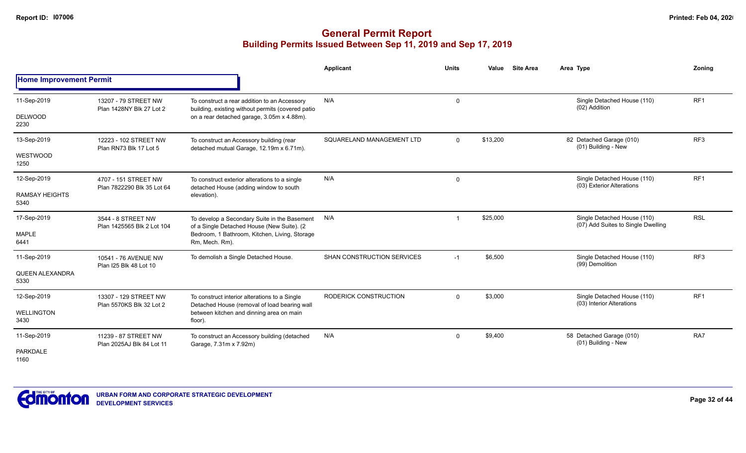# General Permit Report

## Building Permits Issued Between Sep 11, 2019 and Sep 17, 2019

| | | | Applicant | Units | Value | Site Area | Area Type | Zoning |
|---|---|---|---|---|---|---|---|---|
| **Home Improvement Permit** | | | | | | | | |
| 11-Sep-2019<br>DELWOOD<br>2230 | 13207 - 79 STREET NW<br>Plan 1428NY Blk 27 Lot 2 | To construct a rear addition to an Accessory building, existing without permits (covered patio on a rear detached garage, 3.05m x 4.88m). | N/A | 0 | | | Single Detached House (110)<br>(02) Addition | RF1 |
| 13-Sep-2019<br>WESTWOOD<br>1250 | 12223 - 102 STREET NW<br>Plan RN73 Blk 17 Lot 5 | To construct an Accessory building (rear detached mutual Garage, 12.19m x 6.71m). | SQUARELAND MANAGEMENT LTD | 0 | $13,200 | | 82 Detached Garage (010)<br>(01) Building - New | RF3 |
| 12-Sep-2019<br>RAMSAY HEIGHTS<br>5340 | 4707 - 151 STREET NW<br>Plan 7822290 Blk 35 Lot 64 | To construct exterior alterations to a single detached House (adding window to south elevation). | N/A | 0 | | | Single Detached House (110)<br>(03) Exterior Alterations | RF1 |
| 17-Sep-2019<br>MAPLE<br>6441 | 3544 - 8 STREET NW<br>Plan 1425565 Blk 2 Lot 104 | To develop a Secondary Suite in the Basement of a Single Detached House (New Suite). (2 Bedroom, 1 Bathroom, Kitchen, Living, Storage Rm, Mech. Rm). | N/A | 1 | $25,000 | | Single Detached House (110)<br>(07) Add Suites to Single Dwelling | RSL |
| 11-Sep-2019<br>QUEEN ALEXANDRA<br>5330 | 10541 - 76 AVENUE NW<br>Plan I25 Blk 48 Lot 10 | To demolish a Single Detached House. | SHAN CONSTRUCTION SERVICES | -1 | $6,500 | | Single Detached House (110)<br>(99) Demolition | RF3 |
| 12-Sep-2019<br>WELLINGTON<br>3430 | 13307 - 129 STREET NW<br>Plan 5570KS Blk 32 Lot 2 | To construct interior alterations to a Single Detached House (removal of load bearing wall between kitchen and dinning area on main floor). | RODERICK CONSTRUCTION | 0 | $3,000 | | Single Detached House (110)<br>(03) Interior Alterations | RF1 |
| 11-Sep-2019<br>PARKDALE<br>1160 | 11239 - 87 STREET NW<br>Plan 2025AJ Blk 84 Lot 11 | To construct an Accessory building (detached Garage, 7.31m x 7.92m) | N/A | 0 | $9,400 | | 58 Detached Garage (010)<br>(01) Building - New | RA7 |

URBAN FORM AND CORPORATE STRATEGIC DEVELOPMENT
DEVELOPMENT SERVICES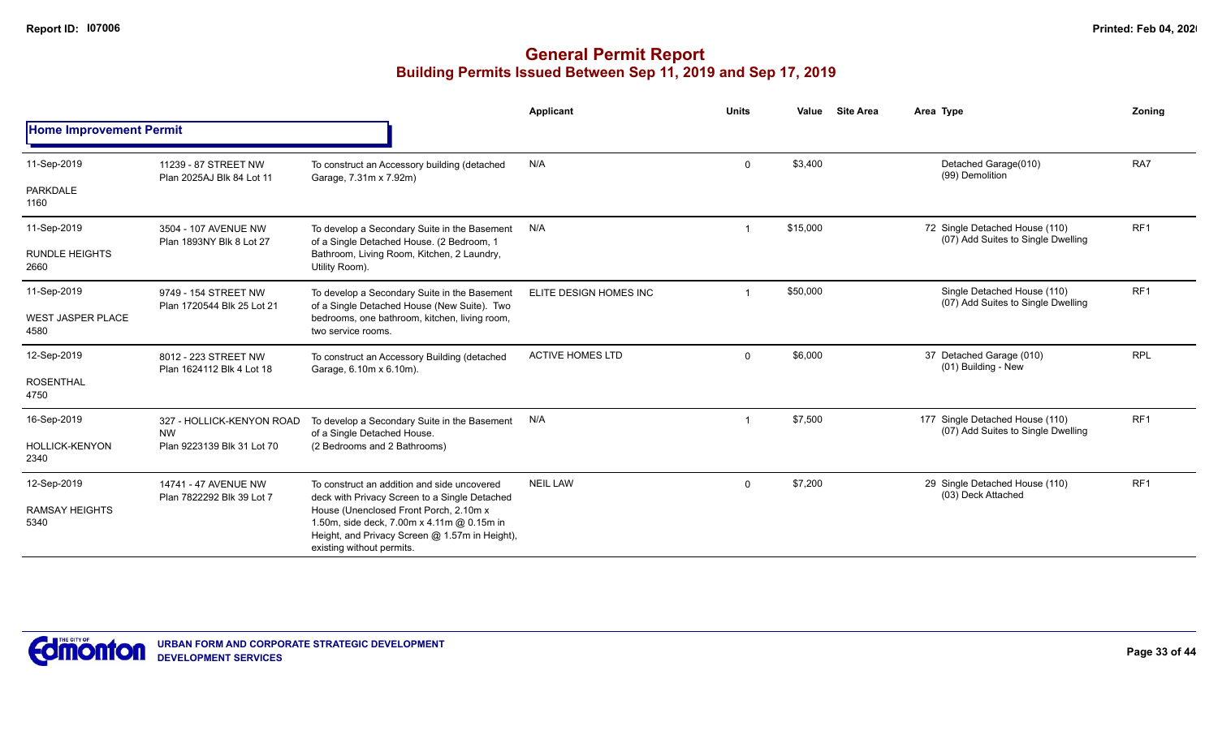# General Permit Report
## Building Permits Issued Between Sep 11, 2019 and Sep 17, 2019

**Home Improvement Permit**

| Date / Neighbourhood | Address / Legal | Description | Applicant | Units | Value | Site Area | Area | Type | Zoning |
|---|---|---|---|---|---|---|---|---|---|
| 11-Sep-2019 PARKDALE 1160 | 11239 - 87 STREET NW Plan 2025AJ Blk 84 Lot 11 | To construct an Accessory building (detached Garage, 7.31m x 7.92m) | N/A | 0 | $3,400 | | | Detached Garage(010) (99) Demolition | RA7 |
| 11-Sep-2019 RUNDLE HEIGHTS 2660 | 3504 - 107 AVENUE NW Plan 1893NY Blk 8 Lot 27 | To develop a Secondary Suite in the Basement of a Single Detached House. (2 Bedroom, 1 Bathroom, Living Room, Kitchen, 2 Laundry, Utility Room). | N/A | 1 | $15,000 | | 72 | Single Detached House (110) (07) Add Suites to Single Dwelling | RF1 |
| 11-Sep-2019 WEST JASPER PLACE 4580 | 9749 - 154 STREET NW Plan 1720544 Blk 25 Lot 21 | To develop a Secondary Suite in the Basement of a Single Detached House (New Suite). Two bedrooms, one bathroom, kitchen, living room, two service rooms. | ELITE DESIGN HOMES INC | 1 | $50,000 | | | Single Detached House (110) (07) Add Suites to Single Dwelling | RF1 |
| 12-Sep-2019 ROSENTHAL 4750 | 8012 - 223 STREET NW Plan 1624112 Blk 4 Lot 18 | To construct an Accessory Building (detached Garage, 6.10m x 6.10m). | ACTIVE HOMES LTD | 0 | $6,000 | | 37 | Detached Garage (010) (01) Building - New | RPL |
| 16-Sep-2019 HOLLICK-KENYON 2340 | 327 - HOLLICK-KENYON ROAD NW Plan 9223139 Blk 31 Lot 70 | To develop a Secondary Suite in the Basement of a Single Detached House. (2 Bedrooms and 2 Bathrooms) | N/A | 1 | $7,500 | | 177 | Single Detached House (110) (07) Add Suites to Single Dwelling | RF1 |
| 12-Sep-2019 RAMSAY HEIGHTS 5340 | 14741 - 47 AVENUE NW Plan 7822292 Blk 39 Lot 7 | To construct an addition and side uncovered deck with Privacy Screen to a Single Detached House (Unenclosed Front Porch, 2.10m x 1.50m, side deck, 7.00m x 4.11m @ 0.15m in Height, and Privacy Screen @ 1.57m in Height), existing without permits. | NEIL LAW | 0 | $7,200 | | 29 | Single Detached House (110) (03) Deck Attached | RF1 |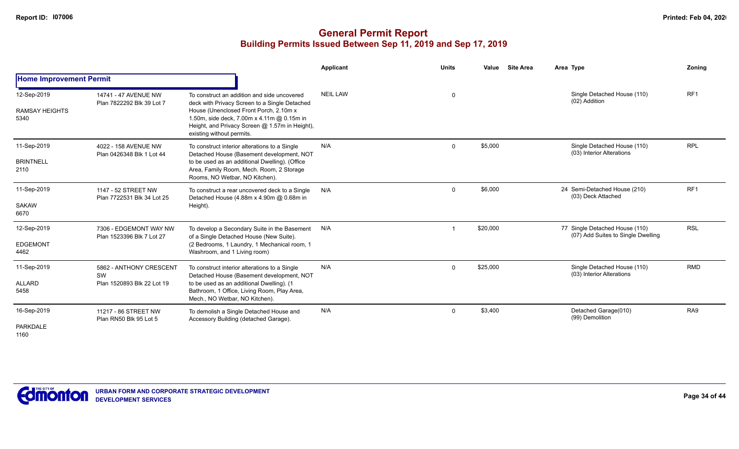# General Permit Report

## Building Permits Issued Between Sep 11, 2019 and Sep 17, 2019

| | | | Applicant | Units | Value | Site Area | Area | Type | Zoning |
|---|---|---|---|---|---|---|---|---|---|
| **Home Improvement Permit** | | | | | | | | | |
| 12-Sep-2019<br>RAMSAY HEIGHTS<br>5340 | 14741 - 47 AVENUE NW<br>Plan 7822292 Blk 39 Lot 7 | To construct an addition and side uncovered deck with Privacy Screen to a Single Detached House (Unenclosed Front Porch, 2.10m x 1.50m, side deck, 7.00m x 4.11m @ 0.15m in Height, and Privacy Screen @ 1.57m in Height), existing without permits. | NEIL LAW | 0 | | | | Single Detached House (110)<br>(02) Addition | RF1 |
| 11-Sep-2019<br>BRINTNELL<br>2110 | 4022 - 158 AVENUE NW<br>Plan 0426348 Blk 1 Lot 44 | To construct interior alterations to a Single Detached House (Basement development, NOT to be used as an additional Dwelling). (Office Area, Family Room, Mech. Room, 2 Storage Rooms, NO Wetbar, NO Kitchen). | N/A | 0 | $5,000 | | | Single Detached House (110)<br>(03) Interior Alterations | RPL |
| 11-Sep-2019<br>SAKAW<br>6670 | 1147 - 52 STREET NW<br>Plan 7722531 Blk 34 Lot 25 | To construct a rear uncovered deck to a Single Detached House (4.88m x 4.90m @ 0.68m in Height). | N/A | 0 | $6,000 | | 24 | Semi-Detached House (210)<br>(03) Deck Attached | RF1 |
| 12-Sep-2019<br>EDGEMONT<br>4462 | 7306 - EDGEMONT WAY NW<br>Plan 1523396 Blk 7 Lot 27 | To develop a Secondary Suite in the Basement of a Single Detached House (New Suite). (2 Bedrooms, 1 Laundry, 1 Mechanical room, 1 Washroom, and 1 Living room) | N/A | 1 | $20,000 | | 77 | Single Detached House (110)<br>(07) Add Suites to Single Dwelling | RSL |
| 11-Sep-2019<br>ALLARD<br>5458 | 5862 - ANTHONY CRESCENT SW<br>Plan 1520893 Blk 22 Lot 19 | To construct interior alterations to a Single Detached House (Basement development, NOT to be used as an additional Dwelling). (1 Bathroom, 1 Office, Living Room, Play Area, Mech., NO Wetbar, NO Kitchen). | N/A | 0 | $25,000 | | | Single Detached House (110)<br>(03) Interior Alterations | RMD |
| 16-Sep-2019<br>PARKDALE<br>1160 | 11217 - 86 STREET NW<br>Plan RN50 Blk 95 Lot 5 | To demolish a Single Detached House and Accessory Building (detached Garage). | N/A | 0 | $3,400 | | | Detached Garage(010)<br>(99) Demolition | RA9 |

URBAN FORM AND CORPORATE STRATEGIC DEVELOPMENT
DEVELOPMENT SERVICES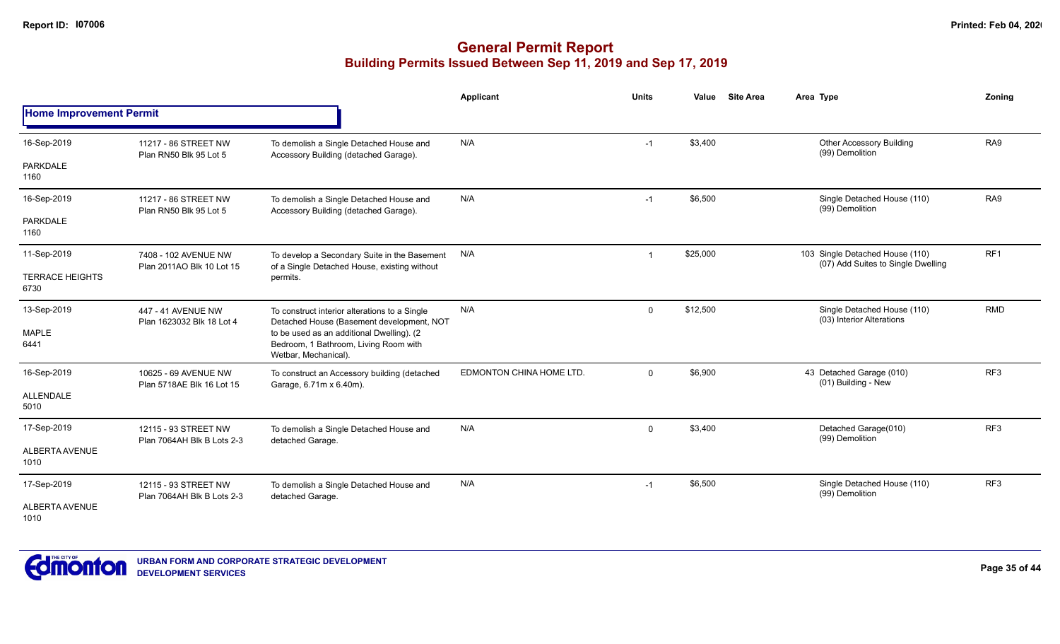# General Permit Report

## Building Permits Issued Between Sep 11, 2019 and Sep 17, 2019

| | | | Applicant | Units | Value | Site Area | Area | Type | Zoning |
|---|---|---|---|---|---|---|---|---|---|
| **Home Improvement Permit** | | | | | | | | | |
| 16-Sep-2019<br>PARKDALE<br>1160 | 11217 - 86 STREET NW<br>Plan RN50 Blk 95 Lot 5 | To demolish a Single Detached House and Accessory Building (detached Garage). | N/A | -1 | $3,400 | | | Other Accessory Building<br>(99) Demolition | RA9 |
| 16-Sep-2019<br>PARKDALE<br>1160 | 11217 - 86 STREET NW<br>Plan RN50 Blk 95 Lot 5 | To demolish a Single Detached House and Accessory Building (detached Garage). | N/A | -1 | $6,500 | | | Single Detached House (110)<br>(99) Demolition | RA9 |
| 11-Sep-2019<br>TERRACE HEIGHTS<br>6730 | 7408 - 102 AVENUE NW<br>Plan 2011AO Blk 10 Lot 15 | To develop a Secondary Suite in the Basement of a Single Detached House, existing without permits. | N/A | 1 | $25,000 | | 103 | Single Detached House (110)<br>(07) Add Suites to Single Dwelling | RF1 |
| 13-Sep-2019<br>MAPLE<br>6441 | 447 - 41 AVENUE NW<br>Plan 1623032 Blk 18 Lot 4 | To construct interior alterations to a Single Detached House (Basement development, NOT to be used as an additional Dwelling). (2 Bedroom, 1 Bathroom, Living Room with Wetbar, Mechanical). | N/A | 0 | $12,500 | | | Single Detached House (110)<br>(03) Interior Alterations | RMD |
| 16-Sep-2019<br>ALLENDALE<br>5010 | 10625 - 69 AVENUE NW<br>Plan 5718AE Blk 16 Lot 15 | To construct an Accessory building (detached Garage, 6.71m x 6.40m). | EDMONTON CHINA HOME LTD. | 0 | $6,900 | | 43 | Detached Garage (010)<br>(01) Building - New | RF3 |
| 17-Sep-2019<br>ALBERTA AVENUE<br>1010 | 12115 - 93 STREET NW<br>Plan 7064AH Blk B Lots 2-3 | To demolish a Single Detached House and detached Garage. | N/A | 0 | $3,400 | | | Detached Garage(010)<br>(99) Demolition | RF3 |
| 17-Sep-2019<br>ALBERTA AVENUE<br>1010 | 12115 - 93 STREET NW<br>Plan 7064AH Blk B Lots 2-3 | To demolish a Single Detached House and detached Garage. | N/A | -1 | $6,500 | | | Single Detached House (110)<br>(99) Demolition | RF3 |

URBAN FORM AND CORPORATE STRATEGIC DEVELOPMENT
DEVELOPMENT SERVICES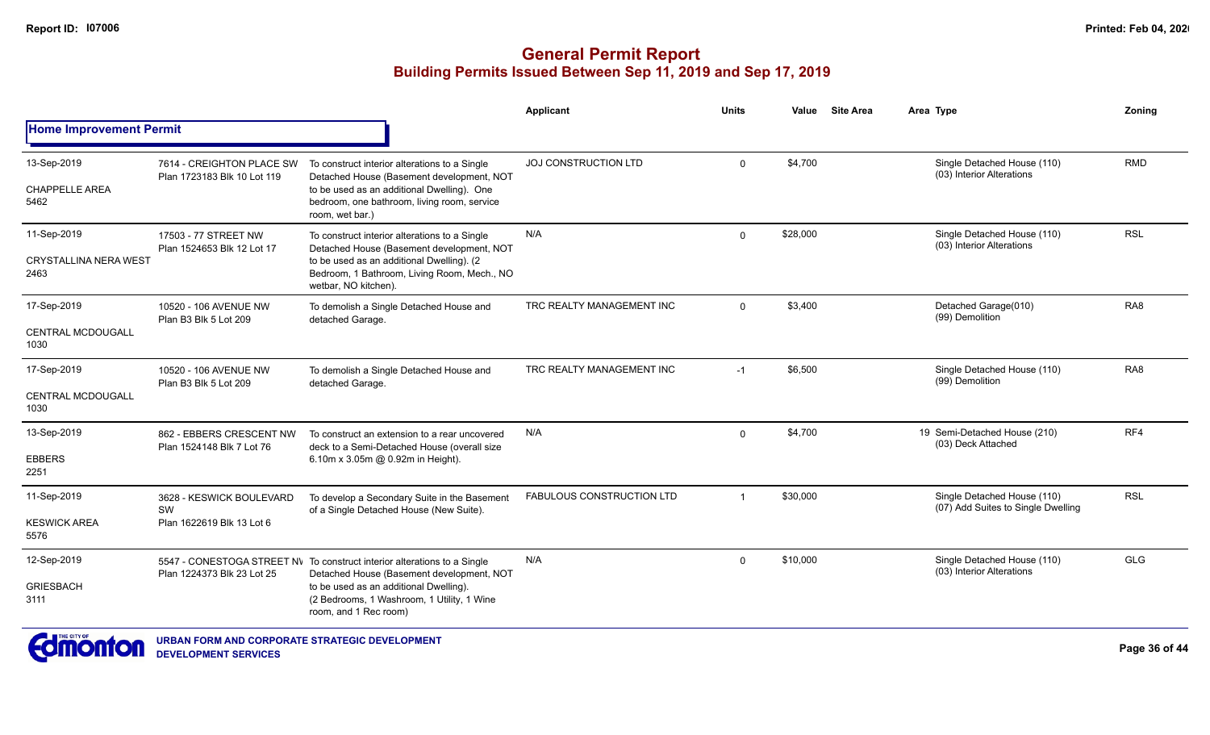# General Permit Report
## Building Permits Issued Between Sep 11, 2019 and Sep 17, 2019

### Home Improvement Permit

| Date / Area | Address / Legal | Description | Applicant | Units | Value | Site Area | Area Type | Zoning |
|---|---|---|---|---|---|---|---|---|
| 13-Sep-2019<br>CHAPPELLE AREA<br>5462 | 7614 - CREIGHTON PLACE SW<br>Plan 1723183 Blk 10 Lot 119 | To construct interior alterations to a Single Detached House (Basement development, NOT to be used as an additional Dwelling). One bedroom, one bathroom, living room, service room, wet bar.) | JOJ CONSTRUCTION LTD | 0 | $4,700 | | Single Detached House (110)<br>(03) Interior Alterations | RMD |
| 11-Sep-2019<br>CRYSTALLINA NERA WEST<br>2463 | 17503 - 77 STREET NW<br>Plan 1524653 Blk 12 Lot 17 | To construct interior alterations to a Single Detached House (Basement development, NOT to be used as an additional Dwelling). (2 Bedroom, 1 Bathroom, Living Room, Mech., NO wetbar, NO kitchen). | N/A | 0 | $28,000 | | Single Detached House (110)<br>(03) Interior Alterations | RSL |
| 17-Sep-2019<br>CENTRAL MCDOUGALL<br>1030 | 10520 - 106 AVENUE NW<br>Plan B3 Blk 5 Lot 209 | To demolish a Single Detached House and detached Garage. | TRC REALTY MANAGEMENT INC | 0 | $3,400 | | Detached Garage(010)<br>(99) Demolition | RA8 |
| 17-Sep-2019<br>CENTRAL MCDOUGALL<br>1030 | 10520 - 106 AVENUE NW<br>Plan B3 Blk 5 Lot 209 | To demolish a Single Detached House and detached Garage. | TRC REALTY MANAGEMENT INC | -1 | $6,500 | | Single Detached House (110)<br>(99) Demolition | RA8 |
| 13-Sep-2019<br>EBBERS<br>2251 | 862 - EBBERS CRESCENT NW<br>Plan 1524148 Blk 7 Lot 76 | To construct an extension to a rear uncovered deck to a Semi-Detached House (overall size 6.10m x 3.05m @ 0.92m in Height). | N/A | 0 | $4,700 | 19 | Semi-Detached House (210)<br>(03) Deck Attached | RF4 |
| 11-Sep-2019<br>KESWICK AREA<br>5576 | 3628 - KESWICK BOULEVARD SW<br>Plan 1622619 Blk 13 Lot 6 | To develop a Secondary Suite in the Basement of a Single Detached House (New Suite). | FABULOUS CONSTRUCTION LTD | 1 | $30,000 | | Single Detached House (110)<br>(07) Add Suites to Single Dwelling | RSL |
| 12-Sep-2019<br>GRIESBACH<br>3111 | 5547 - CONESTOGA STREET NW<br>Plan 1224373 Blk 23 Lot 25 | To construct interior alterations to a Single Detached House (Basement development, NOT to be used as an additional Dwelling). (2 Bedrooms, 1 Washroom, 1 Utility, 1 Wine room, and 1 Rec room) | N/A | 0 | $10,000 | | Single Detached House (110)<br>(03) Interior Alterations | GLG |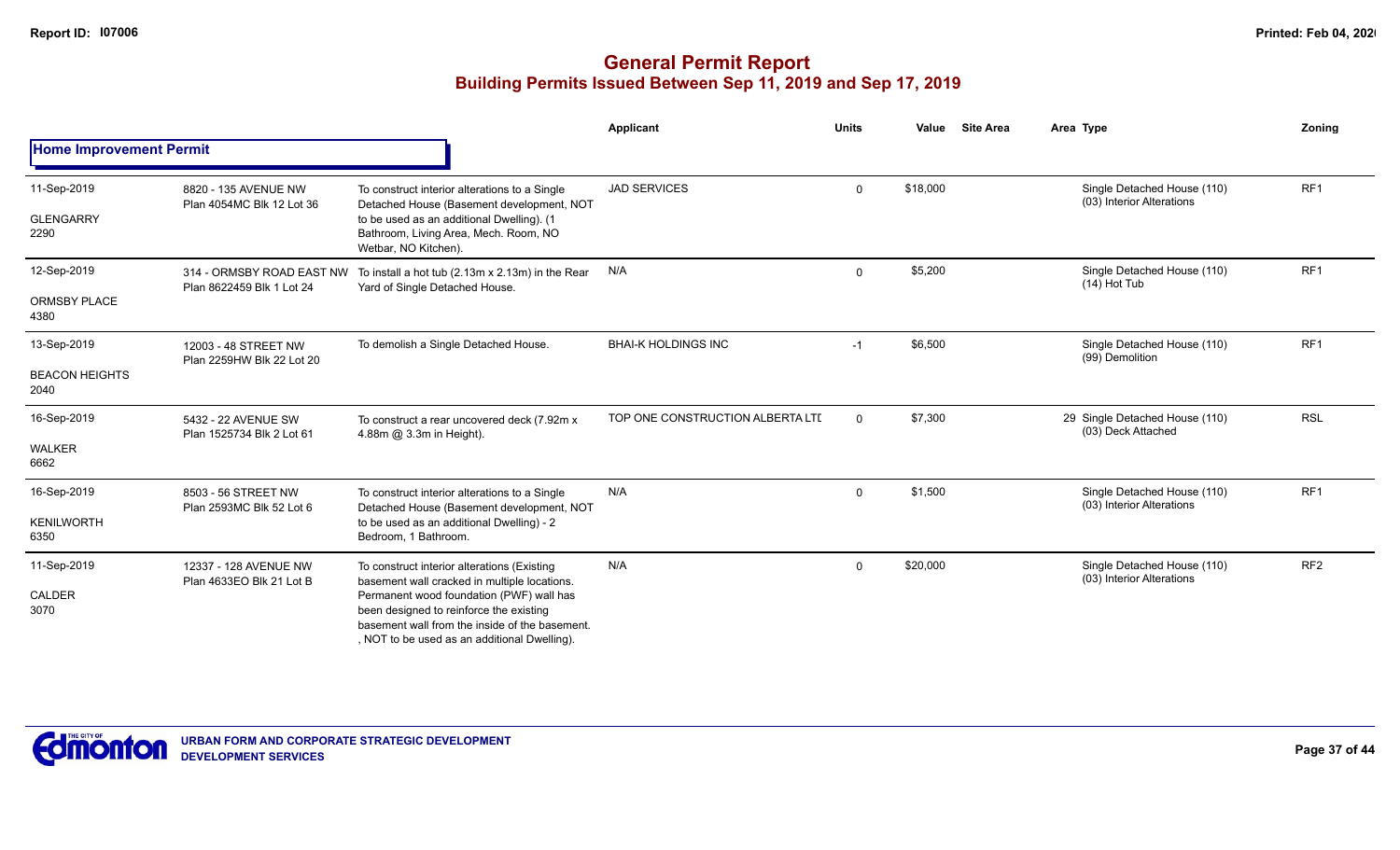# General Permit Report

## Building Permits Issued Between Sep 11, 2019 and Sep 17, 2019

### Home Improvement Permit

| Date / Neighbourhood | Address / Legal | Description | Applicant | Units | Value | Site Area | Area Type | Zoning |
|---|---|---|---|---|---|---|---|---|
| 11-Sep-2019<br>GLENGARRY<br>2290 | 8820 - 135 AVENUE NW<br>Plan 4054MC Blk 12 Lot 36 | To construct interior alterations to a Single Detached House (Basement development, NOT to be used as an additional Dwelling). (1 Bathroom, Living Area, Mech. Room, NO Wetbar, NO Kitchen). | JAD SERVICES | 0 | $18,000 | | Single Detached House (110)<br>(03) Interior Alterations | RF1 |
| 12-Sep-2019<br>ORMSBY PLACE<br>4380 | 314 - ORMSBY ROAD EAST NW<br>Plan 8622459 Blk 1 Lot 24 | To install a hot tub (2.13m x 2.13m) in the Rear Yard of Single Detached House. | N/A | 0 | $5,200 | | Single Detached House (110)<br>(14) Hot Tub | RF1 |
| 13-Sep-2019<br>BEACON HEIGHTS<br>2040 | 12003 - 48 STREET NW<br>Plan 2259HW Blk 22 Lot 20 | To demolish a Single Detached House. | BHAI-K HOLDINGS INC | -1 | $6,500 | | Single Detached House (110)<br>(99) Demolition | RF1 |
| 16-Sep-2019<br>WALKER<br>6662 | 5432 - 22 AVENUE SW<br>Plan 1525734 Blk 2 Lot 61 | To construct a rear uncovered deck (7.92m x 4.88m @ 3.3m in Height). | TOP ONE CONSTRUCTION ALBERTA LTD | 0 | $7,300 | 29 | Single Detached House (110)<br>(03) Deck Attached | RSL |
| 16-Sep-2019<br>KENILWORTH<br>6350 | 8503 - 56 STREET NW<br>Plan 2593MC Blk 52 Lot 6 | To construct interior alterations to a Single Detached House (Basement development, NOT to be used as an additional Dwelling) - 2 Bedroom, 1 Bathroom. | N/A | 0 | $1,500 | | Single Detached House (110)<br>(03) Interior Alterations | RF1 |
| 11-Sep-2019<br>CALDER<br>3070 | 12337 - 128 AVENUE NW<br>Plan 4633EO Blk 21 Lot B | To construct interior alterations (Existing basement wall cracked in multiple locations. Permanent wood foundation (PWF) wall has been designed to reinforce the existing basement wall from the inside of the basement. , NOT to be used as an additional Dwelling). | N/A | 0 | $20,000 | | Single Detached House (110)<br>(03) Interior Alterations | RF2 |

URBAN FORM AND CORPORATE STRATEGIC DEVELOPMENT
DEVELOPMENT SERVICES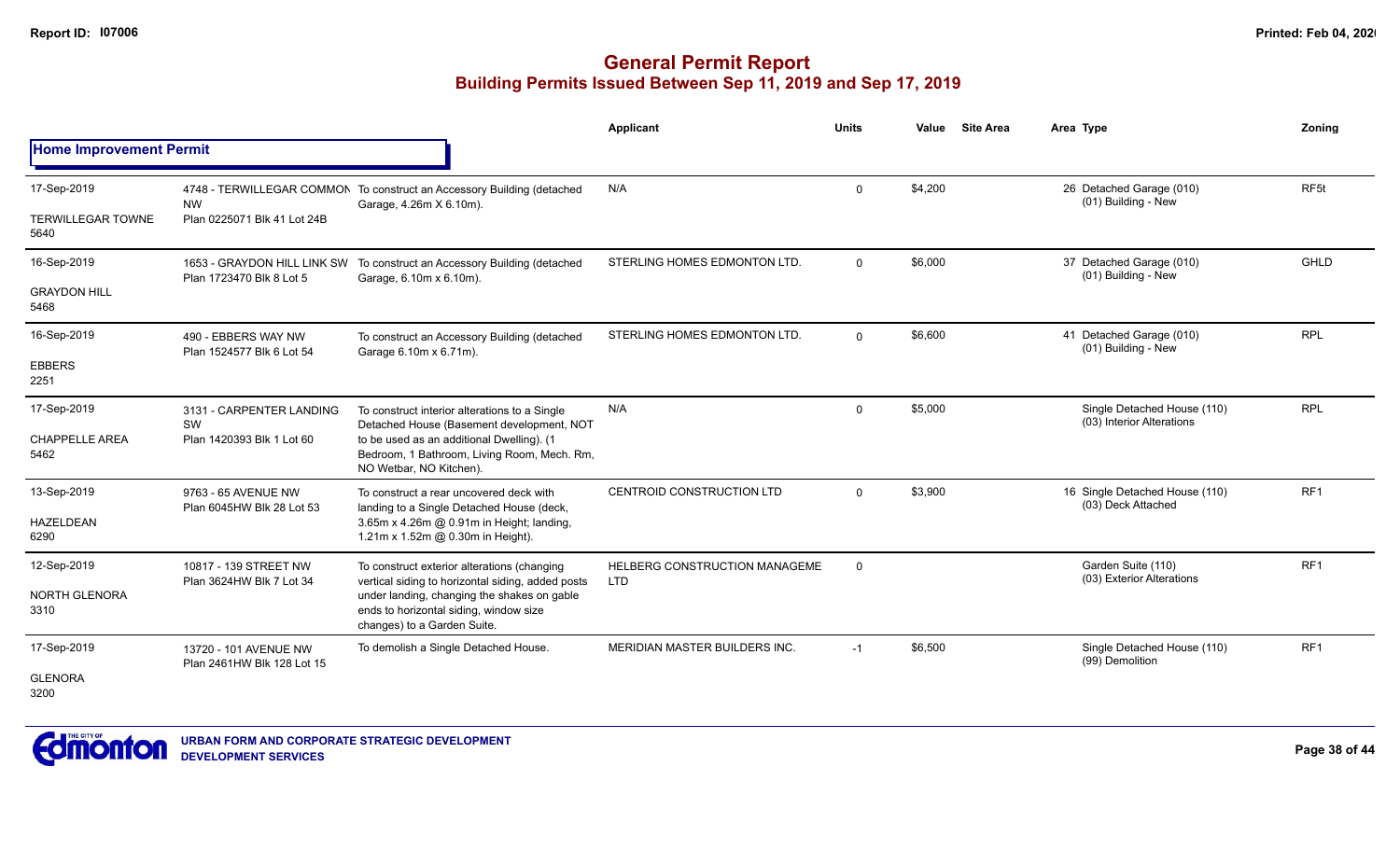# General Permit Report

## Building Permits Issued Between Sep 11, 2019 and Sep 17, 2019

### Home Improvement Permit

| Date / Neighbourhood | Address / Legal | Description | Applicant | Units | Value | Site Area | Area | Type | Zoning |
|---|---|---|---|---|---|---|---|---|---|
| 17-Sep-2019<br>TERWILLEGAR TOWNE<br>5640 | 4748 - TERWILLEGAR COMMON NW<br>Plan 0225071 Blk 41 Lot 24B | To construct an Accessory Building (detached Garage, 4.26m X 6.10m). | N/A | 0 | $4,200 | | 26 | Detached Garage (010)<br>(01) Building - New | RF5t |
| 16-Sep-2019<br>GRAYDON HILL<br>5468 | 1653 - GRAYDON HILL LINK SW<br>Plan 1723470 Blk 8 Lot 5 | To construct an Accessory Building (detached Garage, 6.10m x 6.10m). | STERLING HOMES EDMONTON LTD. | 0 | $6,000 | | 37 | Detached Garage (010)<br>(01) Building - New | GHLD |
| 16-Sep-2019<br>EBBERS<br>2251 | 490 - EBBERS WAY NW<br>Plan 1524577 Blk 6 Lot 54 | To construct an Accessory Building (detached Garage 6.10m x 6.71m). | STERLING HOMES EDMONTON LTD. | 0 | $6,600 | | 41 | Detached Garage (010)<br>(01) Building - New | RPL |
| 17-Sep-2019<br>CHAPPELLE AREA<br>5462 | 3131 - CARPENTER LANDING SW<br>Plan 1420393 Blk 1 Lot 60 | To construct interior alterations to a Single Detached House (Basement development, NOT to be used as an additional Dwelling). (1 Bedroom, 1 Bathroom, Living Room, Mech. Rm, NO Wetbar, NO Kitchen). | N/A | 0 | $5,000 | | | Single Detached House (110)<br>(03) Interior Alterations | RPL |
| 13-Sep-2019<br>HAZELDEAN<br>6290 | 9763 - 65 AVENUE NW<br>Plan 6045HW Blk 28 Lot 53 | To construct a rear uncovered deck with landing to a Single Detached House (deck, 3.65m x 4.26m @ 0.91m in Height; landing, 1.21m x 1.52m @ 0.30m in Height). | CENTROID CONSTRUCTION LTD | 0 | $3,900 | | 16 | Single Detached House (110)<br>(03) Deck Attached | RF1 |
| 12-Sep-2019<br>NORTH GLENORA<br>3310 | 10817 - 139 STREET NW<br>Plan 3624HW Blk 7 Lot 34 | To construct exterior alterations (changing vertical siding to horizontal siding, added posts under landing, changing the shakes on gable ends to horizontal siding, window size changes) to a Garden Suite. | HELBERG CONSTRUCTION MANAGEME LTD | 0 | | | | Garden Suite (110)<br>(03) Exterior Alterations | RF1 |
| 17-Sep-2019<br>GLENORA<br>3200 | 13720 - 101 AVENUE NW<br>Plan 2461HW Blk 128 Lot 15 | To demolish a Single Detached House. | MERIDIAN MASTER BUILDERS INC. | -1 | $6,500 | | | Single Detached House (110)<br>(99) Demolition | RF1 |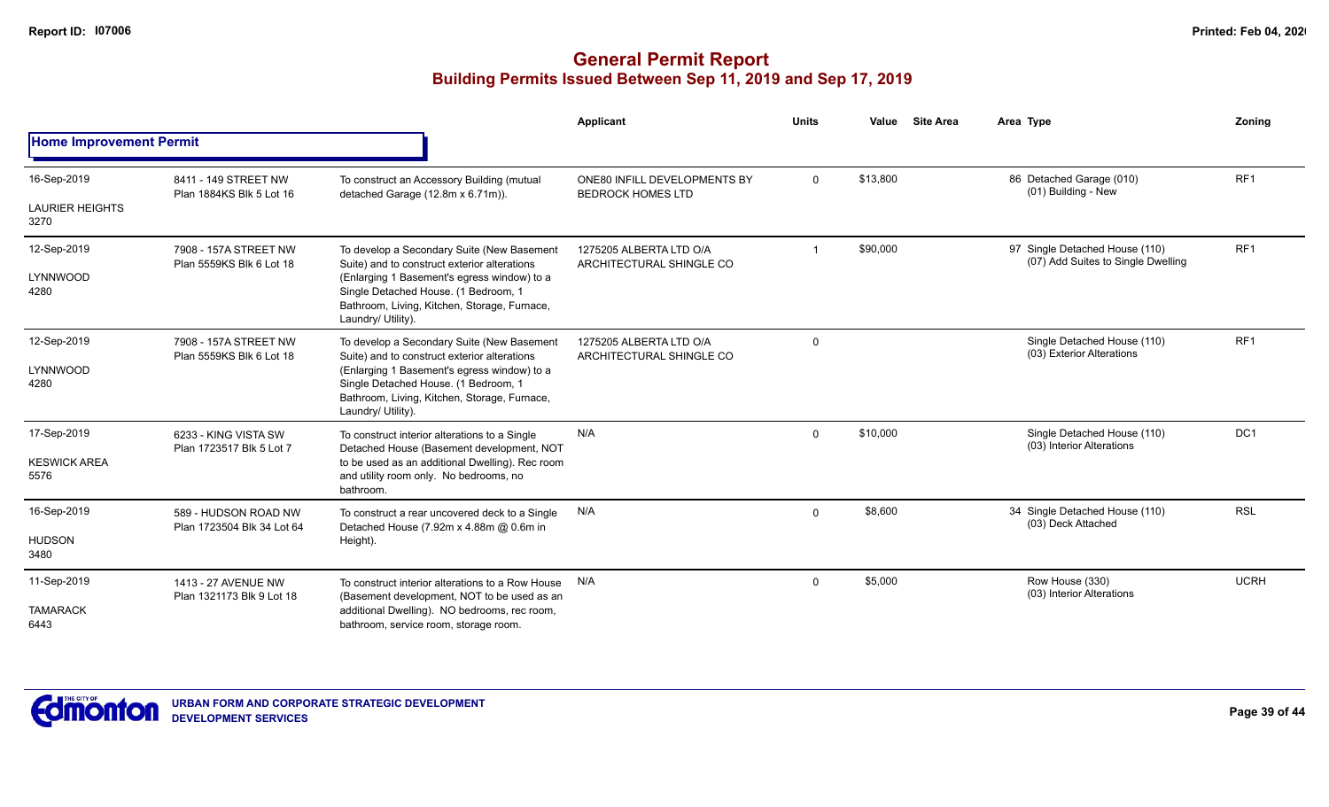# General Permit Report
## Building Permits Issued Between Sep 11, 2019 and Sep 17, 2019

| | | | Applicant | Units | Value | Site Area | Area Type | Zoning |
|---|---|---|---|---|---|---|---|---|
| **Home Improvement Permit** | | | | | | | | |
| 16-Sep-2019<br>LAURIER HEIGHTS<br>3270 | 8411 - 149 STREET NW<br>Plan 1884KS Blk 5 Lot 16 | To construct an Accessory Building (mutual detached Garage (12.8m x 6.71m)). | ONE80 INFILL DEVELOPMENTS BY BEDROCK HOMES LTD | 0 | $13,800 | | 86 Detached Garage (010)<br>(01) Building - New | RF1 |
| 12-Sep-2019<br>LYNNWOOD<br>4280 | 7908 - 157A STREET NW<br>Plan 5559KS Blk 6 Lot 18 | To develop a Secondary Suite (New Basement Suite) and to construct exterior alterations (Enlarging 1 Basement's egress window) to a Single Detached House. (1 Bedroom, 1 Bathroom, Living, Kitchen, Storage, Furnace, Laundry/ Utility). | 1275205 ALBERTA LTD O/A ARCHITECTURAL SHINGLE CO | 1 | $90,000 | | 97 Single Detached House (110)<br>(07) Add Suites to Single Dwelling | RF1 |
| 12-Sep-2019<br>LYNNWOOD<br>4280 | 7908 - 157A STREET NW<br>Plan 5559KS Blk 6 Lot 18 | To develop a Secondary Suite (New Basement Suite) and to construct exterior alterations (Enlarging 1 Basement's egress window) to a Single Detached House. (1 Bedroom, 1 Bathroom, Living, Kitchen, Storage, Furnace, Laundry/ Utility). | 1275205 ALBERTA LTD O/A ARCHITECTURAL SHINGLE CO | 0 | | | Single Detached House (110)<br>(03) Exterior Alterations | RF1 |
| 17-Sep-2019<br>KESWICK AREA<br>5576 | 6233 - KING VISTA SW<br>Plan 1723517 Blk 5 Lot 7 | To construct interior alterations to a Single Detached House (Basement development, NOT to be used as an additional Dwelling). Rec room and utility room only. No bedrooms, no bathroom. | N/A | 0 | $10,000 | | Single Detached House (110)<br>(03) Interior Alterations | DC1 |
| 16-Sep-2019<br>HUDSON<br>3480 | 589 - HUDSON ROAD NW<br>Plan 1723504 Blk 34 Lot 64 | To construct a rear uncovered deck to a Single Detached House (7.92m x 4.88m @ 0.6m in Height). | N/A | 0 | $8,600 | | 34 Single Detached House (110)<br>(03) Deck Attached | RSL |
| 11-Sep-2019<br>TAMARACK<br>6443 | 1413 - 27 AVENUE NW<br>Plan 1321173 Blk 9 Lot 18 | To construct interior alterations to a Row House (Basement development, NOT to be used as an additional Dwelling). NO bedrooms, rec room, bathroom, service room, storage room. | N/A | 0 | $5,000 | | Row House (330)<br>(03) Interior Alterations | UCRH |

URBAN FORM AND CORPORATE STRATEGIC DEVELOPMENT
DEVELOPMENT SERVICES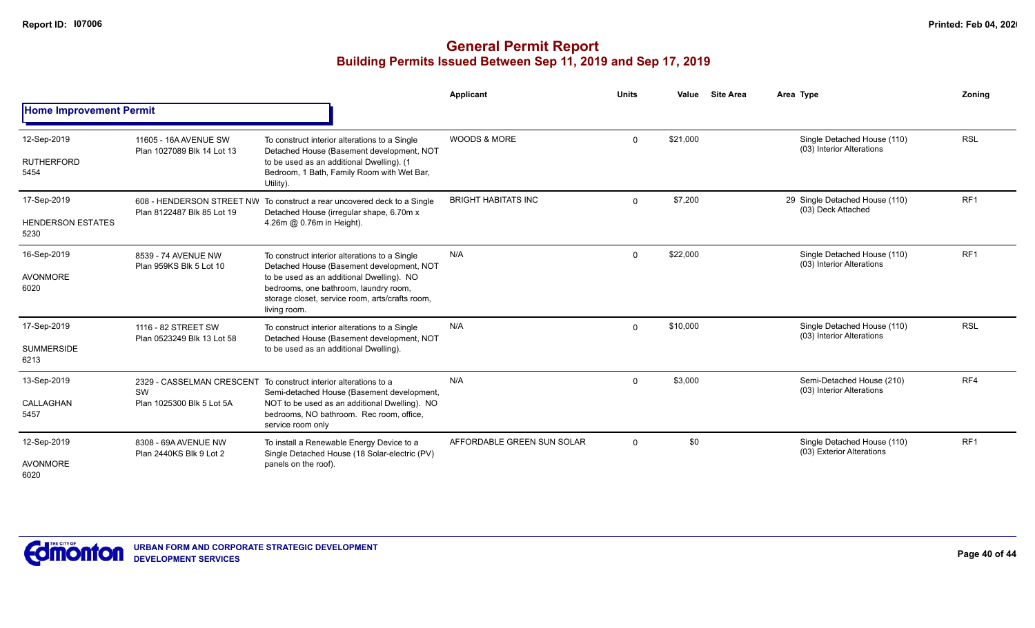# General Permit Report

## Building Permits Issued Between Sep 11, 2019 and Sep 17, 2019

### Home Improvement Permit

| Date / Neighbourhood | Address / Legal | Description | Applicant | Units | Value | Site Area | Area Type | Zoning |
|---|---|---|---|---|---|---|---|---|
| 12-Sep-2019<br>RUTHERFORD<br>5454 | 11605 - 16A AVENUE SW<br>Plan 1027089 Blk 14 Lot 13 | To construct interior alterations to a Single Detached House (Basement development, NOT to be used as an additional Dwelling). (1 Bedroom, 1 Bath, Family Room with Wet Bar, Utility). | WOODS & MORE | 0 | $21,000 | | Single Detached House (110)<br>(03) Interior Alterations | RSL |
| 17-Sep-2019<br>HENDERSON ESTATES<br>5230 | 608 - HENDERSON STREET NW<br>Plan 8122487 Blk 85 Lot 19 | To construct a rear uncovered deck to a Single Detached House (irregular shape, 6.70m x 4.26m @ 0.76m in Height). | BRIGHT HABITATS INC | 0 | $7,200 | 29 | Single Detached House (110)<br>(03) Deck Attached | RF1 |
| 16-Sep-2019<br>AVONMORE<br>6020 | 8539 - 74 AVENUE NW<br>Plan 959KS Blk 5 Lot 10 | To construct interior alterations to a Single Detached House (Basement development, NOT to be used as an additional Dwelling). NO bedrooms, one bathroom, laundry room, storage closet, service room, arts/crafts room, living room. | N/A | 0 | $22,000 | | Single Detached House (110)<br>(03) Interior Alterations | RF1 |
| 17-Sep-2019<br>SUMMERSIDE<br>6213 | 1116 - 82 STREET SW<br>Plan 0523249 Blk 13 Lot 58 | To construct interior alterations to a Single Detached House (Basement development, NOT to be used as an additional Dwelling). | N/A | 0 | $10,000 | | Single Detached House (110)<br>(03) Interior Alterations | RSL |
| 13-Sep-2019<br>CALLAGHAN<br>5457 | 2329 - CASSELMAN CRESCENT SW<br>Plan 1025300 Blk 5 Lot 5A | To construct interior alterations to a Semi-detached House (Basement development, NOT to be used as an additional Dwelling). NO bedrooms, NO bathroom. Rec room, office, service room only | N/A | 0 | $3,000 | | Semi-Detached House (210)<br>(03) Interior Alterations | RF4 |
| 12-Sep-2019<br>AVONMORE<br>6020 | 8308 - 69A AVENUE NW<br>Plan 2440KS Blk 9 Lot 2 | To install a Renewable Energy Device to a Single Detached House (18 Solar-electric (PV) panels on the roof). | AFFORDABLE GREEN SUN SOLAR | 0 | $0 | | Single Detached House (110)<br>(03) Exterior Alterations | RF1 |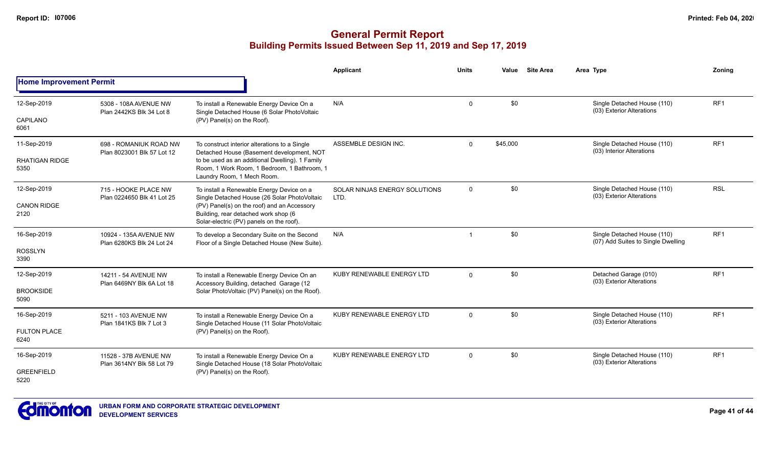# General Permit Report
## Building Permits Issued Between Sep 11, 2019 and Sep 17, 2019

### Home Improvement Permit

| Date / Neighbourhood | Address / Legal | Description | Applicant | Units | Value | Site Area | Area Type | Zoning |
|---|---|---|---|---|---|---|---|---|
| 12-Sep-2019<br>CAPILANO<br>6061 | 5308 - 108A AVENUE NW<br>Plan 2442KS Blk 34 Lot 8 | To install a Renewable Energy Device On a Single Detached House (6 Solar PhotoVoltaic (PV) Panel(s) on the Roof). | N/A | 0 | $0 | | Single Detached House (110)<br>(03) Exterior Alterations | RF1 |
| 11-Sep-2019<br>RHATIGAN RIDGE<br>5350 | 698 - ROMANIUK ROAD NW<br>Plan 8023001 Blk 57 Lot 12 | To construct interior alterations to a Single Detached House (Basement development, NOT to be used as an additional Dwelling). 1 Family Room, 1 Work Room, 1 Bedroom, 1 Bathroom, 1 Laundry Room, 1 Mech Room. | ASSEMBLE DESIGN INC. | 0 | $45,000 | | Single Detached House (110)<br>(03) Interior Alterations | RF1 |
| 12-Sep-2019<br>CANON RIDGE<br>2120 | 715 - HOOKE PLACE NW<br>Plan 0224650 Blk 41 Lot 25 | To install a Renewable Energy Device on a Single Detached House (26 Solar PhotoVoltaic (PV) Panel(s) on the roof) and an Accessory Building, rear detached work shop (6 Solar-electric (PV) panels on the roof). | SOLAR NINJAS ENERGY SOLUTIONS LTD. | 0 | $0 | | Single Detached House (110)<br>(03) Exterior Alterations | RSL |
| 16-Sep-2019<br>ROSSLYN<br>3390 | 10924 - 135A AVENUE NW<br>Plan 6280KS Blk 24 Lot 24 | To develop a Secondary Suite on the Second Floor of a Single Detached House (New Suite). | N/A | 1 | $0 | | Single Detached House (110)<br>(07) Add Suites to Single Dwelling | RF1 |
| 12-Sep-2019<br>BROOKSIDE<br>5090 | 14211 - 54 AVENUE NW<br>Plan 6469NY Blk 6A Lot 18 | To install a Renewable Energy Device On an Accessory Building, detached Garage (12 Solar PhotoVoltaic (PV) Panel(s) on the Roof). | KUBY RENEWABLE ENERGY LTD | 0 | $0 | | Detached Garage (010)<br>(03) Exterior Alterations | RF1 |
| 16-Sep-2019<br>FULTON PLACE<br>6240 | 5211 - 103 AVENUE NW<br>Plan 1841KS Blk 7 Lot 3 | To install a Renewable Energy Device On a Single Detached House (11 Solar PhotoVoltaic (PV) Panel(s) on the Roof). | KUBY RENEWABLE ENERGY LTD | 0 | $0 | | Single Detached House (110)<br>(03) Exterior Alterations | RF1 |
| 16-Sep-2019<br>GREENFIELD<br>5220 | 11528 - 37B AVENUE NW<br>Plan 3614NY Blk 58 Lot 79 | To install a Renewable Energy Device On a Single Detached House (18 Solar PhotoVoltaic (PV) Panel(s) on the Roof). | KUBY RENEWABLE ENERGY LTD | 0 | $0 | | Single Detached House (110)<br>(03) Exterior Alterations | RF1 |

URBAN FORM AND CORPORATE STRATEGIC DEVELOPMENT
DEVELOPMENT SERVICES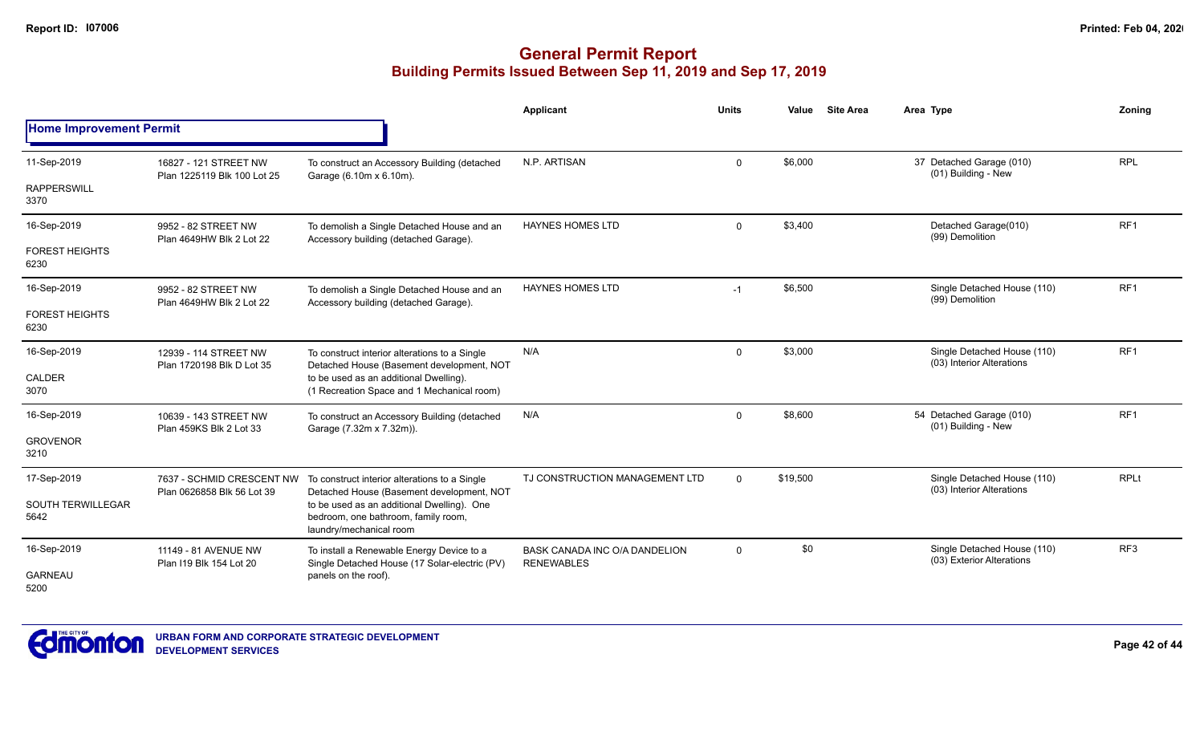# General Permit Report

## Building Permits Issued Between Sep 11, 2019 and Sep 17, 2019

| | | | Applicant | Units | Value | Site Area | Area | Type | Zoning |
|---|---|---|---|---|---|---|---|---|---|
| **Home Improvement Permit** | | | | | | | | | |
| 11-Sep-2019<br>RAPPERSWILL<br>3370 | 16827 - 121 STREET NW<br>Plan 1225119 Blk 100 Lot 25 | To construct an Accessory Building (detached Garage (6.10m x 6.10m). | N.P. ARTISAN | 0 | $6,000 | | 37 | Detached Garage (010)<br>(01) Building - New | RPL |
| 16-Sep-2019<br>FOREST HEIGHTS<br>6230 | 9952 - 82 STREET NW<br>Plan 4649HW Blk 2 Lot 22 | To demolish a Single Detached House and an Accessory building (detached Garage). | HAYNES HOMES LTD | 0 | $3,400 | | | Detached Garage(010)<br>(99) Demolition | RF1 |
| 16-Sep-2019<br>FOREST HEIGHTS<br>6230 | 9952 - 82 STREET NW<br>Plan 4649HW Blk 2 Lot 22 | To demolish a Single Detached House and an Accessory building (detached Garage). | HAYNES HOMES LTD | -1 | $6,500 | | | Single Detached House (110)<br>(99) Demolition | RF1 |
| 16-Sep-2019<br>CALDER<br>3070 | 12939 - 114 STREET NW<br>Plan 1720198 Blk D Lot 35 | To construct interior alterations to a Single Detached House (Basement development, NOT to be used as an additional Dwelling). (1 Recreation Space and 1 Mechanical room) | N/A | 0 | $3,000 | | | Single Detached House (110)<br>(03) Interior Alterations | RF1 |
| 16-Sep-2019<br>GROVENOR<br>3210 | 10639 - 143 STREET NW<br>Plan 459KS Blk 2 Lot 33 | To construct an Accessory Building (detached Garage (7.32m x 7.32m)). | N/A | 0 | $8,600 | | 54 | Detached Garage (010)<br>(01) Building - New | RF1 |
| 17-Sep-2019<br>SOUTH TERWILLEGAR<br>5642 | 7637 - SCHMID CRESCENT NW<br>Plan 0626858 Blk 56 Lot 39 | To construct interior alterations to a Single Detached House (Basement development, NOT to be used as an additional Dwelling). One bedroom, one bathroom, family room, laundry/mechanical room | TJ CONSTRUCTION MANAGEMENT LTD | 0 | $19,500 | | | Single Detached House (110)<br>(03) Interior Alterations | RPLt |
| 16-Sep-2019<br>GARNEAU<br>5200 | 11149 - 81 AVENUE NW<br>Plan I19 Blk 154 Lot 20 | To install a Renewable Energy Device to a Single Detached House (17 Solar-electric (PV) panels on the roof). | BASK CANADA INC O/A DANDELION RENEWABLES | 0 | $0 | | | Single Detached House (110)<br>(03) Exterior Alterations | RF3 |

URBAN FORM AND CORPORATE STRATEGIC DEVELOPMENT
DEVELOPMENT SERVICES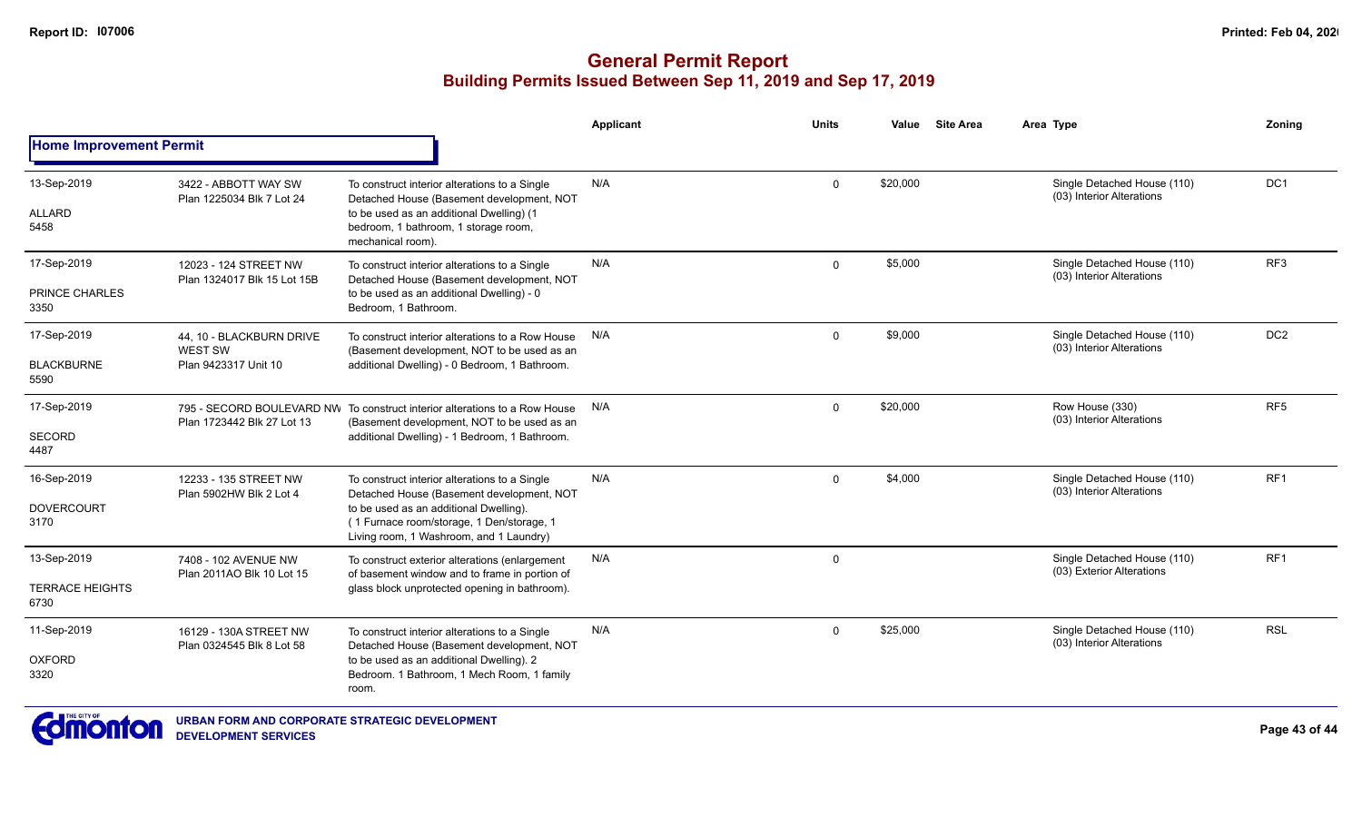# General Permit Report
## Building Permits Issued Between Sep 11, 2019 and Sep 17, 2019

| | | | Applicant | Units | Value | Site Area | Area Type | Zoning |
|---|---|---|---|---|---|---|---|---|
| **Home Improvement Permit** | | | | | | | | |
| 13-Sep-2019<br>ALLARD<br>5458 | 3422 - ABBOTT WAY SW<br>Plan 1225034 Blk 7 Lot 24 | To construct interior alterations to a Single Detached House (Basement development, NOT to be used as an additional Dwelling) (1 bedroom, 1 bathroom, 1 storage room, mechanical room). | N/A | 0 | $20,000 | | Single Detached House (110)<br>(03) Interior Alterations | DC1 |
| 17-Sep-2019<br>PRINCE CHARLES<br>3350 | 12023 - 124 STREET NW<br>Plan 1324017 Blk 15 Lot 15B | To construct interior alterations to a Single Detached House (Basement development, NOT to be used as an additional Dwelling) - 0 Bedroom, 1 Bathroom. | N/A | 0 | $5,000 | | Single Detached House (110)<br>(03) Interior Alterations | RF3 |
| 17-Sep-2019<br>BLACKBURNE<br>5590 | 44, 10 - BLACKBURN DRIVE WEST SW<br>Plan 9423317 Unit 10 | To construct interior alterations to a Row House (Basement development, NOT to be used as an additional Dwelling) - 0 Bedroom, 1 Bathroom. | N/A | 0 | $9,000 | | Single Detached House (110)<br>(03) Interior Alterations | DC2 |
| 17-Sep-2019<br>SECORD<br>4487 | 795 - SECORD BOULEVARD NW<br>Plan 1723442 Blk 27 Lot 13 | To construct interior alterations to a Row House (Basement development, NOT to be used as an additional Dwelling) - 1 Bedroom, 1 Bathroom. | N/A | 0 | $20,000 | | Row House (330)<br>(03) Interior Alterations | RF5 |
| 16-Sep-2019<br>DOVERCOURT<br>3170 | 12233 - 135 STREET NW<br>Plan 5902HW Blk 2 Lot 4 | To construct interior alterations to a Single Detached House (Basement development, NOT to be used as an additional Dwelling). ( 1 Furnace room/storage, 1 Den/storage, 1 Living room, 1 Washroom, and 1 Laundry) | N/A | 0 | $4,000 | | Single Detached House (110)<br>(03) Interior Alterations | RF1 |
| 13-Sep-2019<br>TERRACE HEIGHTS<br>6730 | 7408 - 102 AVENUE NW<br>Plan 2011AO Blk 10 Lot 15 | To construct exterior alterations (enlargement of basement window and to frame in portion of glass block unprotected opening in bathroom). | N/A | 0 | | | Single Detached House (110)<br>(03) Exterior Alterations | RF1 |
| 11-Sep-2019<br>OXFORD<br>3320 | 16129 - 130A STREET NW<br>Plan 0324545 Blk 8 Lot 58 | To construct interior alterations to a Single Detached House (Basement development, NOT to be used as an additional Dwelling). 2 Bedroom. 1 Bathroom, 1 Mech Room, 1 family room. | N/A | 0 | $25,000 | | Single Detached House (110)<br>(03) Interior Alterations | RSL |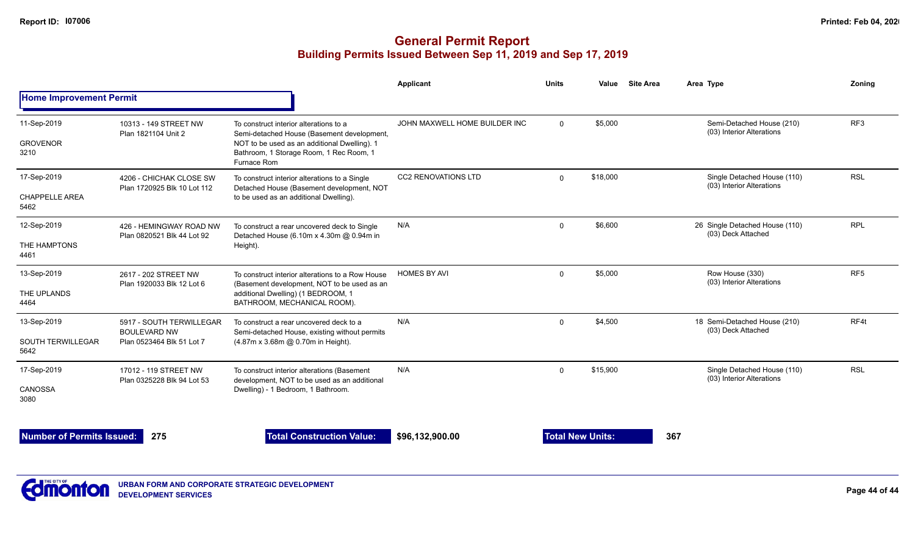# General Permit Report

## Building Permits Issued Between Sep 11, 2019 and Sep 17, 2019

| | | | Applicant | Units | Value | Site Area | Area | Type | Zoning |
|---|---|---|---|---|---|---|---|---|---|
| **Home Improvement Permit** | | | | | | | | | |
| 11-Sep-2019<br>GROVENOR<br>3210 | 10313 - 149 STREET NW<br>Plan 1821104 Unit 2 | To construct interior alterations to a Semi-detached House (Basement development, NOT to be used as an additional Dwelling). 1 Bathroom, 1 Storage Room, 1 Rec Room, 1 Furnace Rom | JOHN MAXWELL HOME BUILDER INC | 0 | $5,000 | | | Semi-Detached House (210)<br>(03) Interior Alterations | RF3 |
| 17-Sep-2019<br>CHAPPELLE AREA<br>5462 | 4206 - CHICHAK CLOSE SW<br>Plan 1720925 Blk 10 Lot 112 | To construct interior alterations to a Single Detached House (Basement development, NOT to be used as an additional Dwelling). | CC2 RENOVATIONS LTD | 0 | $18,000 | | | Single Detached House (110)<br>(03) Interior Alterations | RSL |
| 12-Sep-2019<br>THE HAMPTONS<br>4461 | 426 - HEMINGWAY ROAD NW<br>Plan 0820521 Blk 44 Lot 92 | To construct a rear uncovered deck to Single Detached House (6.10m x 4.30m @ 0.94m in Height). | N/A | 0 | $6,600 | | 26 | Single Detached House (110)<br>(03) Deck Attached | RPL |
| 13-Sep-2019<br>THE UPLANDS<br>4464 | 2617 - 202 STREET NW<br>Plan 1920033 Blk 12 Lot 6 | To construct interior alterations to a Row House (Basement development, NOT to be used as an additional Dwelling) (1 BEDROOM, 1 BATHROOM, MECHANICAL ROOM). | HOMES BY AVI | 0 | $5,000 | | | Row House (330)<br>(03) Interior Alterations | RF5 |
| 13-Sep-2019<br>SOUTH TERWILLEGAR<br>5642 | 5917 - SOUTH TERWILLEGAR BOULEVARD NW<br>Plan 0523464 Blk 51 Lot 7 | To construct a rear uncovered deck to a Semi-detached House, existing without permits (4.87m x 3.68m @ 0.70m in Height). | N/A | 0 | $4,500 | | 18 | Semi-Detached House (210)<br>(03) Deck Attached | RF4t |
| 17-Sep-2019<br>CANOSSA<br>3080 | 17012 - 119 STREET NW<br>Plan 0325228 Blk 94 Lot 53 | To construct interior alterations (Basement development, NOT to be used as an additional Dwelling) - 1 Bedroom, 1 Bathroom. | N/A | 0 | $15,900 | | | Single Detached House (110)<br>(03) Interior Alterations | RSL |

**Number of Permits Issued:** 275 **Total Construction Value:** $96,132,900.00 **Total New Units:** 367

URBAN FORM AND CORPORATE STRATEGIC DEVELOPMENT
DEVELOPMENT SERVICES